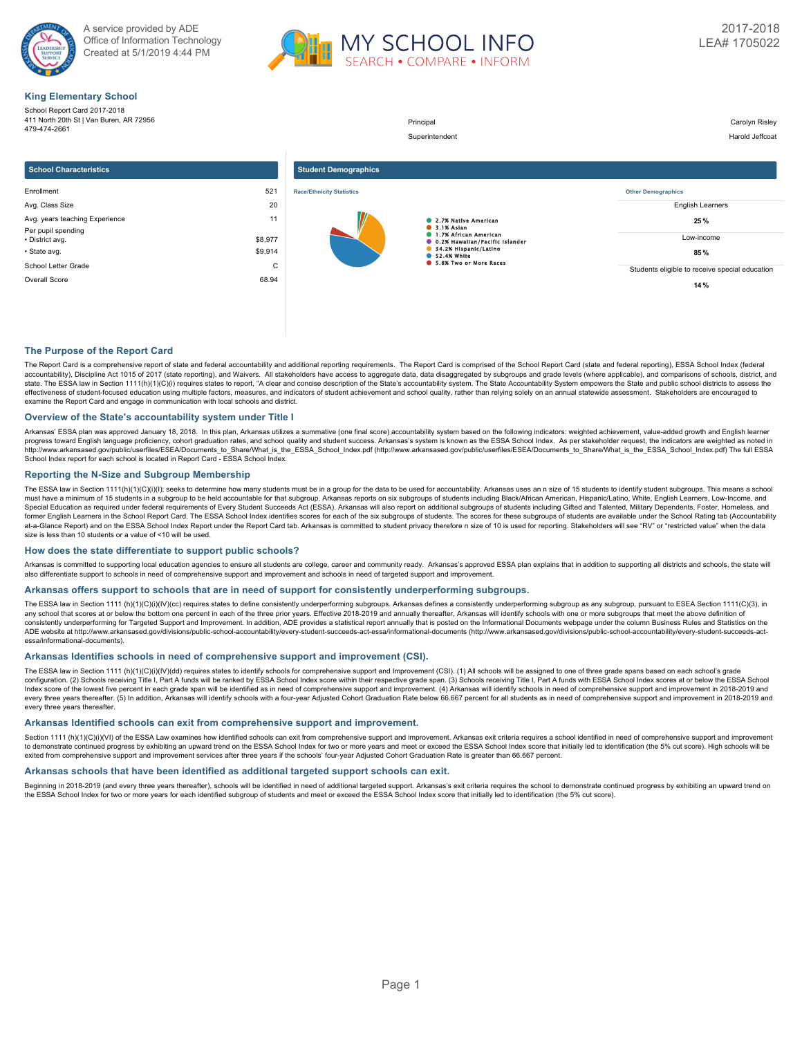A service provided by ADE
Office of Information Technology
Created at 5/1/2019 4:44 PM

MY SCHOOL INFO
SEARCH • COMPARE • INFORM

2017-2018
LEA# 1705022

## King Elementary School

School Report Card 2017-2018
411 North 20th St | Van Buren, AR 72956
479-474-2661

| | |
|---|---|
| Principal | Carolyn Risley |
| Superintendent | Harold Jeffcoat |

### School Characteristics

| | |
|---|---|
| Enrollment | 521 |
| Avg. Class Size | 20 |
| Avg. years teaching Experience | 11 |
| Per pupil spending | |
| • District avg. | $8,977 |
| • State avg. | $9,914 |
| School Letter Grade | C |
| Overall Score | 68.94 |

### Student Demographics

**Race/Ethnicity Statistics**

- 2.7% Native American
- 3.1% Asian
- 1.7% African American
- 0.2% Hawaiian/Pacific Islander
- 34.2% Hispanic/Latino
- 52.4% White
- 5.8% Two or More Races

**Other Demographics**

| | |
|---|---|
| English Learners | 25 % |
| Low-income | 85 % |
| Students eligible to receive special education | 14 % |

## The Purpose of the Report Card

The Report Card is a comprehensive report of state and federal accountability and additional reporting requirements. The Report Card is comprised of the School Report Card (state and federal reporting), ESSA School Index (federal accountability), Discipline Act 1015 of 2017 (state reporting), and Waivers. All stakeholders have access to aggregate data, data disaggregated by subgroups and grade levels (where applicable), and comparisons of schools, district, and state. The ESSA law in Section 1111(h)(1)(C)(i) requires states to report, "A clear and concise description of the State's accountability system. The State Accountability System empowers the State and public school districts to assess the effectiveness of student-focused education using multiple factors, measures, and indicators of student achievement and school quality, rather than relying solely on an annual statewide assessment. Stakeholders are encouraged to examine the Report Card and engage in communication with local schools and district.

## Overview of the State's accountability system under Title I

Arkansas' ESSA plan was approved January 18, 2018. In this plan, Arkansas utilizes a summative (one final score) accountability system based on the following indicators: weighted achievement, value-added growth and English learner progress toward English language proficiency, cohort graduation rates, and school quality and student success. Arkansas's system is known as the ESSA School Index. As per stakeholder request, the indicators are weighted as noted in http://www.arkansased.gov/public/userfiles/ESEA/Documents_to_Share/What_is_the_ESSA_School_Index.pdf (http://www.arkansased.gov/public/userfiles/ESEA/Documents_to_Share/What_is_the_ESSA_School_Index.pdf) The full ESSA School Index report for each school is located in Report Card - ESSA School Index.

## Reporting the N-Size and Subgroup Membership

The ESSA law in Section 1111(h)(1)(C)(i)(I); seeks to determine how many students must be in a group for the data to be used for accountability. Arkansas uses an n size of 15 students to identify student subgroups. This means a school must have a minimum of 15 students in a subgroup to be held accountable for that subgroup. Arkansas reports on six subgroups of students including Black/African American, Hispanic/Latino, White, English Learners, Low-Income, and Special Education as required under federal requirements of Every Student Succeeds Act (ESSA). Arkansas will also report on additional subgroups of students including Gifted and Talented, Military Dependents, Foster, Homeless, and former English Learners in the School Report Card. The ESSA School Index identifies scores for each of the six subgroups of students. The scores for these subgroups of students are available under the School Rating tab (Accountability at-a-Glance Report) and on the ESSA School Index Report under the Report Card tab. Arkansas is committed to student privacy therefore n size of 10 is used for reporting. Stakeholders will see "RV" or "restricted value" when the data size is less than 10 students or a value of <10 will be used.

## How does the state differentiate to support public schools?

Arkansas is committed to supporting local education agencies to ensure all students are college, career and community ready. Arkansas's approved ESSA plan explains that in addition to supporting all districts and schools, the state will also differentiate support to schools in need of comprehensive support and improvement and schools in need of targeted support and improvement.

## Arkansas offers support to schools that are in need of support for consistently underperforming subgroups.

The ESSA law in Section 1111 (h)(1)(C)(i)(IV)(cc) requires states to define consistently underperforming subgroups. Arkansas defines a consistently underperforming subgroup as any subgroup, pursuant to ESEA Section 1111(C)(3), in any school that scores at or below the bottom one percent in each of the three prior years. Effective 2018-2019 and annually thereafter, Arkansas will identify schools with one or more subgroups that meet the above definition of consistently underperforming for Targeted Support and Improvement. In addition, ADE provides a statistical report annually that is posted on the Informational Documents webpage under the column Business Rules and Statistics on the ADE website at http://www.arkansased.gov/divisions/public-school-accountability/every-student-succeeds-act-essa/informational-documents (http://www.arkansased.gov/divisions/public-school-accountability/every-student-succeeds-act-essa/informational-documents).

## Arkansas Identifies schools in need of comprehensive support and improvement (CSI).

The ESSA law in Section 1111 (h)(1)(C)(i)(IV)(dd) requires states to identify schools for comprehensive support and Improvement (CSI). (1) All schools will be assigned to one of three grade spans based on each school's grade configuration. (2) Schools receiving Title I, Part A funds will be ranked by ESSA School Index score within their respective grade span. (3) Schools receiving Title I, Part A funds with ESSA School Index scores at or below the ESSA School Index score of the lowest five percent in each grade span will be identified as in need of comprehensive support and improvement. (4) Arkansas will identify schools in need of comprehensive support and improvement in 2018-2019 and every three years thereafter. (5) In addition, Arkansas will identify schools with a four-year Adjusted Cohort Graduation Rate below 66.667 percent for all students as in need of comprehensive support and improvement in 2018-2019 and every three years thereafter.

## Arkansas Identified schools can exit from comprehensive support and improvement.

Section 1111 (h)(1)(C)(i)(VI) of the ESSA Law examines how identified schools can exit from comprehensive support and improvement. Arkansas exit criteria requires a school identified in need of comprehensive support and improvement to demonstrate continued progress by exhibiting an upward trend on the ESSA School Index for two or more years and meet or exceed the ESSA School Index score that initially led to identification (the 5% cut score). High schools will be exited from comprehensive support and improvement services after three years if the schools' four-year Adjusted Cohort Graduation Rate is greater than 66.667 percent.

## Arkansas schools that have been identified as additional targeted support schools can exit.

Beginning in 2018-2019 (and every three years thereafter), schools will be identified in need of additional targeted support. Arkansas's exit criteria requires the school to demonstrate continued progress by exhibiting an upward trend on the ESSA School Index for two or more years for each identified subgroup of students and meet or exceed the ESSA School Index score that initially led to identification (the 5% cut score).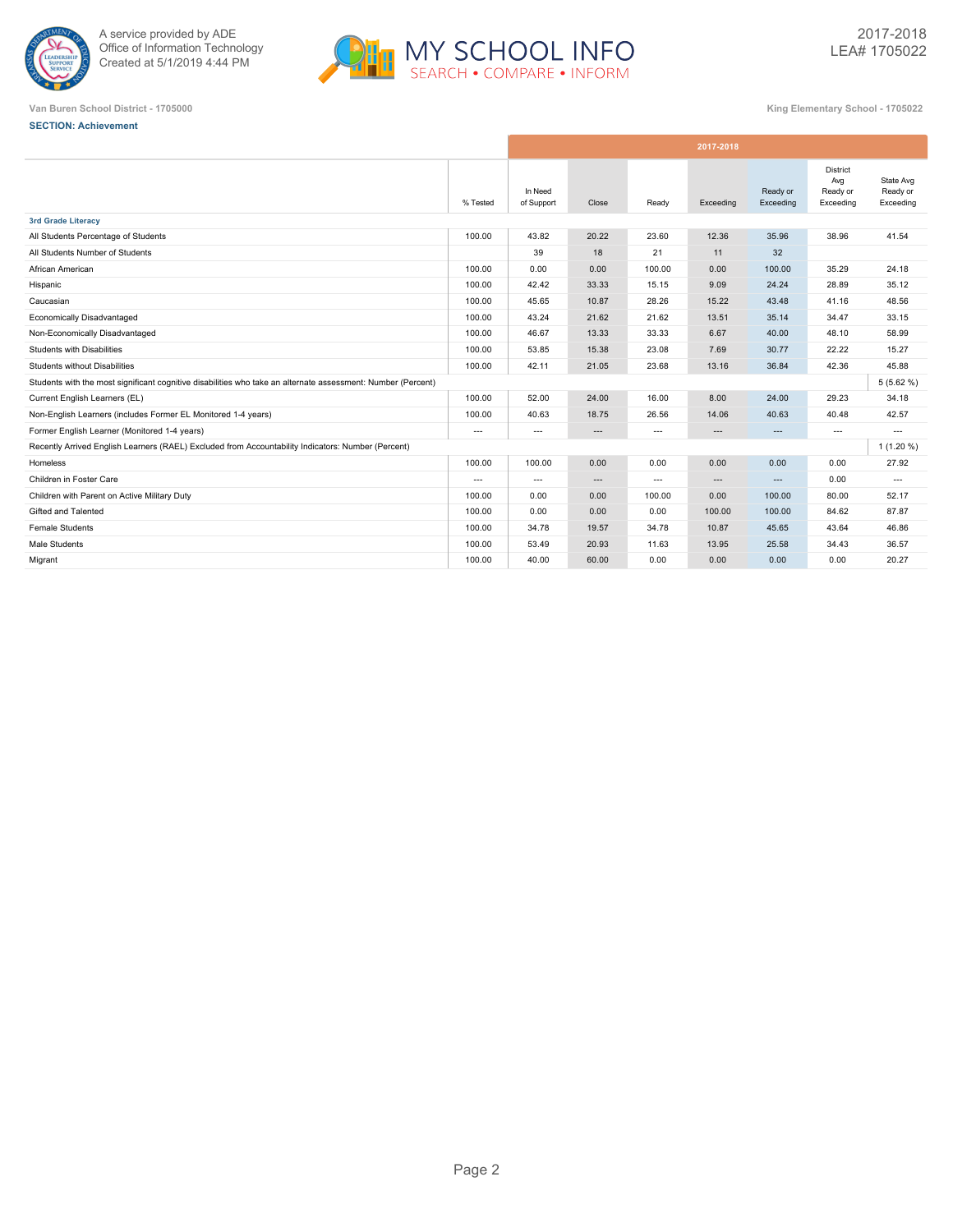Van Buren School District - 1705000

King Elementary School - 1705022

**SECTION: Achievement**

| | % Tested | In Need of Support | Close | Ready | Exceeding | Ready or Exceeding | District Avg Ready or Exceeding | State Avg Ready or Exceeding |
|---|---|---|---|---|---|---|---|---|
| | 2017-2018 | | | | | | | |
| **3rd Grade Literacy** | | | | | | | | |
| All Students Percentage of Students | 100.00 | 43.82 | 20.22 | 23.60 | 12.36 | 35.96 | 38.96 | 41.54 |
| All Students Number of Students | | 39 | 18 | 21 | 11 | 32 | | |
| African American | 100.00 | 0.00 | 0.00 | 100.00 | 0.00 | 100.00 | 35.29 | 24.18 |
| Hispanic | 100.00 | 42.42 | 33.33 | 15.15 | 9.09 | 24.24 | 28.89 | 35.12 |
| Caucasian | 100.00 | 45.65 | 10.87 | 28.26 | 15.22 | 43.48 | 41.16 | 48.56 |
| Economically Disadvantaged | 100.00 | 43.24 | 21.62 | 21.62 | 13.51 | 35.14 | 34.47 | 33.15 |
| Non-Economically Disadvantaged | 100.00 | 46.67 | 13.33 | 33.33 | 6.67 | 40.00 | 48.10 | 58.99 |
| Students with Disabilities | 100.00 | 53.85 | 15.38 | 23.08 | 7.69 | 30.77 | 22.22 | 15.27 |
| Students without Disabilities | 100.00 | 42.11 | 21.05 | 23.68 | 13.16 | 36.84 | 42.36 | 45.88 |
| Students with the most significant cognitive disabilities who take an alternate assessment: Number (Percent) | | | | | | | | 5 (5.62 %) |
| Current English Learners (EL) | 100.00 | 52.00 | 24.00 | 16.00 | 8.00 | 24.00 | 29.23 | 34.18 |
| Non-English Learners (includes Former EL Monitored 1-4 years) | 100.00 | 40.63 | 18.75 | 26.56 | 14.06 | 40.63 | 40.48 | 42.57 |
| Former English Learner (Monitored 1-4 years) | --- | --- | --- | --- | --- | --- | --- | --- |
| Recently Arrived English Learners (RAEL) Excluded from Accountability Indicators: Number (Percent) | | | | | | | | 1 (1.20 %) |
| Homeless | 100.00 | 100.00 | 0.00 | 0.00 | 0.00 | 0.00 | 0.00 | 27.92 |
| Children in Foster Care | --- | --- | --- | --- | --- | --- | 0.00 | --- |
| Children with Parent on Active Military Duty | 100.00 | 0.00 | 0.00 | 100.00 | 0.00 | 100.00 | 80.00 | 52.17 |
| Gifted and Talented | 100.00 | 0.00 | 0.00 | 0.00 | 100.00 | 100.00 | 84.62 | 87.87 |
| Female Students | 100.00 | 34.78 | 19.57 | 34.78 | 10.87 | 45.65 | 43.64 | 46.86 |
| Male Students | 100.00 | 53.49 | 20.93 | 11.63 | 13.95 | 25.58 | 34.43 | 36.57 |
| Migrant | 100.00 | 40.00 | 60.00 | 0.00 | 0.00 | 0.00 | 0.00 | 20.27 |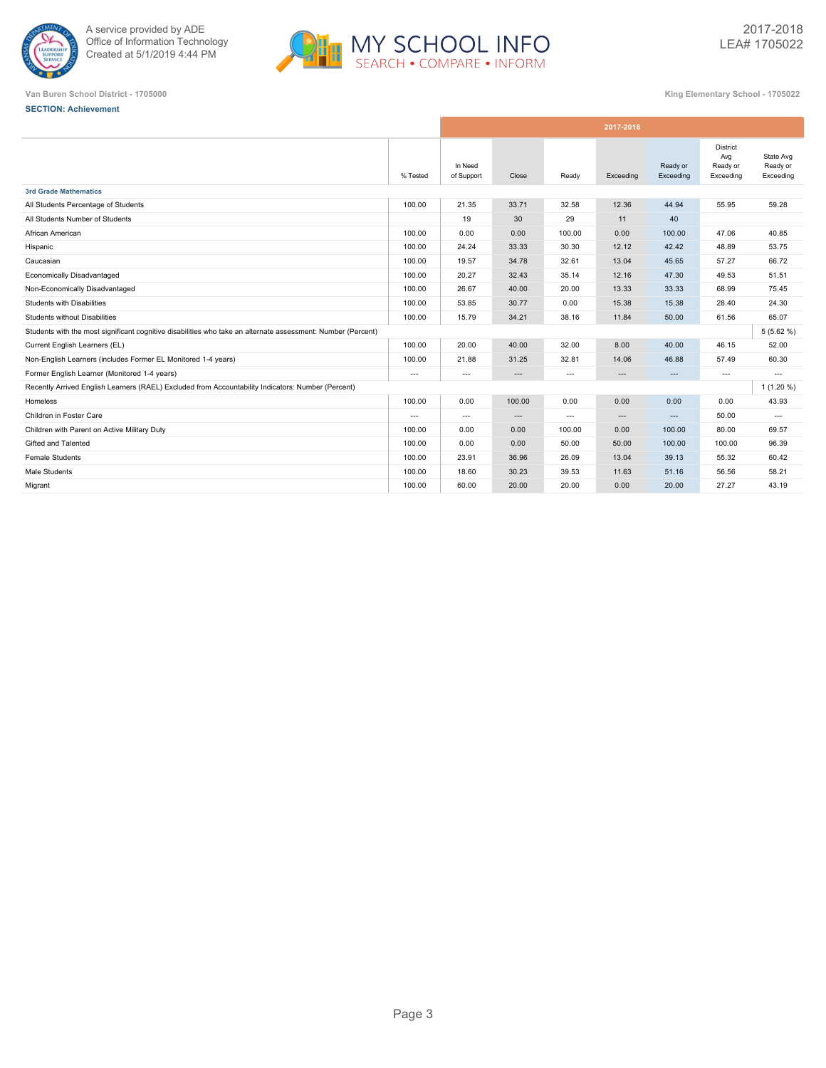A service provided by ADE
Office of Information Technology
Created at 5/1/2019 4:44 PM

MY SCHOOL INFO
SEARCH • COMPARE • INFORM

2017-2018
LEA# 1705022

Van Buren School District - 1705000

King Elementary School - 1705022

**SECTION: Achievement**

| | % Tested | 2017-2018 In Need of Support | Close | Ready | Exceeding | Ready or Exceeding | District Avg Ready or Exceeding | State Avg Ready or Exceeding |
|---|---|---|---|---|---|---|---|---|
| **3rd Grade Mathematics** | | | | | | | | |
| All Students Percentage of Students | 100.00 | 21.35 | 33.71 | 32.58 | 12.36 | 44.94 | 55.95 | 59.28 |
| All Students Number of Students | | 19 | 30 | 29 | 11 | 40 | | |
| African American | 100.00 | 0.00 | 0.00 | 100.00 | 0.00 | 100.00 | 47.06 | 40.85 |
| Hispanic | 100.00 | 24.24 | 33.33 | 30.30 | 12.12 | 42.42 | 48.89 | 53.75 |
| Caucasian | 100.00 | 19.57 | 34.78 | 32.61 | 13.04 | 45.65 | 57.27 | 66.72 |
| Economically Disadvantaged | 100.00 | 20.27 | 32.43 | 35.14 | 12.16 | 47.30 | 49.53 | 51.51 |
| Non-Economically Disadvantaged | 100.00 | 26.67 | 40.00 | 20.00 | 13.33 | 33.33 | 68.99 | 75.45 |
| Students with Disabilities | 100.00 | 53.85 | 30.77 | 0.00 | 15.38 | 15.38 | 28.40 | 24.30 |
| Students without Disabilities | 100.00 | 15.79 | 34.21 | 38.16 | 11.84 | 50.00 | 61.56 | 65.07 |
| Students with the most significant cognitive disabilities who take an alternate assessment: Number (Percent) | | | | | | | | 5 (5.62 %) |
| Current English Learners (EL) | 100.00 | 20.00 | 40.00 | 32.00 | 8.00 | 40.00 | 46.15 | 52.00 |
| Non-English Learners (includes Former EL Monitored 1-4 years) | 100.00 | 21.88 | 31.25 | 32.81 | 14.06 | 46.88 | 57.49 | 60.30 |
| Former English Learner (Monitored 1-4 years) | --- | --- | --- | --- | --- | --- | --- | --- |
| Recently Arrived English Learners (RAEL) Excluded from Accountability Indicators: Number (Percent) | | | | | | | | 1 (1.20 %) |
| Homeless | 100.00 | 0.00 | 100.00 | 0.00 | 0.00 | 0.00 | 0.00 | 43.93 |
| Children in Foster Care | --- | --- | --- | --- | --- | --- | 50.00 | --- |
| Children with Parent on Active Military Duty | 100.00 | 0.00 | 0.00 | 100.00 | 0.00 | 100.00 | 80.00 | 69.57 |
| Gifted and Talented | 100.00 | 0.00 | 0.00 | 50.00 | 50.00 | 100.00 | 100.00 | 96.39 |
| Female Students | 100.00 | 23.91 | 36.96 | 26.09 | 13.04 | 39.13 | 55.32 | 60.42 |
| Male Students | 100.00 | 18.60 | 30.23 | 39.53 | 11.63 | 51.16 | 56.56 | 58.21 |
| Migrant | 100.00 | 60.00 | 20.00 | 20.00 | 0.00 | 20.00 | 27.27 | 43.19 |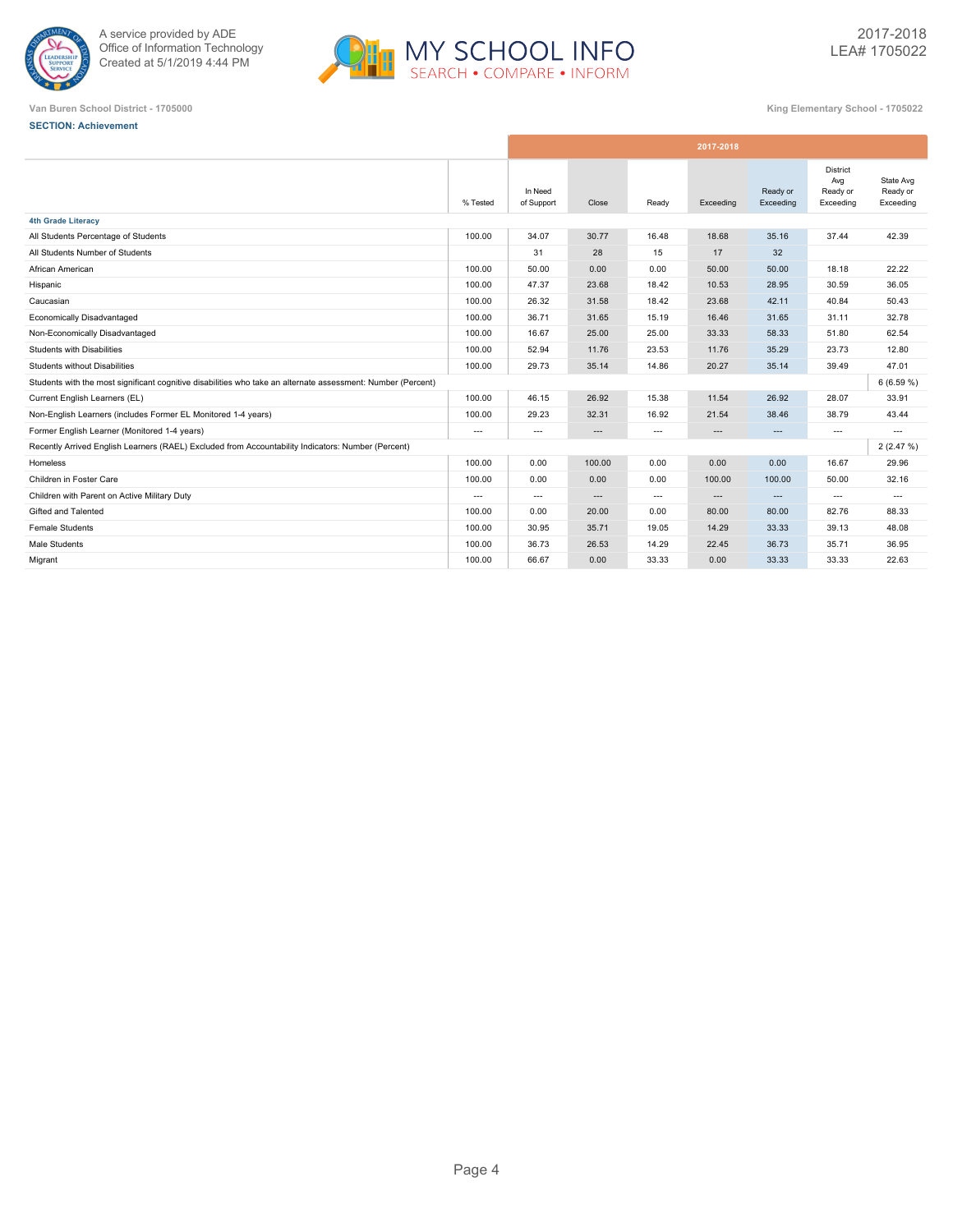A service provided by ADE
Office of Information Technology
Created at 5/1/2019 4:44 PM

MY SCHOOL INFO
SEARCH • COMPARE • INFORM

2017-2018
LEA# 1705022

Van Buren School District - 1705000

King Elementary School - 1705022

**SECTION: Achievement**

| | % Tested | 2017-2018 In Need of Support | Close | Ready | Exceeding | Ready or Exceeding | District Avg Ready or Exceeding | State Avg Ready or Exceeding |
|---|---|---|---|---|---|---|---|---|
| **4th Grade Literacy** | | | | | | | | |
| All Students Percentage of Students | 100.00 | 34.07 | 30.77 | 16.48 | 18.68 | 35.16 | 37.44 | 42.39 |
| All Students Number of Students | | 31 | 28 | 15 | 17 | 32 | | |
| African American | 100.00 | 50.00 | 0.00 | 0.00 | 50.00 | 50.00 | 18.18 | 22.22 |
| Hispanic | 100.00 | 47.37 | 23.68 | 18.42 | 10.53 | 28.95 | 30.59 | 36.05 |
| Caucasian | 100.00 | 26.32 | 31.58 | 18.42 | 23.68 | 42.11 | 40.84 | 50.43 |
| Economically Disadvantaged | 100.00 | 36.71 | 31.65 | 15.19 | 16.46 | 31.65 | 31.11 | 32.78 |
| Non-Economically Disadvantaged | 100.00 | 16.67 | 25.00 | 25.00 | 33.33 | 58.33 | 51.80 | 62.54 |
| Students with Disabilities | 100.00 | 52.94 | 11.76 | 23.53 | 11.76 | 35.29 | 23.73 | 12.80 |
| Students without Disabilities | 100.00 | 29.73 | 35.14 | 14.86 | 20.27 | 35.14 | 39.49 | 47.01 |
| Students with the most significant cognitive disabilities who take an alternate assessment: Number (Percent) | | | | | | | | 6 (6.59 %) |
| Current English Learners (EL) | 100.00 | 46.15 | 26.92 | 15.38 | 11.54 | 26.92 | 28.07 | 33.91 |
| Non-English Learners (includes Former EL Monitored 1-4 years) | 100.00 | 29.23 | 32.31 | 16.92 | 21.54 | 38.46 | 38.79 | 43.44 |
| Former English Learner (Monitored 1-4 years) | --- | --- | --- | --- | --- | --- | --- | --- |
| Recently Arrived English Learners (RAEL) Excluded from Accountability Indicators: Number (Percent) | | | | | | | | 2 (2.47 %) |
| Homeless | 100.00 | 0.00 | 100.00 | 0.00 | 0.00 | 0.00 | 16.67 | 29.96 |
| Children in Foster Care | 100.00 | 0.00 | 0.00 | 0.00 | 100.00 | 100.00 | 50.00 | 32.16 |
| Children with Parent on Active Military Duty | --- | --- | --- | --- | --- | --- | --- | --- |
| Gifted and Talented | 100.00 | 0.00 | 20.00 | 0.00 | 80.00 | 80.00 | 82.76 | 88.33 |
| Female Students | 100.00 | 30.95 | 35.71 | 19.05 | 14.29 | 33.33 | 39.13 | 48.08 |
| Male Students | 100.00 | 36.73 | 26.53 | 14.29 | 22.45 | 36.73 | 35.71 | 36.95 |
| Migrant | 100.00 | 66.67 | 0.00 | 33.33 | 0.00 | 33.33 | 33.33 | 22.63 |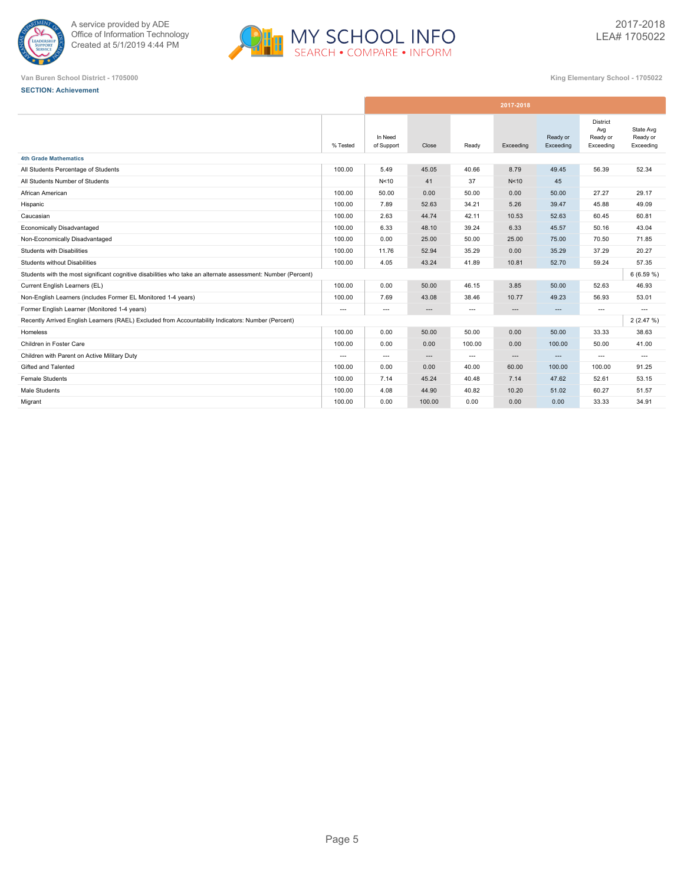A service provided by ADE
Office of Information Technology
Created at 5/1/2019 4:44 PM

MY SCHOOL INFO
SEARCH • COMPARE • INFORM

2017-2018
LEA# 1705022

Van Buren School District - 1705000

King Elementary School - 1705022

**SECTION: Achievement**

| | % Tested | 2017-2018 In Need of Support | Close | Ready | Exceeding | Ready or Exceeding | District Avg Ready or Exceeding | State Avg Ready or Exceeding |
|---|---|---|---|---|---|---|---|---|
| **4th Grade Mathematics** | | | | | | | | |
| All Students Percentage of Students | 100.00 | 5.49 | 45.05 | 40.66 | 8.79 | 49.45 | 56.39 | 52.34 |
| All Students Number of Students | | N<10 | 41 | 37 | N<10 | 45 | | |
| African American | 100.00 | 50.00 | 0.00 | 50.00 | 0.00 | 50.00 | 27.27 | 29.17 |
| Hispanic | 100.00 | 7.89 | 52.63 | 34.21 | 5.26 | 39.47 | 45.88 | 49.09 |
| Caucasian | 100.00 | 2.63 | 44.74 | 42.11 | 10.53 | 52.63 | 60.45 | 60.81 |
| Economically Disadvantaged | 100.00 | 6.33 | 48.10 | 39.24 | 6.33 | 45.57 | 50.16 | 43.04 |
| Non-Economically Disadvantaged | 100.00 | 0.00 | 25.00 | 50.00 | 25.00 | 75.00 | 70.50 | 71.85 |
| Students with Disabilities | 100.00 | 11.76 | 52.94 | 35.29 | 0.00 | 35.29 | 37.29 | 20.27 |
| Students without Disabilities | 100.00 | 4.05 | 43.24 | 41.89 | 10.81 | 52.70 | 59.24 | 57.35 |
| Students with the most significant cognitive disabilities who take an alternate assessment: Number (Percent) | | | | | | | | 6 (6.59 %) |
| Current English Learners (EL) | 100.00 | 0.00 | 50.00 | 46.15 | 3.85 | 50.00 | 52.63 | 46.93 |
| Non-English Learners (includes Former EL Monitored 1-4 years) | 100.00 | 7.69 | 43.08 | 38.46 | 10.77 | 49.23 | 56.93 | 53.01 |
| Former English Learner (Monitored 1-4 years) | --- | --- | --- | --- | --- | --- | --- | --- |
| Recently Arrived English Learners (RAEL) Excluded from Accountability Indicators: Number (Percent) | | | | | | | | 2 (2.47 %) |
| Homeless | 100.00 | 0.00 | 50.00 | 50.00 | 0.00 | 50.00 | 33.33 | 38.63 |
| Children in Foster Care | 100.00 | 0.00 | 0.00 | 100.00 | 0.00 | 100.00 | 50.00 | 41.00 |
| Children with Parent on Active Military Duty | --- | --- | --- | --- | --- | --- | --- | --- |
| Gifted and Talented | 100.00 | 0.00 | 0.00 | 40.00 | 60.00 | 100.00 | 100.00 | 91.25 |
| Female Students | 100.00 | 7.14 | 45.24 | 40.48 | 7.14 | 47.62 | 52.61 | 53.15 |
| Male Students | 100.00 | 4.08 | 44.90 | 40.82 | 10.20 | 51.02 | 60.27 | 51.57 |
| Migrant | 100.00 | 0.00 | 100.00 | 0.00 | 0.00 | 0.00 | 33.33 | 34.91 |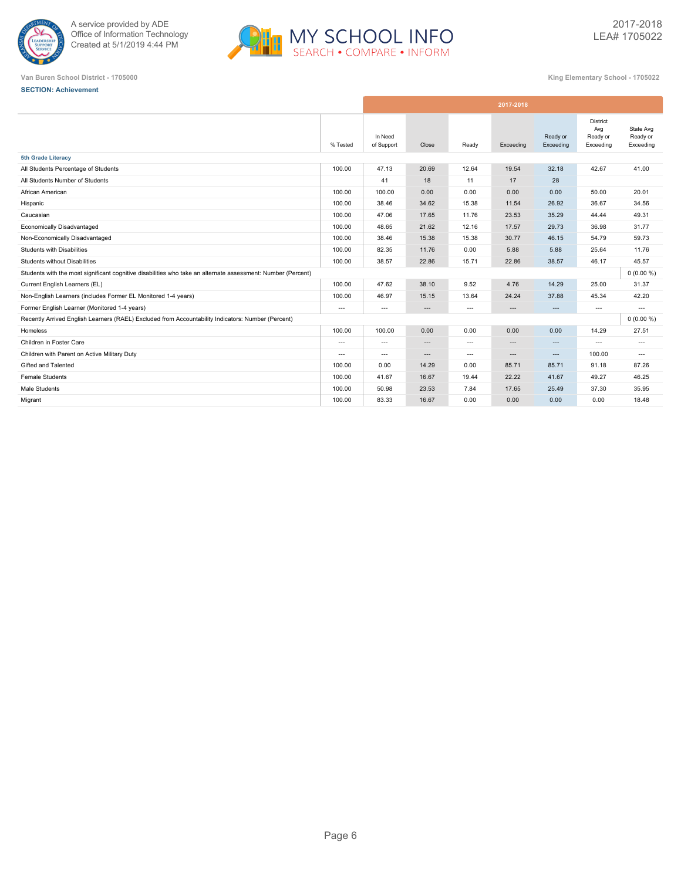A service provided by ADE
Office of Information Technology
Created at 5/1/2019 4:44 PM

MY SCHOOL INFO
SEARCH • COMPARE • INFORM

2017-2018
LEA# 1705022

Van Buren School District - 1705000

King Elementary School - 1705022

**SECTION: Achievement**

| | % Tested | In Need of Support | Close | Ready | Exceeding | Ready or Exceeding | District Avg Ready or Exceeding | State Avg Ready or Exceeding |
|---|---|---|---|---|---|---|---|---|
| | 2017-2018 | | | | | | | |
| **5th Grade Literacy** | | | | | | | | |
| All Students Percentage of Students | 100.00 | 47.13 | 20.69 | 12.64 | 19.54 | 32.18 | 42.67 | 41.00 |
| All Students Number of Students | | 41 | 18 | 11 | 17 | 28 | | |
| African American | 100.00 | 100.00 | 0.00 | 0.00 | 0.00 | 0.00 | 50.00 | 20.01 |
| Hispanic | 100.00 | 38.46 | 34.62 | 15.38 | 11.54 | 26.92 | 36.67 | 34.56 |
| Caucasian | 100.00 | 47.06 | 17.65 | 11.76 | 23.53 | 35.29 | 44.44 | 49.31 |
| Economically Disadvantaged | 100.00 | 48.65 | 21.62 | 12.16 | 17.57 | 29.73 | 36.98 | 31.77 |
| Non-Economically Disadvantaged | 100.00 | 38.46 | 15.38 | 15.38 | 30.77 | 46.15 | 54.79 | 59.73 |
| Students with Disabilities | 100.00 | 82.35 | 11.76 | 0.00 | 5.88 | 5.88 | 25.64 | 11.76 |
| Students without Disabilities | 100.00 | 38.57 | 22.86 | 15.71 | 22.86 | 38.57 | 46.17 | 45.57 |
| Students with the most significant cognitive disabilities who take an alternate assessment: Number (Percent) | | | | | | | | 0 (0.00 %) |
| Current English Learners (EL) | 100.00 | 47.62 | 38.10 | 9.52 | 4.76 | 14.29 | 25.00 | 31.37 |
| Non-English Learners (includes Former EL Monitored 1-4 years) | 100.00 | 46.97 | 15.15 | 13.64 | 24.24 | 37.88 | 45.34 | 42.20 |
| Former English Learner (Monitored 1-4 years) | --- | --- | --- | --- | --- | --- | --- | --- |
| Recently Arrived English Learners (RAEL) Excluded from Accountability Indicators: Number (Percent) | | | | | | | | 0 (0.00 %) |
| Homeless | 100.00 | 100.00 | 0.00 | 0.00 | 0.00 | 0.00 | 14.29 | 27.51 |
| Children in Foster Care | --- | --- | --- | --- | --- | --- | --- | --- |
| Children with Parent on Active Military Duty | --- | --- | --- | --- | --- | --- | 100.00 | --- |
| Gifted and Talented | 100.00 | 0.00 | 14.29 | 0.00 | 85.71 | 85.71 | 91.18 | 87.26 |
| Female Students | 100.00 | 41.67 | 16.67 | 19.44 | 22.22 | 41.67 | 49.27 | 46.25 |
| Male Students | 100.00 | 50.98 | 23.53 | 7.84 | 17.65 | 25.49 | 37.30 | 35.95 |
| Migrant | 100.00 | 83.33 | 16.67 | 0.00 | 0.00 | 0.00 | 0.00 | 18.48 |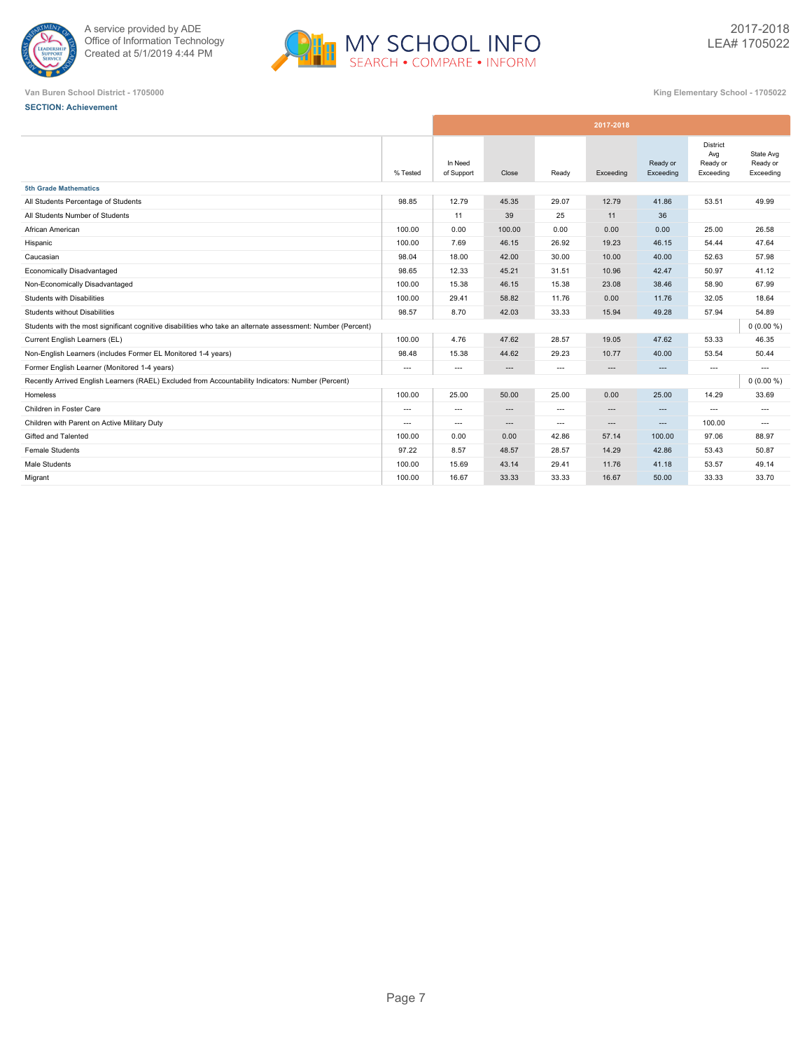A service provided by ADE
Office of Information Technology
Created at 5/1/2019 4:44 PM

MY SCHOOL INFO
SEARCH • COMPARE • INFORM

2017-2018
LEA# 1705022

Van Buren School District - 1705000

King Elementary School - 1705022

**SECTION: Achievement**

| | % Tested | In Need of Support | Close | Ready | Exceeding | Ready or Exceeding | District Avg Ready or Exceeding | State Avg Ready or Exceeding |
|---|---|---|---|---|---|---|---|---|
| | 2017-2018 | | | | | | | |
| **5th Grade Mathematics** | | | | | | | | |
| All Students Percentage of Students | 98.85 | 12.79 | 45.35 | 29.07 | 12.79 | 41.86 | 53.51 | 49.99 |
| All Students Number of Students | | 11 | 39 | 25 | 11 | 36 | | |
| African American | 100.00 | 0.00 | 100.00 | 0.00 | 0.00 | 0.00 | 25.00 | 26.58 |
| Hispanic | 100.00 | 7.69 | 46.15 | 26.92 | 19.23 | 46.15 | 54.44 | 47.64 |
| Caucasian | 98.04 | 18.00 | 42.00 | 30.00 | 10.00 | 40.00 | 52.63 | 57.98 |
| Economically Disadvantaged | 98.65 | 12.33 | 45.21 | 31.51 | 10.96 | 42.47 | 50.97 | 41.12 |
| Non-Economically Disadvantaged | 100.00 | 15.38 | 46.15 | 15.38 | 23.08 | 38.46 | 58.90 | 67.99 |
| Students with Disabilities | 100.00 | 29.41 | 58.82 | 11.76 | 0.00 | 11.76 | 32.05 | 18.64 |
| Students without Disabilities | 98.57 | 8.70 | 42.03 | 33.33 | 15.94 | 49.28 | 57.94 | 54.89 |
| Students with the most significant cognitive disabilities who take an alternate assessment: Number (Percent) | | | | | | | | 0 (0.00 %) |
| Current English Learners (EL) | 100.00 | 4.76 | 47.62 | 28.57 | 19.05 | 47.62 | 53.33 | 46.35 |
| Non-English Learners (includes Former EL Monitored 1-4 years) | 98.48 | 15.38 | 44.62 | 29.23 | 10.77 | 40.00 | 53.54 | 50.44 |
| Former English Learner (Monitored 1-4 years) | --- | --- | --- | --- | --- | --- | --- | --- |
| Recently Arrived English Learners (RAEL) Excluded from Accountability Indicators: Number (Percent) | | | | | | | | 0 (0.00 %) |
| Homeless | 100.00 | 25.00 | 50.00 | 25.00 | 0.00 | 25.00 | 14.29 | 33.69 |
| Children in Foster Care | --- | --- | --- | --- | --- | --- | --- | --- |
| Children with Parent on Active Military Duty | --- | --- | --- | --- | --- | --- | 100.00 | --- |
| Gifted and Talented | 100.00 | 0.00 | 0.00 | 42.86 | 57.14 | 100.00 | 97.06 | 88.97 |
| Female Students | 97.22 | 8.57 | 48.57 | 28.57 | 14.29 | 42.86 | 53.43 | 50.87 |
| Male Students | 100.00 | 15.69 | 43.14 | 29.41 | 11.76 | 41.18 | 53.57 | 49.14 |
| Migrant | 100.00 | 16.67 | 33.33 | 33.33 | 16.67 | 50.00 | 33.33 | 33.70 |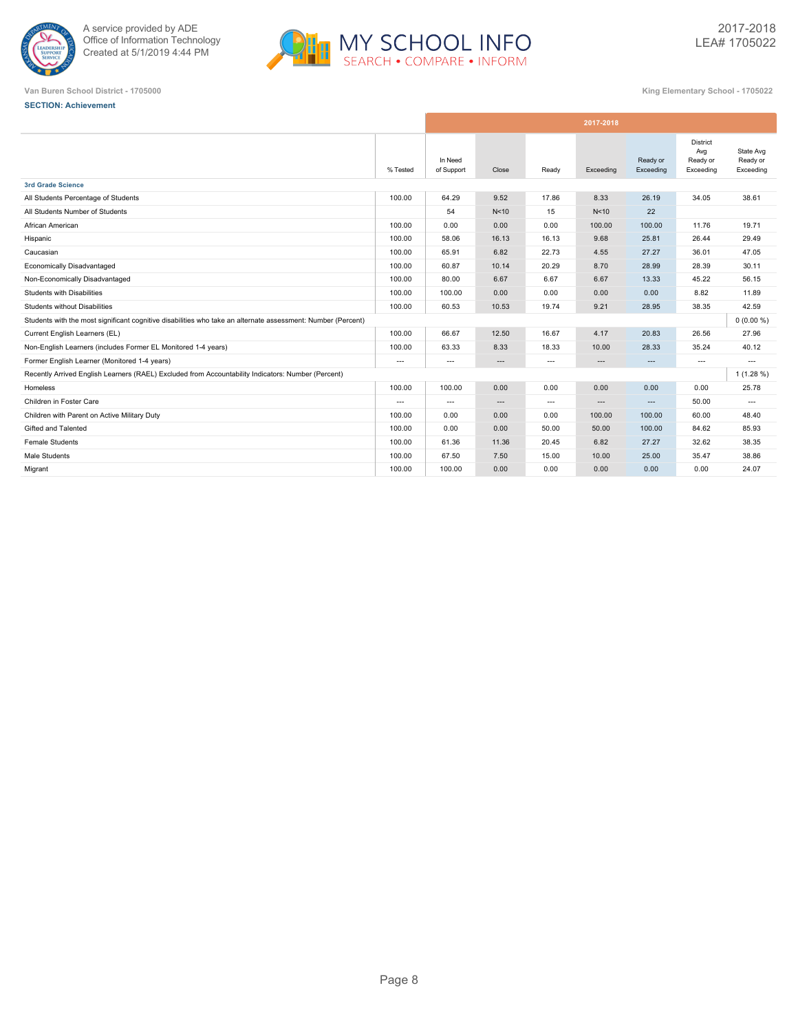A service provided by ADE
Office of Information Technology
Created at 5/1/2019 4:44 PM

MY SCHOOL INFO
SEARCH • COMPARE • INFORM

2017-2018
LEA# 1705022

Van Buren School District - 1705000

King Elementary School - 1705022

**SECTION: Achievement**

| | % Tested | In Need of Support | Close | Ready | Exceeding | Ready or Exceeding | District Avg Ready or Exceeding | State Avg Ready or Exceeding |
|---|---|---|---|---|---|---|---|---|
| | 2017-2018 | | | | | | | |
| **3rd Grade Science** | | | | | | | | |
| All Students Percentage of Students | 100.00 | 64.29 | 9.52 | 17.86 | 8.33 | 26.19 | 34.05 | 38.61 |
| All Students Number of Students | | 54 | N<10 | 15 | N<10 | 22 | | |
| African American | 100.00 | 0.00 | 0.00 | 0.00 | 100.00 | 100.00 | 11.76 | 19.71 |
| Hispanic | 100.00 | 58.06 | 16.13 | 16.13 | 9.68 | 25.81 | 26.44 | 29.49 |
| Caucasian | 100.00 | 65.91 | 6.82 | 22.73 | 4.55 | 27.27 | 36.01 | 47.05 |
| Economically Disadvantaged | 100.00 | 60.87 | 10.14 | 20.29 | 8.70 | 28.99 | 28.39 | 30.11 |
| Non-Economically Disadvantaged | 100.00 | 80.00 | 6.67 | 6.67 | 6.67 | 13.33 | 45.22 | 56.15 |
| Students with Disabilities | 100.00 | 100.00 | 0.00 | 0.00 | 0.00 | 0.00 | 8.82 | 11.89 |
| Students without Disabilities | 100.00 | 60.53 | 10.53 | 19.74 | 9.21 | 28.95 | 38.35 | 42.59 |
| Students with the most significant cognitive disabilities who take an alternate assessment: Number (Percent) | | | | | | | | 0 (0.00 %) |
| Current English Learners (EL) | 100.00 | 66.67 | 12.50 | 16.67 | 4.17 | 20.83 | 26.56 | 27.96 |
| Non-English Learners (includes Former EL Monitored 1-4 years) | 100.00 | 63.33 | 8.33 | 18.33 | 10.00 | 28.33 | 35.24 | 40.12 |
| Former English Learner (Monitored 1-4 years) | --- | --- | --- | --- | --- | --- | --- | --- |
| Recently Arrived English Learners (RAEL) Excluded from Accountability Indicators: Number (Percent) | | | | | | | | 1 (1.28 %) |
| Homeless | 100.00 | 100.00 | 0.00 | 0.00 | 0.00 | 0.00 | 0.00 | 25.78 |
| Children in Foster Care | --- | --- | --- | --- | --- | --- | 50.00 | --- |
| Children with Parent on Active Military Duty | 100.00 | 0.00 | 0.00 | 0.00 | 100.00 | 100.00 | 60.00 | 48.40 |
| Gifted and Talented | 100.00 | 0.00 | 0.00 | 50.00 | 50.00 | 100.00 | 84.62 | 85.93 |
| Female Students | 100.00 | 61.36 | 11.36 | 20.45 | 6.82 | 27.27 | 32.62 | 38.35 |
| Male Students | 100.00 | 67.50 | 7.50 | 15.00 | 10.00 | 25.00 | 35.47 | 38.86 |
| Migrant | 100.00 | 100.00 | 0.00 | 0.00 | 0.00 | 0.00 | 0.00 | 24.07 |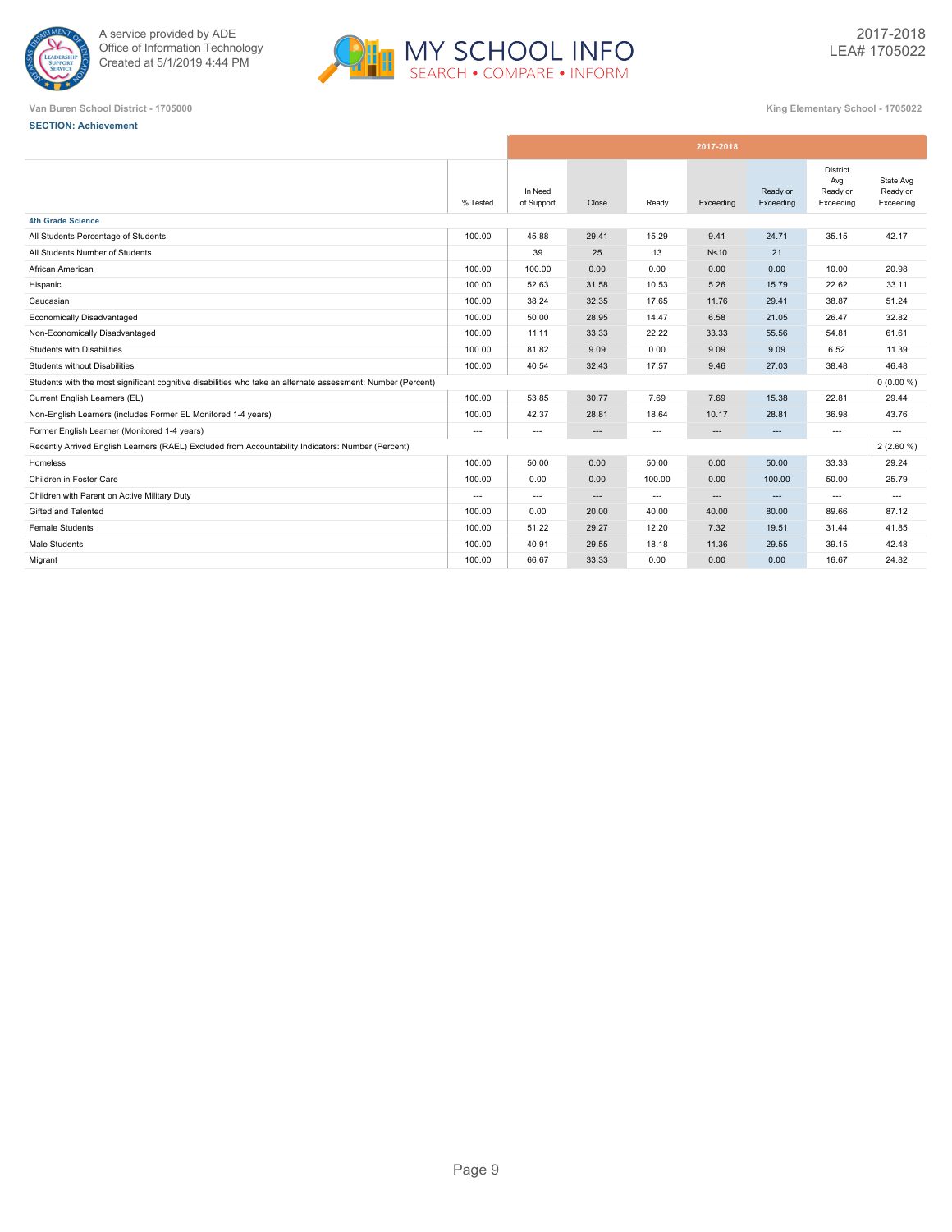A service provided by ADE
Office of Information Technology
Created at 5/1/2019 4:44 PM

2017-2018
LEA# 1705022

Van Buren School District - 1705000

King Elementary School - 1705022

**SECTION: Achievement**

| | 2017-2018 | | | | | | | |
|---|---|---|---|---|---|---|---|---|
| | % Tested | In Need of Support | Close | Ready | Exceeding | Ready or Exceeding | District Avg Ready or Exceeding | State Avg Ready or Exceeding |
| **4th Grade Science** | | | | | | | | |
| All Students Percentage of Students | 100.00 | 45.88 | 29.41 | 15.29 | 9.41 | 24.71 | 35.15 | 42.17 |
| All Students Number of Students | | 39 | 25 | 13 | N<10 | 21 | | |
| African American | 100.00 | 100.00 | 0.00 | 0.00 | 0.00 | 0.00 | 10.00 | 20.98 |
| Hispanic | 100.00 | 52.63 | 31.58 | 10.53 | 5.26 | 15.79 | 22.62 | 33.11 |
| Caucasian | 100.00 | 38.24 | 32.35 | 17.65 | 11.76 | 29.41 | 38.87 | 51.24 |
| Economically Disadvantaged | 100.00 | 50.00 | 28.95 | 14.47 | 6.58 | 21.05 | 26.47 | 32.82 |
| Non-Economically Disadvantaged | 100.00 | 11.11 | 33.33 | 22.22 | 33.33 | 55.56 | 54.81 | 61.61 |
| Students with Disabilities | 100.00 | 81.82 | 9.09 | 0.00 | 9.09 | 9.09 | 6.52 | 11.39 |
| Students without Disabilities | 100.00 | 40.54 | 32.43 | 17.57 | 9.46 | 27.03 | 38.48 | 46.48 |
| Students with the most significant cognitive disabilities who take an alternate assessment: Number (Percent) | | | | | | | | 0 (0.00 %) |
| Current English Learners (EL) | 100.00 | 53.85 | 30.77 | 7.69 | 7.69 | 15.38 | 22.81 | 29.44 |
| Non-English Learners (includes Former EL Monitored 1-4 years) | 100.00 | 42.37 | 28.81 | 18.64 | 10.17 | 28.81 | 36.98 | 43.76 |
| Former English Learner (Monitored 1-4 years) | --- | --- | --- | --- | --- | --- | --- | --- |
| Recently Arrived English Learners (RAEL) Excluded from Accountability Indicators: Number (Percent) | | | | | | | | 2 (2.60 %) |
| Homeless | 100.00 | 50.00 | 0.00 | 50.00 | 0.00 | 50.00 | 33.33 | 29.24 |
| Children in Foster Care | 100.00 | 0.00 | 0.00 | 100.00 | 0.00 | 100.00 | 50.00 | 25.79 |
| Children with Parent on Active Military Duty | --- | --- | --- | --- | --- | --- | --- | --- |
| Gifted and Talented | 100.00 | 0.00 | 20.00 | 40.00 | 40.00 | 80.00 | 89.66 | 87.12 |
| Female Students | 100.00 | 51.22 | 29.27 | 12.20 | 7.32 | 19.51 | 31.44 | 41.85 |
| Male Students | 100.00 | 40.91 | 29.55 | 18.18 | 11.36 | 29.55 | 39.15 | 42.48 |
| Migrant | 100.00 | 66.67 | 33.33 | 0.00 | 0.00 | 0.00 | 16.67 | 24.82 |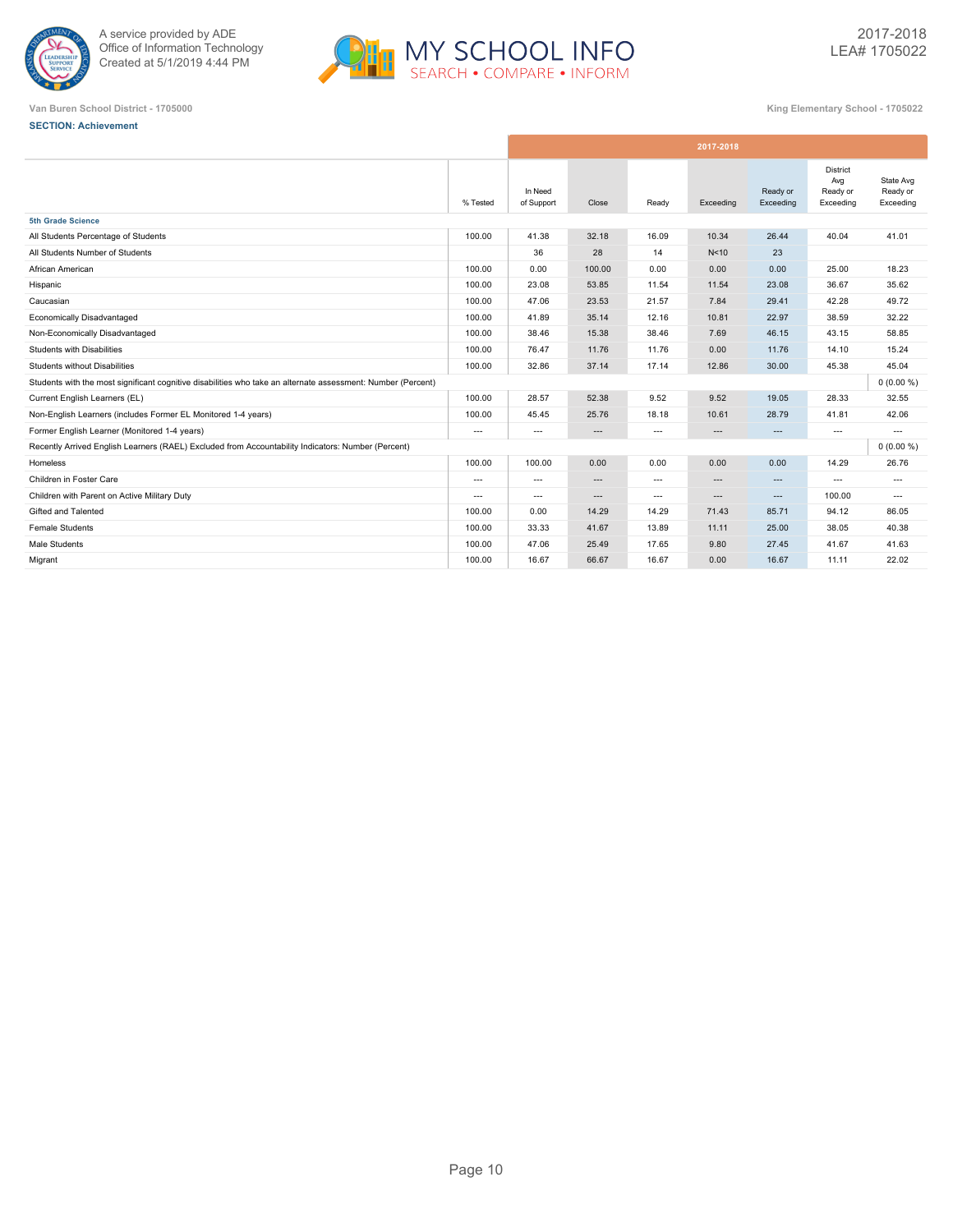Van Buren School District - 1705000

King Elementary School - 1705022

**SECTION: Achievement**

| | % Tested | 2017-2018 In Need of Support | Close | Ready | Exceeding | Ready or Exceeding | District Avg Ready or Exceeding | State Avg Ready or Exceeding |
|---|---|---|---|---|---|---|---|---|
| **5th Grade Science** | | | | | | | | |
| All Students Percentage of Students | 100.00 | 41.38 | 32.18 | 16.09 | 10.34 | 26.44 | 40.04 | 41.01 |
| All Students Number of Students | | 36 | 28 | 14 | N<10 | 23 | | |
| African American | 100.00 | 0.00 | 100.00 | 0.00 | 0.00 | 0.00 | 25.00 | 18.23 |
| Hispanic | 100.00 | 23.08 | 53.85 | 11.54 | 11.54 | 23.08 | 36.67 | 35.62 |
| Caucasian | 100.00 | 47.06 | 23.53 | 21.57 | 7.84 | 29.41 | 42.28 | 49.72 |
| Economically Disadvantaged | 100.00 | 41.89 | 35.14 | 12.16 | 10.81 | 22.97 | 38.59 | 32.22 |
| Non-Economically Disadvantaged | 100.00 | 38.46 | 15.38 | 38.46 | 7.69 | 46.15 | 43.15 | 58.85 |
| Students with Disabilities | 100.00 | 76.47 | 11.76 | 11.76 | 0.00 | 11.76 | 14.10 | 15.24 |
| Students without Disabilities | 100.00 | 32.86 | 37.14 | 17.14 | 12.86 | 30.00 | 45.38 | 45.04 |
| Students with the most significant cognitive disabilities who take an alternate assessment: Number (Percent) | | | | | | | | 0 (0.00 %) |
| Current English Learners (EL) | 100.00 | 28.57 | 52.38 | 9.52 | 9.52 | 19.05 | 28.33 | 32.55 |
| Non-English Learners (includes Former EL Monitored 1-4 years) | 100.00 | 45.45 | 25.76 | 18.18 | 10.61 | 28.79 | 41.81 | 42.06 |
| Former English Learner (Monitored 1-4 years) | --- | --- | --- | --- | --- | --- | --- | --- |
| Recently Arrived English Learners (RAEL) Excluded from Accountability Indicators: Number (Percent) | | | | | | | | 0 (0.00 %) |
| Homeless | 100.00 | 100.00 | 0.00 | 0.00 | 0.00 | 0.00 | 14.29 | 26.76 |
| Children in Foster Care | --- | --- | --- | --- | --- | --- | --- | --- |
| Children with Parent on Active Military Duty | --- | --- | --- | --- | --- | --- | 100.00 | --- |
| Gifted and Talented | 100.00 | 0.00 | 14.29 | 14.29 | 71.43 | 85.71 | 94.12 | 86.05 |
| Female Students | 100.00 | 33.33 | 41.67 | 13.89 | 11.11 | 25.00 | 38.05 | 40.38 |
| Male Students | 100.00 | 47.06 | 25.49 | 17.65 | 9.80 | 27.45 | 41.67 | 41.63 |
| Migrant | 100.00 | 16.67 | 66.67 | 16.67 | 0.00 | 16.67 | 11.11 | 22.02 |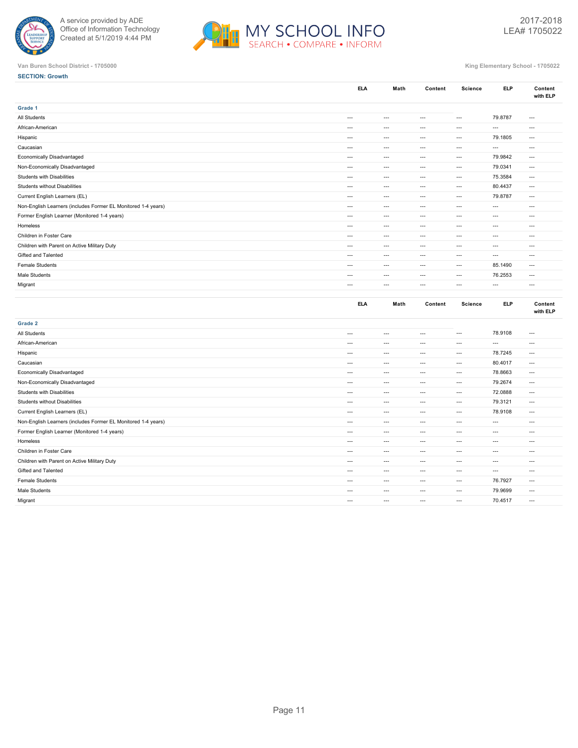Van Buren School District - 1705000

King Elementary School - 1705022

**SECTION: Growth**

| | ELA | Math | Content | Science | ELP | Content with ELP |
|---|---|---|---|---|---|---|
| **Grade 1** | | | | | | |
| All Students | --- | --- | --- | --- | 79.8787 | --- |
| African-American | --- | --- | --- | --- | --- | --- |
| Hispanic | --- | --- | --- | --- | 79.1805 | --- |
| Caucasian | --- | --- | --- | --- | --- | --- |
| Economically Disadvantaged | --- | --- | --- | --- | 79.9842 | --- |
| Non-Economically Disadvantaged | --- | --- | --- | --- | 79.0341 | --- |
| Students with Disabilities | --- | --- | --- | --- | 75.3584 | --- |
| Students without Disabilities | --- | --- | --- | --- | 80.4437 | --- |
| Current English Learners (EL) | --- | --- | --- | --- | 79.8787 | --- |
| Non-English Learners (includes Former EL Monitored 1-4 years) | --- | --- | --- | --- | --- | --- |
| Former English Learner (Monitored 1-4 years) | --- | --- | --- | --- | --- | --- |
| Homeless | --- | --- | --- | --- | --- | --- |
| Children in Foster Care | --- | --- | --- | --- | --- | --- |
| Children with Parent on Active Military Duty | --- | --- | --- | --- | --- | --- |
| Gifted and Talented | --- | --- | --- | --- | --- | --- |
| Female Students | --- | --- | --- | --- | 85.1490 | --- |
| Male Students | --- | --- | --- | --- | 76.2553 | --- |
| Migrant | --- | --- | --- | --- | --- | --- |

| | ELA | Math | Content | Science | ELP | Content with ELP |
|---|---|---|---|---|---|---|
| **Grade 2** | | | | | | |
| All Students | --- | --- | --- | --- | 78.9108 | --- |
| African-American | --- | --- | --- | --- | --- | --- |
| Hispanic | --- | --- | --- | --- | 78.7245 | --- |
| Caucasian | --- | --- | --- | --- | 80.4017 | --- |
| Economically Disadvantaged | --- | --- | --- | --- | 78.8663 | --- |
| Non-Economically Disadvantaged | --- | --- | --- | --- | 79.2674 | --- |
| Students with Disabilities | --- | --- | --- | --- | 72.0888 | --- |
| Students without Disabilities | --- | --- | --- | --- | 79.3121 | --- |
| Current English Learners (EL) | --- | --- | --- | --- | 78.9108 | --- |
| Non-English Learners (includes Former EL Monitored 1-4 years) | --- | --- | --- | --- | --- | --- |
| Former English Learner (Monitored 1-4 years) | --- | --- | --- | --- | --- | --- |
| Homeless | --- | --- | --- | --- | --- | --- |
| Children in Foster Care | --- | --- | --- | --- | --- | --- |
| Children with Parent on Active Military Duty | --- | --- | --- | --- | --- | --- |
| Gifted and Talented | --- | --- | --- | --- | --- | --- |
| Female Students | --- | --- | --- | --- | 76.7927 | --- |
| Male Students | --- | --- | --- | --- | 79.9699 | --- |
| Migrant | --- | --- | --- | --- | 70.4517 | --- |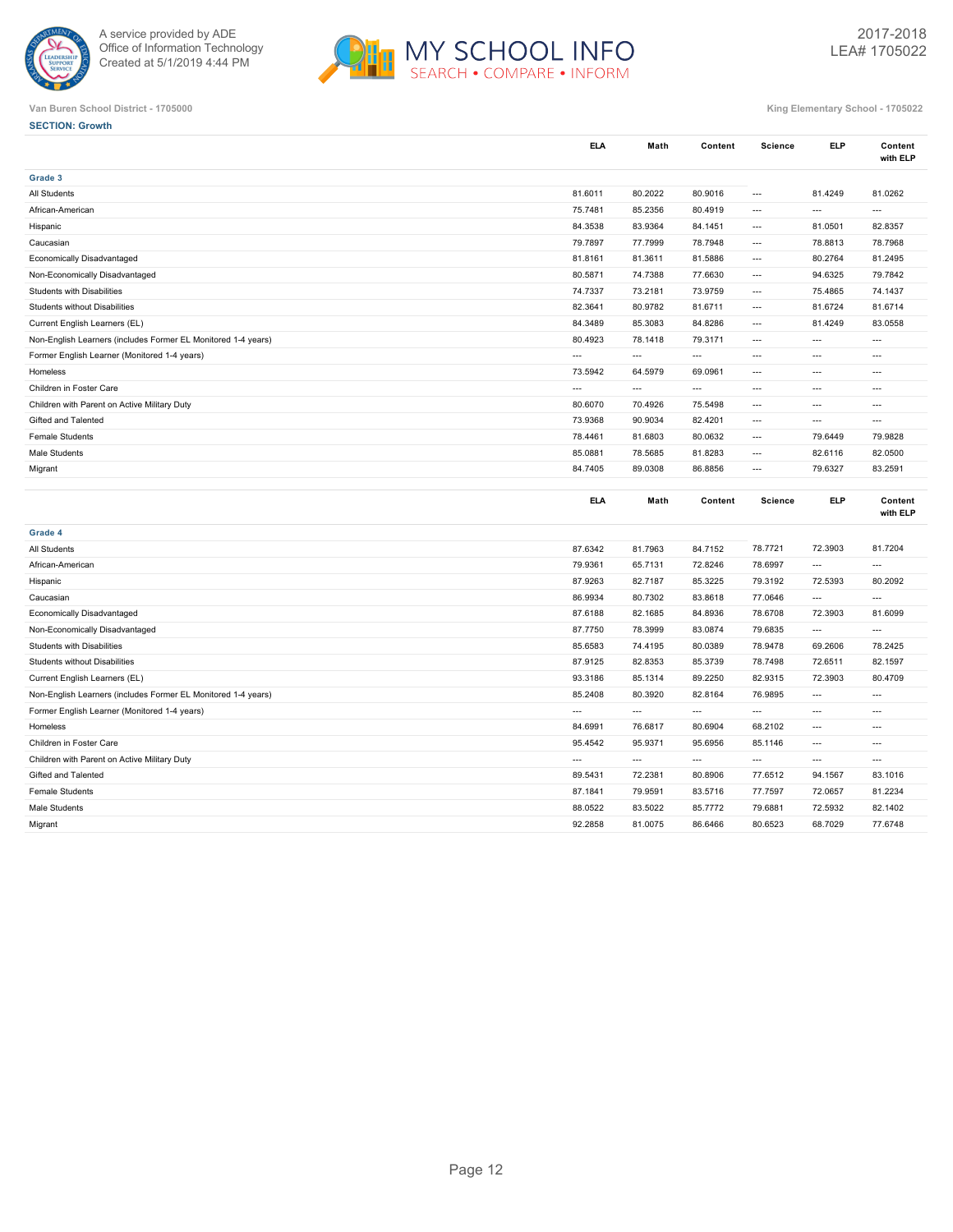Van Buren School District - 1705000

King Elementary School - 1705022

**SECTION: Growth**

| | ELA | Math | Content | Science | ELP | Content with ELP |
|---|---|---|---|---|---|---|
| **Grade 3** | | | | | | |
| All Students | 81.6011 | 80.2022 | 80.9016 | --- | 81.4249 | 81.0262 |
| African-American | 75.7481 | 85.2356 | 80.4919 | --- | --- | --- |
| Hispanic | 84.3538 | 83.9364 | 84.1451 | --- | 81.0501 | 82.8357 |
| Caucasian | 79.7897 | 77.7999 | 78.7948 | --- | 78.8813 | 78.7968 |
| Economically Disadvantaged | 81.8161 | 81.3611 | 81.5886 | --- | 80.2764 | 81.2495 |
| Non-Economically Disadvantaged | 80.5871 | 74.7388 | 77.6630 | --- | 94.6325 | 79.7842 |
| Students with Disabilities | 74.7337 | 73.2181 | 73.9759 | --- | 75.4865 | 74.1437 |
| Students without Disabilities | 82.3641 | 80.9782 | 81.6711 | --- | 81.6724 | 81.6714 |
| Current English Learners (EL) | 84.3489 | 85.3083 | 84.8286 | --- | 81.4249 | 83.0558 |
| Non-English Learners (includes Former EL Monitored 1-4 years) | 80.4923 | 78.1418 | 79.3171 | --- | --- | --- |
| Former English Learner (Monitored 1-4 years) | --- | --- | --- | --- | --- | --- |
| Homeless | 73.5942 | 64.5979 | 69.0961 | --- | --- | --- |
| Children in Foster Care | --- | --- | --- | --- | --- | --- |
| Children with Parent on Active Military Duty | 80.6070 | 70.4926 | 75.5498 | --- | --- | --- |
| Gifted and Talented | 73.9368 | 90.9034 | 82.4201 | --- | --- | --- |
| Female Students | 78.4461 | 81.6803 | 80.0632 | --- | 79.6449 | 79.9828 |
| Male Students | 85.0881 | 78.5685 | 81.8283 | --- | 82.6116 | 82.0500 |
| Migrant | 84.7405 | 89.0308 | 86.8856 | --- | 79.6327 | 83.2591 |

| | ELA | Math | Content | Science | ELP | Content with ELP |
|---|---|---|---|---|---|---|
| **Grade 4** | | | | | | |
| All Students | 87.6342 | 81.7963 | 84.7152 | 78.7721 | 72.3903 | 81.7204 |
| African-American | 79.9361 | 65.7131 | 72.8246 | 78.6997 | --- | --- |
| Hispanic | 87.9263 | 82.7187 | 85.3225 | 79.3192 | 72.5393 | 80.2092 |
| Caucasian | 86.9934 | 80.7302 | 83.8618 | 77.0646 | --- | --- |
| Economically Disadvantaged | 87.6188 | 82.1685 | 84.8936 | 78.6708 | 72.3903 | 81.6099 |
| Non-Economically Disadvantaged | 87.7750 | 78.3999 | 83.0874 | 79.6835 | --- | --- |
| Students with Disabilities | 85.6583 | 74.4195 | 80.0389 | 78.9478 | 69.2606 | 78.2425 |
| Students without Disabilities | 87.9125 | 82.8353 | 85.3739 | 78.7498 | 72.6511 | 82.1597 |
| Current English Learners (EL) | 93.3186 | 85.1314 | 89.2250 | 82.9315 | 72.3903 | 80.4709 |
| Non-English Learners (includes Former EL Monitored 1-4 years) | 85.2408 | 80.3920 | 82.8164 | 76.9895 | --- | --- |
| Former English Learner (Monitored 1-4 years) | --- | --- | --- | --- | --- | --- |
| Homeless | 84.6991 | 76.6817 | 80.6904 | 68.2102 | --- | --- |
| Children in Foster Care | 95.4542 | 95.9371 | 95.6956 | 85.1146 | --- | --- |
| Children with Parent on Active Military Duty | --- | --- | --- | --- | --- | --- |
| Gifted and Talented | 89.5431 | 72.2381 | 80.8906 | 77.6512 | 94.1567 | 83.1016 |
| Female Students | 87.1841 | 79.9591 | 83.5716 | 77.7597 | 72.0657 | 81.2234 |
| Male Students | 88.0522 | 83.5022 | 85.7772 | 79.6881 | 72.5932 | 82.1402 |
| Migrant | 92.2858 | 81.0075 | 86.6466 | 80.6523 | 68.7029 | 77.6748 |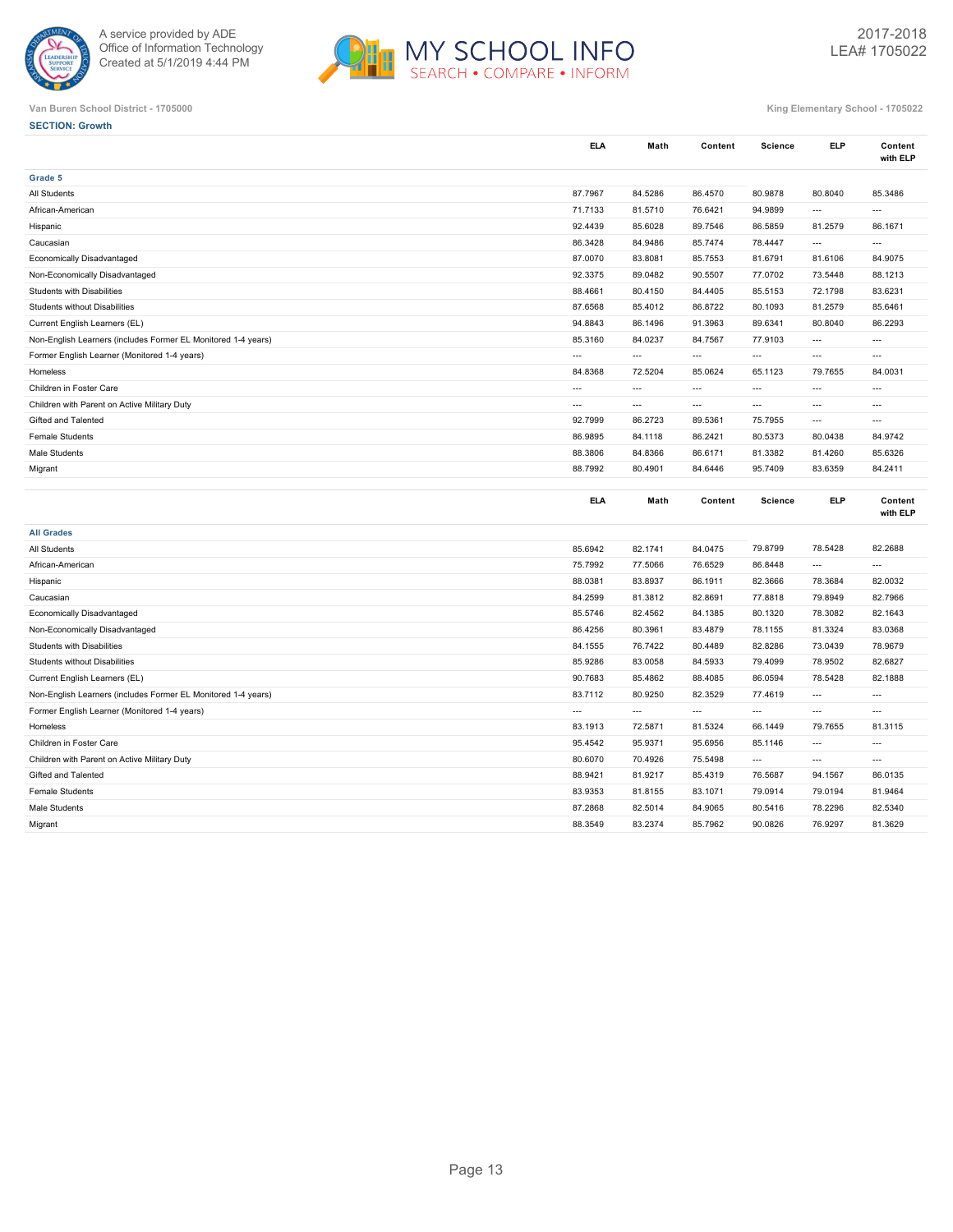Van Buren School District - 1705000

King Elementary School - 1705022

**SECTION: Growth**

| | ELA | Math | Content | Science | ELP | Content with ELP |
|---|---|---|---|---|---|---|
| **Grade 5** | | | | | | |
| All Students | 87.7967 | 84.5286 | 86.4570 | 80.9878 | 80.8040 | 85.3486 |
| African-American | 71.7133 | 81.5710 | 76.6421 | 94.9899 | --- | --- |
| Hispanic | 92.4439 | 85.6028 | 89.7546 | 86.5859 | 81.2579 | 86.1671 |
| Caucasian | 86.3428 | 84.9486 | 85.7474 | 78.4447 | --- | --- |
| Economically Disadvantaged | 87.0070 | 83.8081 | 85.7553 | 81.6791 | 81.6106 | 84.9075 |
| Non-Economically Disadvantaged | 92.3375 | 89.0482 | 90.5507 | 77.0702 | 73.5448 | 88.1213 |
| Students with Disabilities | 88.4661 | 80.4150 | 84.4405 | 85.5153 | 72.1798 | 83.6231 |
| Students without Disabilities | 87.6568 | 85.4012 | 86.8722 | 80.1093 | 81.2579 | 85.6461 |
| Current English Learners (EL) | 94.8843 | 86.1496 | 91.3963 | 89.6341 | 80.8040 | 86.2293 |
| Non-English Learners (includes Former EL Monitored 1-4 years) | 85.3160 | 84.0237 | 84.7567 | 77.9103 | --- | --- |
| Former English Learner (Monitored 1-4 years) | --- | --- | --- | --- | --- | --- |
| Homeless | 84.8368 | 72.5204 | 85.0624 | 65.1123 | 79.7655 | 84.0031 |
| Children in Foster Care | --- | --- | --- | --- | --- | --- |
| Children with Parent on Active Military Duty | --- | --- | --- | --- | --- | --- |
| Gifted and Talented | 92.7999 | 86.2723 | 89.5361 | 75.7955 | --- | --- |
| Female Students | 86.9895 | 84.1118 | 86.2421 | 80.5373 | 80.0438 | 84.9742 |
| Male Students | 88.3806 | 84.8366 | 86.6171 | 81.3382 | 81.4260 | 85.6326 |
| Migrant | 88.7992 | 80.4901 | 84.6446 | 95.7409 | 83.6359 | 84.2411 |

| | ELA | Math | Content | Science | ELP | Content with ELP |
|---|---|---|---|---|---|---|
| **All Grades** | | | | | | |
| All Students | 85.6942 | 82.1741 | 84.0475 | 79.8799 | 78.5428 | 82.2688 |
| African-American | 75.7992 | 77.5066 | 76.6529 | 86.8448 | --- | --- |
| Hispanic | 88.0381 | 83.8937 | 86.1911 | 82.3666 | 78.3684 | 82.0032 |
| Caucasian | 84.2599 | 81.3812 | 82.8691 | 77.8818 | 79.8949 | 82.7966 |
| Economically Disadvantaged | 85.5746 | 82.4562 | 84.1385 | 80.1320 | 78.3082 | 82.1643 |
| Non-Economically Disadvantaged | 86.4256 | 80.3961 | 83.4879 | 78.1155 | 81.3324 | 83.0368 |
| Students with Disabilities | 84.1555 | 76.7422 | 80.4489 | 82.8286 | 73.0439 | 78.9679 |
| Students without Disabilities | 85.9286 | 83.0058 | 84.5933 | 79.4099 | 78.9502 | 82.6827 |
| Current English Learners (EL) | 90.7683 | 85.4862 | 88.4085 | 86.0594 | 78.5428 | 82.1888 |
| Non-English Learners (includes Former EL Monitored 1-4 years) | 83.7112 | 80.9250 | 82.3529 | 77.4619 | --- | --- |
| Former English Learner (Monitored 1-4 years) | --- | --- | --- | --- | --- | --- |
| Homeless | 83.1913 | 72.5871 | 81.5324 | 66.1449 | 79.7655 | 81.3115 |
| Children in Foster Care | 95.4542 | 95.9371 | 95.6956 | 85.1146 | --- | --- |
| Children with Parent on Active Military Duty | 80.6070 | 70.4926 | 75.5498 | --- | --- | --- |
| Gifted and Talented | 88.9421 | 81.9217 | 85.4319 | 76.5687 | 94.1567 | 86.0135 |
| Female Students | 83.9353 | 81.8155 | 83.1071 | 79.0914 | 79.0194 | 81.9464 |
| Male Students | 87.2868 | 82.5014 | 84.9065 | 80.5416 | 78.2296 | 82.5340 |
| Migrant | 88.3549 | 83.2374 | 85.7962 | 90.0826 | 76.9297 | 81.3629 |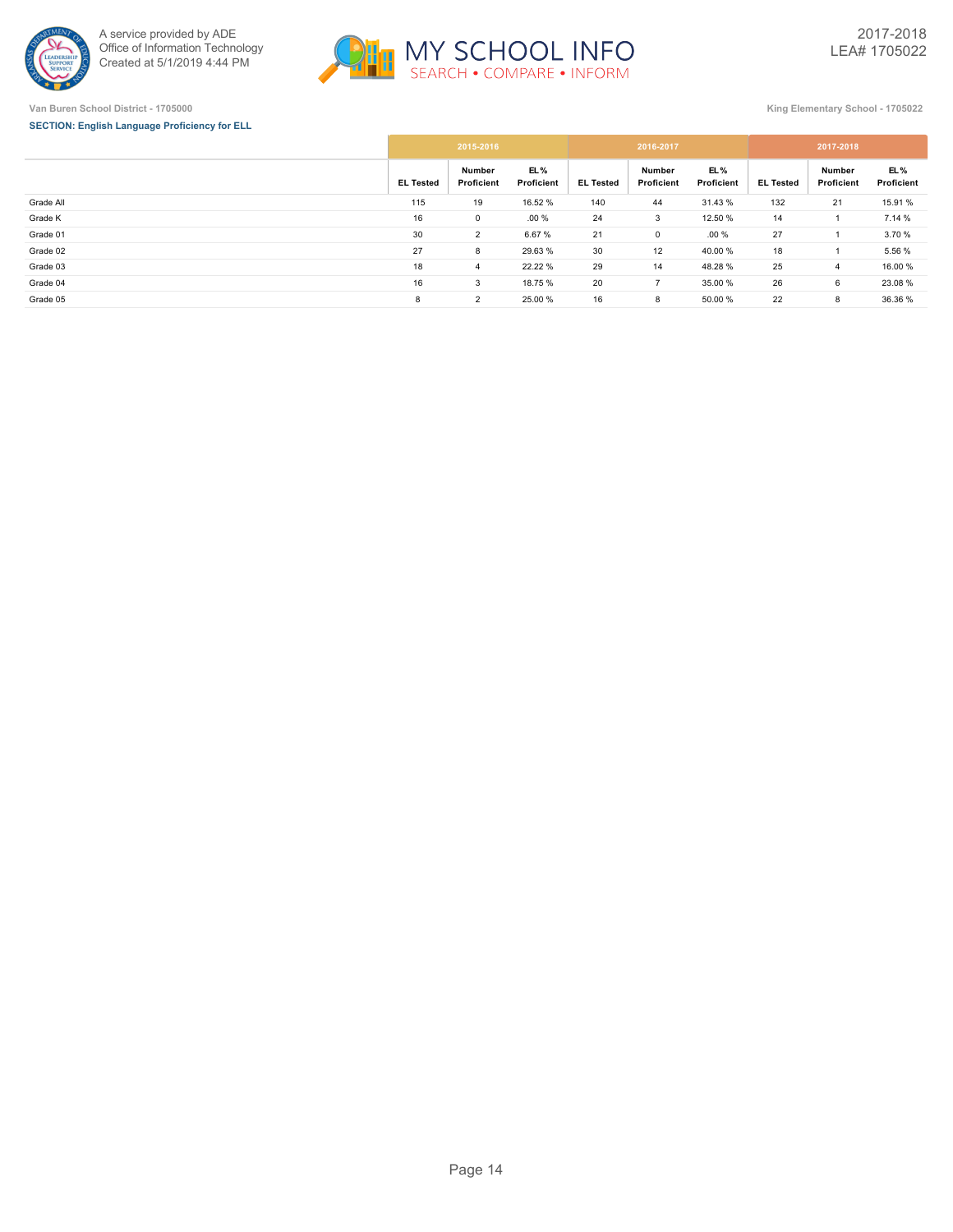Van Buren School District - 1705000

King Elementary School - 1705022

**SECTION: English Language Proficiency for ELL**

| | 2015-2016 | | | 2016-2017 | | | 2017-2018 | | |
|---|---|---|---|---|---|---|---|---|---|
| | EL Tested | Number Proficient | EL % Proficient | EL Tested | Number Proficient | EL % Proficient | EL Tested | Number Proficient | EL % Proficient |
| Grade All | 115 | 19 | 16.52 % | 140 | 44 | 31.43 % | 132 | 21 | 15.91 % |
| Grade K | 16 | 0 | .00 % | 24 | 3 | 12.50 % | 14 | 1 | 7.14 % |
| Grade 01 | 30 | 2 | 6.67 % | 21 | 0 | .00 % | 27 | 1 | 3.70 % |
| Grade 02 | 27 | 8 | 29.63 % | 30 | 12 | 40.00 % | 18 | 1 | 5.56 % |
| Grade 03 | 18 | 4 | 22.22 % | 29 | 14 | 48.28 % | 25 | 4 | 16.00 % |
| Grade 04 | 16 | 3 | 18.75 % | 20 | 7 | 35.00 % | 26 | 6 | 23.08 % |
| Grade 05 | 8 | 2 | 25.00 % | 16 | 8 | 50.00 % | 22 | 8 | 36.36 % |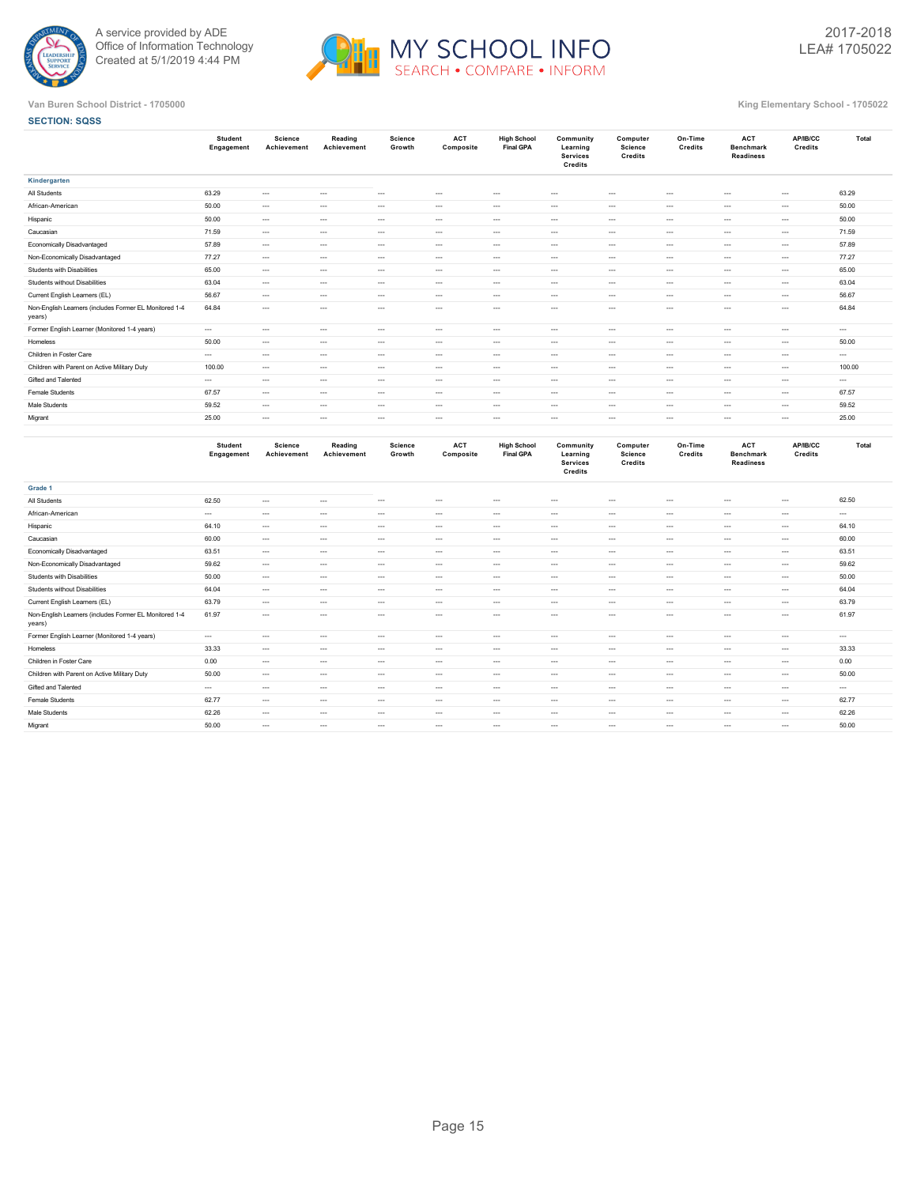Van Buren School District - 1705000

King Elementary School - 1705022

**SECTION: SQSS**

| | Student Engagement | Science Achievement | Reading Achievement | Science Growth | ACT Composite | High School Final GPA | Community Learning Services Credits | Computer Science Credits | On-Time Credits | ACT Benchmark Readiness | AP/IB/CC Credits | Total |
|---|---|---|---|---|---|---|---|---|---|---|---|---|
| **Kindergarten** | | | | | | | | | | | | |
| All Students | 63.29 | --- | --- | --- | --- | --- | --- | --- | --- | --- | --- | 63.29 |
| African-American | 50.00 | --- | --- | --- | --- | --- | --- | --- | --- | --- | --- | 50.00 |
| Hispanic | 50.00 | --- | --- | --- | --- | --- | --- | --- | --- | --- | --- | 50.00 |
| Caucasian | 71.59 | --- | --- | --- | --- | --- | --- | --- | --- | --- | --- | 71.59 |
| Economically Disadvantaged | 57.89 | --- | --- | --- | --- | --- | --- | --- | --- | --- | --- | 57.89 |
| Non-Economically Disadvantaged | 77.27 | --- | --- | --- | --- | --- | --- | --- | --- | --- | --- | 77.27 |
| Students with Disabilities | 65.00 | --- | --- | --- | --- | --- | --- | --- | --- | --- | --- | 65.00 |
| Students without Disabilities | 63.04 | --- | --- | --- | --- | --- | --- | --- | --- | --- | --- | 63.04 |
| Current English Learners (EL) | 56.67 | --- | --- | --- | --- | --- | --- | --- | --- | --- | --- | 56.67 |
| Non-English Learners (includes Former EL Monitored 1-4 years) | 64.84 | --- | --- | --- | --- | --- | --- | --- | --- | --- | --- | 64.84 |
| Former English Learner (Monitored 1-4 years) | --- | --- | --- | --- | --- | --- | --- | --- | --- | --- | --- | --- |
| Homeless | 50.00 | --- | --- | --- | --- | --- | --- | --- | --- | --- | --- | 50.00 |
| Children in Foster Care | --- | --- | --- | --- | --- | --- | --- | --- | --- | --- | --- | --- |
| Children with Parent on Active Military Duty | 100.00 | --- | --- | --- | --- | --- | --- | --- | --- | --- | --- | 100.00 |
| Gifted and Talented | --- | --- | --- | --- | --- | --- | --- | --- | --- | --- | --- | --- |
| Female Students | 67.57 | --- | --- | --- | --- | --- | --- | --- | --- | --- | --- | 67.57 |
| Male Students | 59.52 | --- | --- | --- | --- | --- | --- | --- | --- | --- | --- | 59.52 |
| Migrant | 25.00 | --- | --- | --- | --- | --- | --- | --- | --- | --- | --- | 25.00 |

| | Student Engagement | Science Achievement | Reading Achievement | Science Growth | ACT Composite | High School Final GPA | Community Learning Services Credits | Computer Science Credits | On-Time Credits | ACT Benchmark Readiness | AP/IB/CC Credits | Total |
|---|---|---|---|---|---|---|---|---|---|---|---|---|
| **Grade 1** | | | | | | | | | | | | |
| All Students | 62.50 | --- | --- | --- | --- | --- | --- | --- | --- | --- | --- | 62.50 |
| African-American | --- | --- | --- | --- | --- | --- | --- | --- | --- | --- | --- | --- |
| Hispanic | 64.10 | --- | --- | --- | --- | --- | --- | --- | --- | --- | --- | 64.10 |
| Caucasian | 60.00 | --- | --- | --- | --- | --- | --- | --- | --- | --- | --- | 60.00 |
| Economically Disadvantaged | 63.51 | --- | --- | --- | --- | --- | --- | --- | --- | --- | --- | 63.51 |
| Non-Economically Disadvantaged | 59.62 | --- | --- | --- | --- | --- | --- | --- | --- | --- | --- | 59.62 |
| Students with Disabilities | 50.00 | --- | --- | --- | --- | --- | --- | --- | --- | --- | --- | 50.00 |
| Students without Disabilities | 64.04 | --- | --- | --- | --- | --- | --- | --- | --- | --- | --- | 64.04 |
| Current English Learners (EL) | 63.79 | --- | --- | --- | --- | --- | --- | --- | --- | --- | --- | 63.79 |
| Non-English Learners (includes Former EL Monitored 1-4 years) | 61.97 | --- | --- | --- | --- | --- | --- | --- | --- | --- | --- | 61.97 |
| Former English Learner (Monitored 1-4 years) | --- | --- | --- | --- | --- | --- | --- | --- | --- | --- | --- | --- |
| Homeless | 33.33 | --- | --- | --- | --- | --- | --- | --- | --- | --- | --- | 33.33 |
| Children in Foster Care | 0.00 | --- | --- | --- | --- | --- | --- | --- | --- | --- | --- | 0.00 |
| Children with Parent on Active Military Duty | 50.00 | --- | --- | --- | --- | --- | --- | --- | --- | --- | --- | 50.00 |
| Gifted and Talented | --- | --- | --- | --- | --- | --- | --- | --- | --- | --- | --- | --- |
| Female Students | 62.77 | --- | --- | --- | --- | --- | --- | --- | --- | --- | --- | 62.77 |
| Male Students | 62.26 | --- | --- | --- | --- | --- | --- | --- | --- | --- | --- | 62.26 |
| Migrant | 50.00 | --- | --- | --- | --- | --- | --- | --- | --- | --- | --- | 50.00 |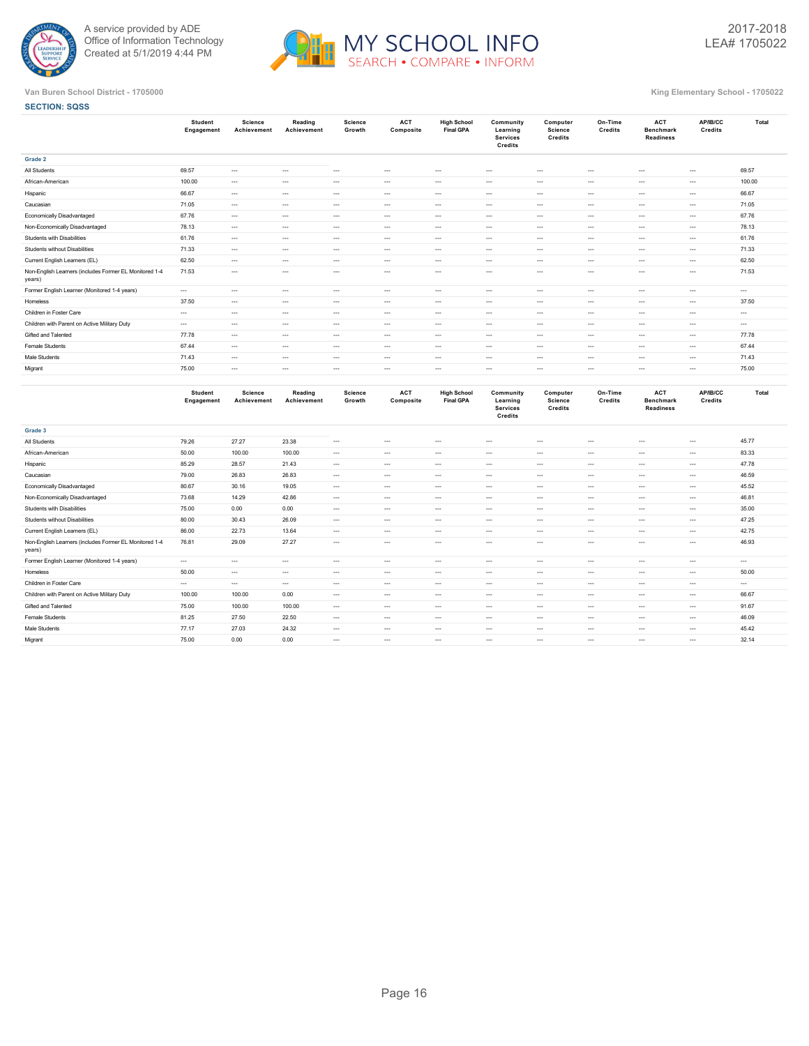Van Buren School District - 1705000

King Elementary School - 1705022

2017-2018
LEA# 1705022

**SECTION: SQSS**

| | Student Engagement | Science Achievement | Reading Achievement | Science Growth | ACT Composite | High School Final GPA | Community Learning Services Credits | Computer Science Credits | On-Time Credits | ACT Benchmark Readiness | AP/IB/CC Credits | Total |
|---|---|---|---|---|---|---|---|---|---|---|---|---|
| **Grade 2** | | | | | | | | | | | | |
| All Students | 69.57 | --- | --- | --- | --- | --- | --- | --- | --- | --- | --- | 69.57 |
| African-American | 100.00 | --- | --- | --- | --- | --- | --- | --- | --- | --- | --- | 100.00 |
| Hispanic | 66.67 | --- | --- | --- | --- | --- | --- | --- | --- | --- | --- | 66.67 |
| Caucasian | 71.05 | --- | --- | --- | --- | --- | --- | --- | --- | --- | --- | 71.05 |
| Economically Disadvantaged | 67.76 | --- | --- | --- | --- | --- | --- | --- | --- | --- | --- | 67.76 |
| Non-Economically Disadvantaged | 78.13 | --- | --- | --- | --- | --- | --- | --- | --- | --- | --- | 78.13 |
| Students with Disabilities | 61.76 | --- | --- | --- | --- | --- | --- | --- | --- | --- | --- | 61.76 |
| Students without Disabilities | 71.33 | --- | --- | --- | --- | --- | --- | --- | --- | --- | --- | 71.33 |
| Current English Learners (EL) | 62.50 | --- | --- | --- | --- | --- | --- | --- | --- | --- | --- | 62.50 |
| Non-English Learners (includes Former EL Monitored 1-4 years) | 71.53 | --- | --- | --- | --- | --- | --- | --- | --- | --- | --- | 71.53 |
| Former English Learner (Monitored 1-4 years) | --- | --- | --- | --- | --- | --- | --- | --- | --- | --- | --- | --- |
| Homeless | 37.50 | --- | --- | --- | --- | --- | --- | --- | --- | --- | --- | 37.50 |
| Children in Foster Care | --- | --- | --- | --- | --- | --- | --- | --- | --- | --- | --- | --- |
| Children with Parent on Active Military Duty | --- | --- | --- | --- | --- | --- | --- | --- | --- | --- | --- | --- |
| Gifted and Talented | 77.78 | --- | --- | --- | --- | --- | --- | --- | --- | --- | --- | 77.78 |
| Female Students | 67.44 | --- | --- | --- | --- | --- | --- | --- | --- | --- | --- | 67.44 |
| Male Students | 71.43 | --- | --- | --- | --- | --- | --- | --- | --- | --- | --- | 71.43 |
| Migrant | 75.00 | --- | --- | --- | --- | --- | --- | --- | --- | --- | --- | 75.00 |

| | Student Engagement | Science Achievement | Reading Achievement | Science Growth | ACT Composite | High School Final GPA | Community Learning Services Credits | Computer Science Credits | On-Time Credits | ACT Benchmark Readiness | AP/IB/CC Credits | Total |
|---|---|---|---|---|---|---|---|---|---|---|---|---|
| **Grade 3** | | | | | | | | | | | | |
| All Students | 79.26 | 27.27 | 23.38 | --- | --- | --- | --- | --- | --- | --- | --- | 45.77 |
| African-American | 50.00 | 100.00 | 100.00 | --- | --- | --- | --- | --- | --- | --- | --- | 83.33 |
| Hispanic | 85.29 | 28.57 | 21.43 | --- | --- | --- | --- | --- | --- | --- | --- | 47.78 |
| Caucasian | 79.00 | 26.83 | 26.83 | --- | --- | --- | --- | --- | --- | --- | --- | 46.59 |
| Economically Disadvantaged | 80.67 | 30.16 | 19.05 | --- | --- | --- | --- | --- | --- | --- | --- | 45.52 |
| Non-Economically Disadvantaged | 73.68 | 14.29 | 42.86 | --- | --- | --- | --- | --- | --- | --- | --- | 46.81 |
| Students with Disabilities | 75.00 | 0.00 | 0.00 | --- | --- | --- | --- | --- | --- | --- | --- | 35.00 |
| Students without Disabilities | 80.00 | 30.43 | 26.09 | --- | --- | --- | --- | --- | --- | --- | --- | 47.25 |
| Current English Learners (EL) | 86.00 | 22.73 | 13.64 | --- | --- | --- | --- | --- | --- | --- | --- | 42.75 |
| Non-English Learners (includes Former EL Monitored 1-4 years) | 76.81 | 29.09 | 27.27 | --- | --- | --- | --- | --- | --- | --- | --- | 46.93 |
| Former English Learner (Monitored 1-4 years) | --- | --- | --- | --- | --- | --- | --- | --- | --- | --- | --- | --- |
| Homeless | 50.00 | --- | --- | --- | --- | --- | --- | --- | --- | --- | --- | 50.00 |
| Children in Foster Care | --- | --- | --- | --- | --- | --- | --- | --- | --- | --- | --- | --- |
| Children with Parent on Active Military Duty | 100.00 | 100.00 | 0.00 | --- | --- | --- | --- | --- | --- | --- | --- | 66.67 |
| Gifted and Talented | 75.00 | 100.00 | 100.00 | --- | --- | --- | --- | --- | --- | --- | --- | 91.67 |
| Female Students | 81.25 | 27.50 | 22.50 | --- | --- | --- | --- | --- | --- | --- | --- | 46.09 |
| Male Students | 77.17 | 27.03 | 24.32 | --- | --- | --- | --- | --- | --- | --- | --- | 45.42 |
| Migrant | 75.00 | 0.00 | 0.00 | --- | --- | --- | --- | --- | --- | --- | --- | 32.14 |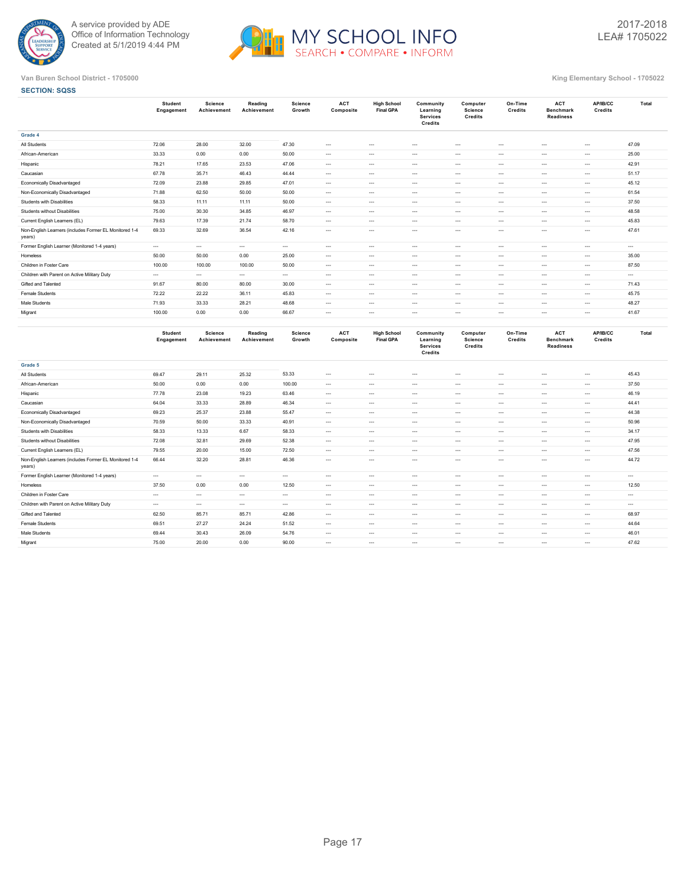Van Buren School District - 1705000

King Elementary School - 1705022

**SECTION: SQSS**

| | Student Engagement | Science Achievement | Reading Achievement | Science Growth | ACT Composite | High School Final GPA | Community Learning Services Credits | Computer Science Credits | On-Time Credits | ACT Benchmark Readiness | AP/IB/CC Credits | Total |
|---|---|---|---|---|---|---|---|---|---|---|---|---|
| **Grade 4** | | | | | | | | | | | | |
| All Students | 72.06 | 28.00 | 32.00 | 47.30 | --- | --- | --- | --- | --- | --- | --- | 47.09 |
| African-American | 33.33 | 0.00 | 0.00 | 50.00 | --- | --- | --- | --- | --- | --- | --- | 25.00 |
| Hispanic | 78.21 | 17.65 | 23.53 | 47.06 | --- | --- | --- | --- | --- | --- | --- | 42.91 |
| Caucasian | 67.78 | 35.71 | 46.43 | 44.44 | --- | --- | --- | --- | --- | --- | --- | 51.17 |
| Economically Disadvantaged | 72.09 | 23.88 | 29.85 | 47.01 | --- | --- | --- | --- | --- | --- | --- | 45.12 |
| Non-Economically Disadvantaged | 71.88 | 62.50 | 50.00 | 50.00 | --- | --- | --- | --- | --- | --- | --- | 61.54 |
| Students with Disabilities | 58.33 | 11.11 | 11.11 | 50.00 | --- | --- | --- | --- | --- | --- | --- | 37.50 |
| Students without Disabilities | 75.00 | 30.30 | 34.85 | 46.97 | --- | --- | --- | --- | --- | --- | --- | 48.58 |
| Current English Learners (EL) | 79.63 | 17.39 | 21.74 | 58.70 | --- | --- | --- | --- | --- | --- | --- | 45.83 |
| Non-English Learners (includes Former EL Monitored 1-4 years) | 69.33 | 32.69 | 36.54 | 42.16 | --- | --- | --- | --- | --- | --- | --- | 47.61 |
| Former English Learner (Monitored 1-4 years) | --- | --- | --- | --- | --- | --- | --- | --- | --- | --- | --- | --- |
| Homeless | 50.00 | 50.00 | 0.00 | 25.00 | --- | --- | --- | --- | --- | --- | --- | 35.00 |
| Children in Foster Care | 100.00 | 100.00 | 100.00 | 50.00 | --- | --- | --- | --- | --- | --- | --- | 87.50 |
| Children with Parent on Active Military Duty | --- | --- | --- | --- | --- | --- | --- | --- | --- | --- | --- | --- |
| Gifted and Talented | 91.67 | 80.00 | 80.00 | 30.00 | --- | --- | --- | --- | --- | --- | --- | 71.43 |
| Female Students | 72.22 | 22.22 | 36.11 | 45.83 | --- | --- | --- | --- | --- | --- | --- | 45.75 |
| Male Students | 71.93 | 33.33 | 28.21 | 48.68 | --- | --- | --- | --- | --- | --- | --- | 48.27 |
| Migrant | 100.00 | 0.00 | 0.00 | 66.67 | --- | --- | --- | --- | --- | --- | --- | 41.67 |

| | Student Engagement | Science Achievement | Reading Achievement | Science Growth | ACT Composite | High School Final GPA | Community Learning Services Credits | Computer Science Credits | On-Time Credits | ACT Benchmark Readiness | AP/IB/CC Credits | Total |
|---|---|---|---|---|---|---|---|---|---|---|---|---|
| **Grade 5** | | | | | | | | | | | | |
| All Students | 69.47 | 29.11 | 25.32 | 53.33 | --- | --- | --- | --- | --- | --- | --- | 45.43 |
| African-American | 50.00 | 0.00 | 0.00 | 100.00 | --- | --- | --- | --- | --- | --- | --- | 37.50 |
| Hispanic | 77.78 | 23.08 | 19.23 | 63.46 | --- | --- | --- | --- | --- | --- | --- | 46.19 |
| Caucasian | 64.04 | 33.33 | 28.89 | 46.34 | --- | --- | --- | --- | --- | --- | --- | 44.41 |
| Economically Disadvantaged | 69.23 | 25.37 | 23.88 | 55.47 | --- | --- | --- | --- | --- | --- | --- | 44.38 |
| Non-Economically Disadvantaged | 70.59 | 50.00 | 33.33 | 40.91 | --- | --- | --- | --- | --- | --- | --- | 50.96 |
| Students with Disabilities | 58.33 | 13.33 | 6.67 | 58.33 | --- | --- | --- | --- | --- | --- | --- | 34.17 |
| Students without Disabilities | 72.08 | 32.81 | 29.69 | 52.38 | --- | --- | --- | --- | --- | --- | --- | 47.95 |
| Current English Learners (EL) | 79.55 | 20.00 | 15.00 | 72.50 | --- | --- | --- | --- | --- | --- | --- | 47.56 |
| Non-English Learners (includes Former EL Monitored 1-4 years) | 66.44 | 32.20 | 28.81 | 46.36 | --- | --- | --- | --- | --- | --- | --- | 44.72 |
| Former English Learner (Monitored 1-4 years) | --- | --- | --- | --- | --- | --- | --- | --- | --- | --- | --- | --- |
| Homeless | 37.50 | 0.00 | 0.00 | 12.50 | --- | --- | --- | --- | --- | --- | --- | 12.50 |
| Children in Foster Care | --- | --- | --- | --- | --- | --- | --- | --- | --- | --- | --- | --- |
| Children with Parent on Active Military Duty | --- | --- | --- | --- | --- | --- | --- | --- | --- | --- | --- | --- |
| Gifted and Talented | 62.50 | 85.71 | 85.71 | 42.86 | --- | --- | --- | --- | --- | --- | --- | 68.97 |
| Female Students | 69.51 | 27.27 | 24.24 | 51.52 | --- | --- | --- | --- | --- | --- | --- | 44.64 |
| Male Students | 69.44 | 30.43 | 26.09 | 54.76 | --- | --- | --- | --- | --- | --- | --- | 46.01 |
| Migrant | 75.00 | 20.00 | 0.00 | 90.00 | --- | --- | --- | --- | --- | --- | --- | 47.62 |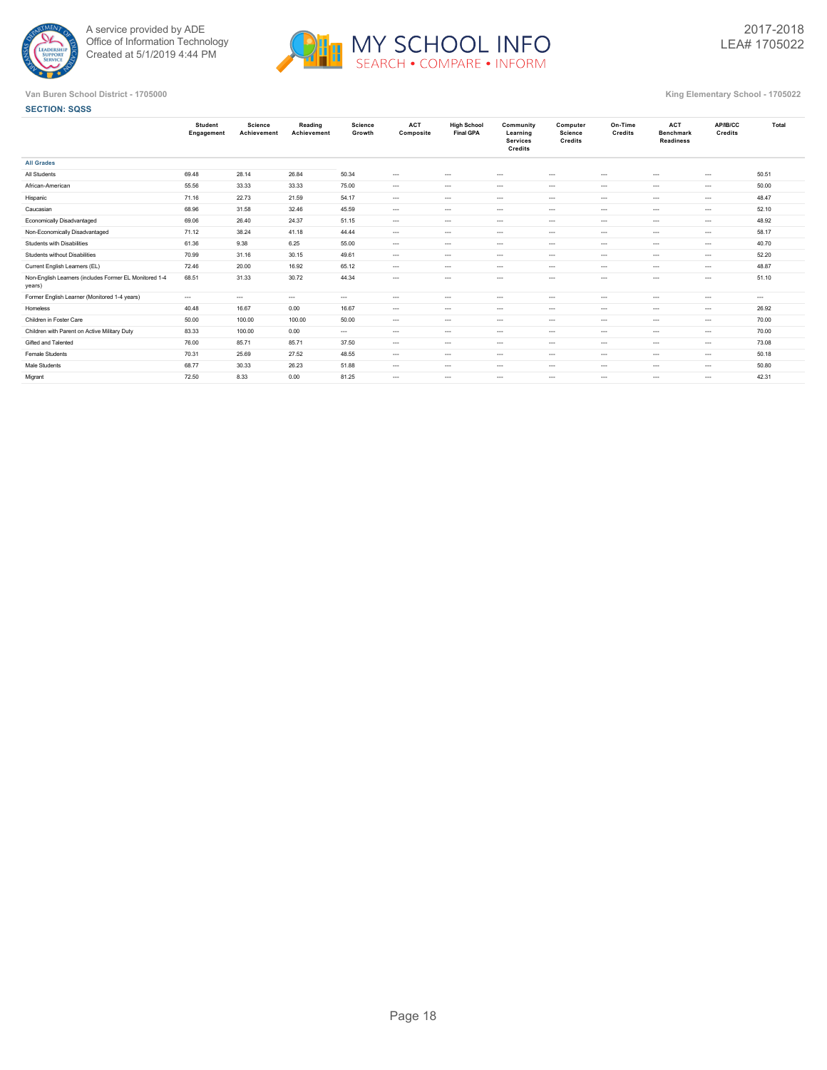A service provided by ADE
Office of Information Technology
Created at 5/1/2019 4:44 PM

# MY SCHOOL INFO

SEARCH • COMPARE • INFORM

2017-2018
LEA# 1705022

Van Buren School District - 1705000

King Elementary School - 1705022

**SECTION: SQSS**

| | Student Engagement | Science Achievement | Reading Achievement | Science Growth | ACT Composite | High School Final GPA | Community Learning Services Credits | Computer Science Credits | On-Time Credits | ACT Benchmark Readiness | AP/IB/CC Credits | Total |
|---|---|---|---|---|---|---|---|---|---|---|---|---|
| **All Grades** | | | | | | | | | | | | |
| All Students | 69.48 | 28.14 | 26.84 | 50.34 | --- | --- | --- | --- | --- | --- | --- | 50.51 |
| African-American | 55.56 | 33.33 | 33.33 | 75.00 | --- | --- | --- | --- | --- | --- | --- | 50.00 |
| Hispanic | 71.16 | 22.73 | 21.59 | 54.17 | --- | --- | --- | --- | --- | --- | --- | 48.47 |
| Caucasian | 68.96 | 31.58 | 32.46 | 45.59 | --- | --- | --- | --- | --- | --- | --- | 52.10 |
| Economically Disadvantaged | 69.06 | 26.40 | 24.37 | 51.15 | --- | --- | --- | --- | --- | --- | --- | 48.92 |
| Non-Economically Disadvantaged | 71.12 | 38.24 | 41.18 | 44.44 | --- | --- | --- | --- | --- | --- | --- | 58.17 |
| Students with Disabilities | 61.36 | 9.38 | 6.25 | 55.00 | --- | --- | --- | --- | --- | --- | --- | 40.70 |
| Students without Disabilities | 70.99 | 31.16 | 30.15 | 49.61 | --- | --- | --- | --- | --- | --- | --- | 52.20 |
| Current English Learners (EL) | 72.46 | 20.00 | 16.92 | 65.12 | --- | --- | --- | --- | --- | --- | --- | 48.87 |
| Non-English Learners (includes Former EL Monitored 1-4 years) | 68.51 | 31.33 | 30.72 | 44.34 | --- | --- | --- | --- | --- | --- | --- | 51.10 |
| Former English Learner (Monitored 1-4 years) | --- | --- | --- | --- | --- | --- | --- | --- | --- | --- | --- | --- |
| Homeless | 40.48 | 16.67 | 0.00 | 16.67 | --- | --- | --- | --- | --- | --- | --- | 26.92 |
| Children in Foster Care | 50.00 | 100.00 | 100.00 | 50.00 | --- | --- | --- | --- | --- | --- | --- | 70.00 |
| Children with Parent on Active Military Duty | 83.33 | 100.00 | 0.00 | --- | --- | --- | --- | --- | --- | --- | --- | 70.00 |
| Gifted and Talented | 76.00 | 85.71 | 85.71 | 37.50 | --- | --- | --- | --- | --- | --- | --- | 73.08 |
| Female Students | 70.31 | 25.69 | 27.52 | 48.55 | --- | --- | --- | --- | --- | --- | --- | 50.18 |
| Male Students | 68.77 | 30.33 | 26.23 | 51.88 | --- | --- | --- | --- | --- | --- | --- | 50.80 |
| Migrant | 72.50 | 8.33 | 0.00 | 81.25 | --- | --- | --- | --- | --- | --- | --- | 42.31 |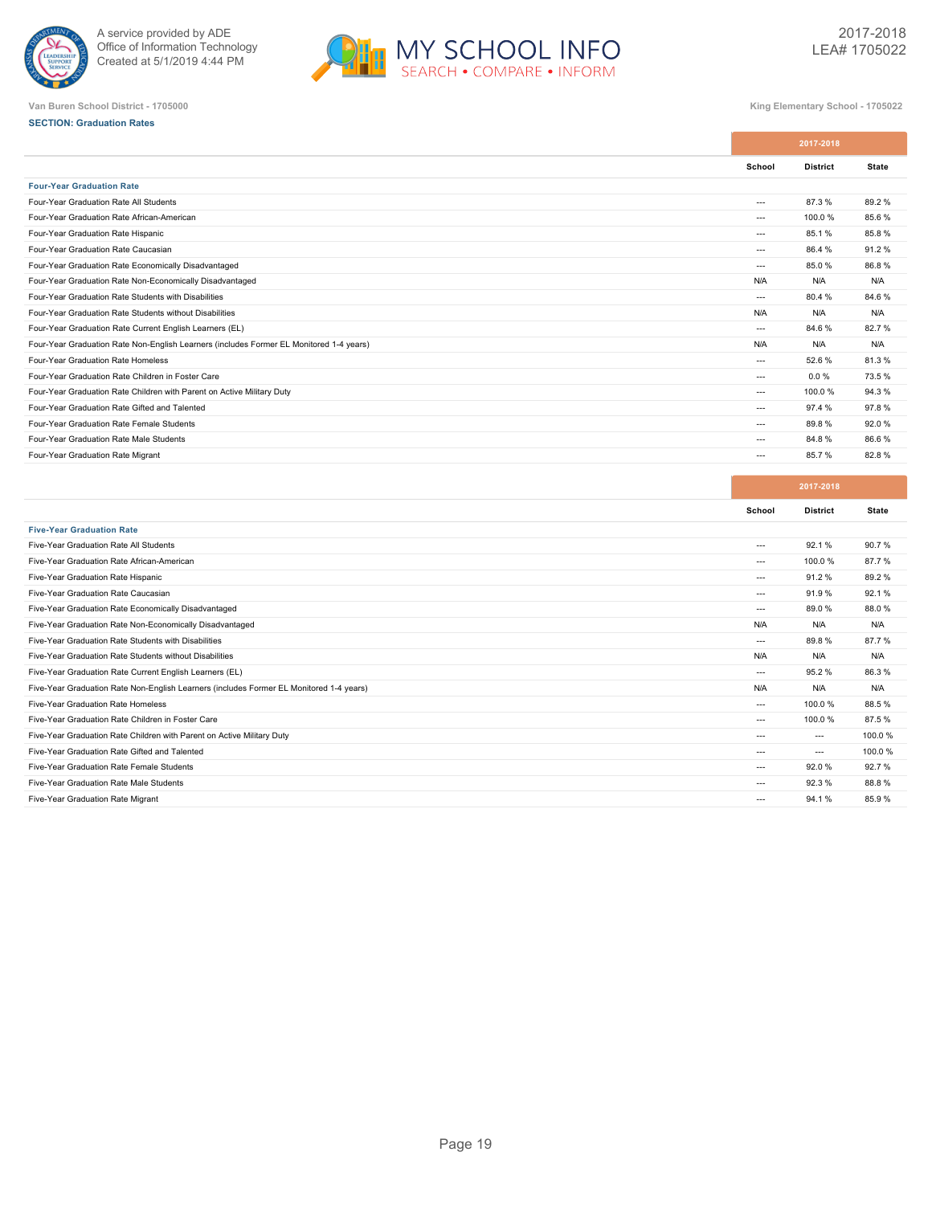Van Buren School District - 1705000

King Elementary School - 1705022

**SECTION: Graduation Rates**

| | 2017-2018 | | |
|---|---|---|---|
| | School | District | State |
| **Four-Year Graduation Rate** | | | |
| Four-Year Graduation Rate All Students | --- | 87.3 % | 89.2 % |
| Four-Year Graduation Rate African-American | --- | 100.0 % | 85.6 % |
| Four-Year Graduation Rate Hispanic | --- | 85.1 % | 85.8 % |
| Four-Year Graduation Rate Caucasian | --- | 86.4 % | 91.2 % |
| Four-Year Graduation Rate Economically Disadvantaged | --- | 85.0 % | 86.8 % |
| Four-Year Graduation Rate Non-Economically Disadvantaged | N/A | N/A | N/A |
| Four-Year Graduation Rate Students with Disabilities | --- | 80.4 % | 84.6 % |
| Four-Year Graduation Rate Students without Disabilities | N/A | N/A | N/A |
| Four-Year Graduation Rate Current English Learners (EL) | --- | 84.6 % | 82.7 % |
| Four-Year Graduation Rate Non-English Learners (includes Former EL Monitored 1-4 years) | N/A | N/A | N/A |
| Four-Year Graduation Rate Homeless | --- | 52.6 % | 81.3 % |
| Four-Year Graduation Rate Children in Foster Care | --- | 0.0 % | 73.5 % |
| Four-Year Graduation Rate Children with Parent on Active Military Duty | --- | 100.0 % | 94.3 % |
| Four-Year Graduation Rate Gifted and Talented | --- | 97.4 % | 97.8 % |
| Four-Year Graduation Rate Female Students | --- | 89.8 % | 92.0 % |
| Four-Year Graduation Rate Male Students | --- | 84.8 % | 86.6 % |
| Four-Year Graduation Rate Migrant | --- | 85.7 % | 82.8 % |

| | 2017-2018 | | |
|---|---|---|---|
| | School | District | State |
| **Five-Year Graduation Rate** | | | |
| Five-Year Graduation Rate All Students | --- | 92.1 % | 90.7 % |
| Five-Year Graduation Rate African-American | --- | 100.0 % | 87.7 % |
| Five-Year Graduation Rate Hispanic | --- | 91.2 % | 89.2 % |
| Five-Year Graduation Rate Caucasian | --- | 91.9 % | 92.1 % |
| Five-Year Graduation Rate Economically Disadvantaged | --- | 89.0 % | 88.0 % |
| Five-Year Graduation Rate Non-Economically Disadvantaged | N/A | N/A | N/A |
| Five-Year Graduation Rate Students with Disabilities | --- | 89.8 % | 87.7 % |
| Five-Year Graduation Rate Students without Disabilities | N/A | N/A | N/A |
| Five-Year Graduation Rate Current English Learners (EL) | --- | 95.2 % | 86.3 % |
| Five-Year Graduation Rate Non-English Learners (includes Former EL Monitored 1-4 years) | N/A | N/A | N/A |
| Five-Year Graduation Rate Homeless | --- | 100.0 % | 88.5 % |
| Five-Year Graduation Rate Children in Foster Care | --- | 100.0 % | 87.5 % |
| Five-Year Graduation Rate Children with Parent on Active Military Duty | --- | --- | 100.0 % |
| Five-Year Graduation Rate Gifted and Talented | --- | --- | 100.0 % |
| Five-Year Graduation Rate Female Students | --- | 92.0 % | 92.7 % |
| Five-Year Graduation Rate Male Students | --- | 92.3 % | 88.8 % |
| Five-Year Graduation Rate Migrant | --- | 94.1 % | 85.9 % |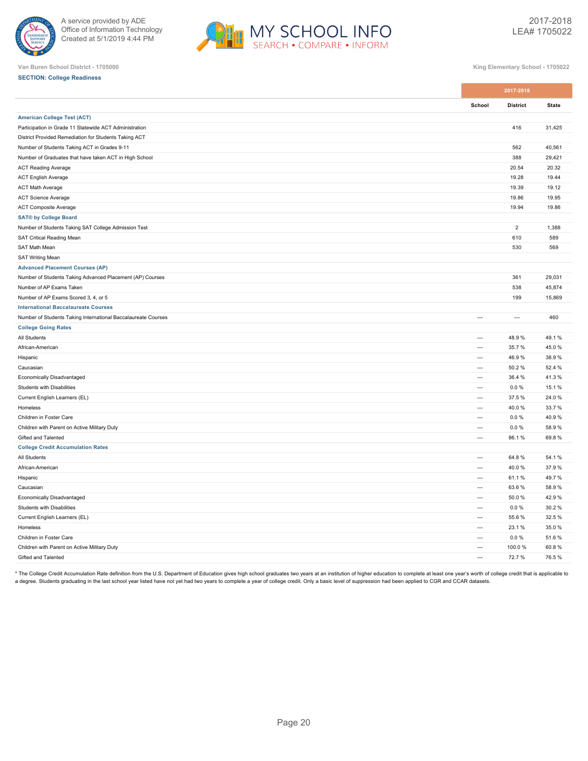Van Buren School District - 1705000

King Elementary School - 1705022

**SECTION: College Readiness**

| | 2017-2018 | | |
|---|---|---|---|
| | School | District | State |
| **American College Test (ACT)** | | | |
| Participation in Grade 11 Statewide ACT Administration | | 416 | 31,425 |
| District Provided Remediation for Students Taking ACT | | | |
| Number of Students Taking ACT in Grades 9-11 | | 562 | 40,561 |
| Number of Graduates that have taken ACT in High School | | 388 | 29,421 |
| ACT Reading Average | | 20.54 | 20.32 |
| ACT English Average | | 19.28 | 19.44 |
| ACT Math Average | | 19.39 | 19.12 |
| ACT Science Average | | 19.86 | 19.95 |
| ACT Composite Average | | 19.94 | 19.86 |
| **SAT® by College Board** | | | |
| Number of Students Taking SAT College Admission Test | | 2 | 1,388 |
| SAT Critical Reading Mean | | 610 | 589 |
| SAT Math Mean | | 530 | 569 |
| SAT Writing Mean | | | |
| **Advanced Placement Courses (AP)** | | | |
| Number of Students Taking Advanced Placement (AP) Courses | | 361 | 29,031 |
| Number of AP Exams Taken | | 538 | 45,874 |
| Number of AP Exams Scored 3, 4, or 5 | | 199 | 15,869 |
| **International Baccalaureate Courses** | | | |
| Number of Students Taking International Baccalaureate Courses | --- | --- | 460 |
| **College Going Rates** | | | |
| All Students | --- | 48.9 % | 49.1 % |
| African-American | --- | 35.7 % | 45.0 % |
| Hispanic | --- | 46.9 % | 38.9 % |
| Caucasian | --- | 50.2 % | 52.4 % |
| Economically Disadvantaged | --- | 36.4 % | 41.3 % |
| Students with Disabilities | --- | 0.0 % | 15.1 % |
| Current English Learners (EL) | --- | 37.5 % | 24.0 % |
| Homeless | --- | 40.0 % | 33.7 % |
| Children in Foster Care | --- | 0.0 % | 40.9 % |
| Children with Parent on Active Military Duty | --- | 0.0 % | 58.9 % |
| Gifted and Talented | --- | 86.1 % | 69.8 % |
| **College Credit Accumulation Rates** | | | |
| All Students | --- | 64.8 % | 54.1 % |
| African-American | --- | 40.0 % | 37.9 % |
| Hispanic | --- | 61.1 % | 49.7 % |
| Caucasian | --- | 63.6 % | 58.9 % |
| Economically Disadvantaged | --- | 50.0 % | 42.9 % |
| Students with Disabilities | --- | 0.0 % | 30.2 % |
| Current English Learners (EL) | --- | 55.6 % | 32.5 % |
| Homeless | --- | 23.1 % | 35.0 % |
| Children in Foster Care | --- | 0.0 % | 51.6 % |
| Children with Parent on Active Military Duty | --- | 100.0 % | 60.8 % |
| Gifted and Talented | --- | 72.7 % | 76.5 % |

* The College Credit Accumulation Rate definition from the U.S. Department of Education gives high school graduates two years at an institution of higher education to complete at least one year's worth of college credit that is applicable to a degree. Students graduating in the last school year listed have not yet had two years to complete a year of college credit. Only a basic level of suppression had been applied to CGR and CCAR datasets.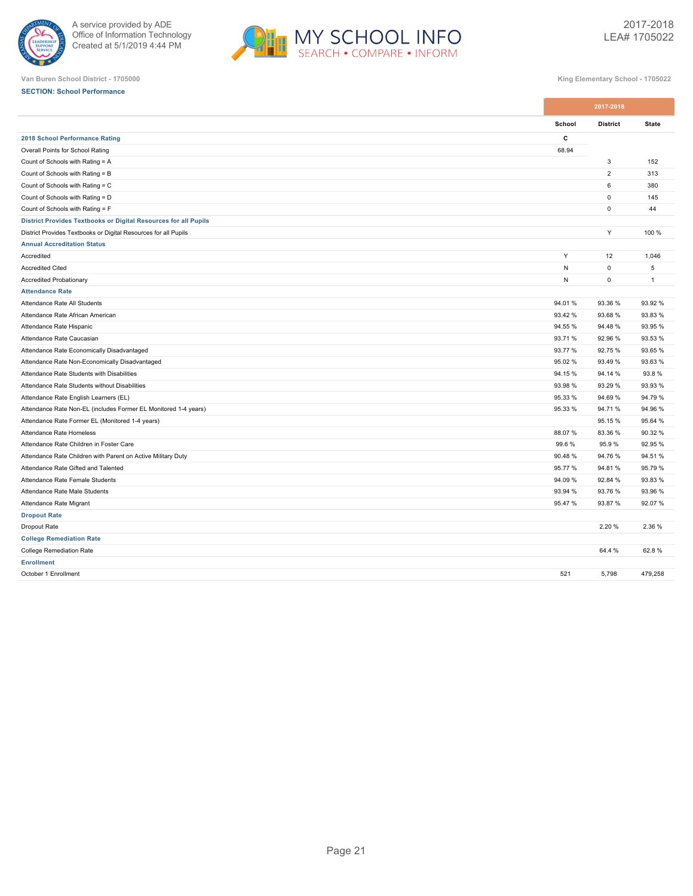Van Buren School District - 1705000

King Elementary School - 1705022

**SECTION: School Performance**

| | 2017-2018 | | |
|---|---|---|---|
| | School | District | State |
| **2018 School Performance Rating** | C | | |
| Overall Points for School Rating | 68.94 | | |
| Count of Schools with Rating = A | | 3 | 152 |
| Count of Schools with Rating = B | | 2 | 313 |
| Count of Schools with Rating = C | | 6 | 380 |
| Count of Schools with Rating = D | | 0 | 145 |
| Count of Schools with Rating = F | | 0 | 44 |
| **District Provides Textbooks or Digital Resources for all Pupils** | | | |
| District Provides Textbooks or Digital Resources for all Pupils | | Y | 100 % |
| **Annual Accreditation Status** | | | |
| Accredited | Y | 12 | 1,046 |
| Accredited Cited | N | 0 | 5 |
| Accredited Probationary | N | 0 | 1 |
| **Attendance Rate** | | | |
| Attendance Rate All Students | 94.01 % | 93.36 % | 93.92 % |
| Attendance Rate African American | 93.42 % | 93.68 % | 93.83 % |
| Attendance Rate Hispanic | 94.55 % | 94.48 % | 93.95 % |
| Attendance Rate Caucasian | 93.71 % | 92.96 % | 93.53 % |
| Attendance Rate Economically Disadvantaged | 93.77 % | 92.75 % | 93.65 % |
| Attendance Rate Non-Economically Disadvantaged | 95.02 % | 93.49 % | 93.63 % |
| Attendance Rate Students with Disabilities | 94.15 % | 94.14 % | 93.8 % |
| Attendance Rate Students without Disabilities | 93.98 % | 93.29 % | 93.93 % |
| Attendance Rate English Learners (EL) | 95.33 % | 94.69 % | 94.79 % |
| Attendance Rate Non-EL (includes Former EL Monitored 1-4 years) | 95.33 % | 94.71 % | 94.96 % |
| Attendance Rate Former EL (Monitored 1-4 years) | | 95.15 % | 95.64 % |
| Attendance Rate Homeless | 88.07 % | 83.36 % | 90.32 % |
| Attendance Rate Children in Foster Care | 99.6 % | 95.9 % | 92.95 % |
| Attendance Rate Children with Parent on Active Military Duty | 90.48 % | 94.76 % | 94.51 % |
| Attendance Rate Gifted and Talented | 95.77 % | 94.81 % | 95.79 % |
| Attendance Rate Female Students | 94.09 % | 92.84 % | 93.83 % |
| Attendance Rate Male Students | 93.94 % | 93.76 % | 93.96 % |
| Attendance Rate Migrant | 95.47 % | 93.87 % | 92.07 % |
| **Dropout Rate** | | | |
| Dropout Rate | | 2.20 % | 2.36 % |
| **College Remediation Rate** | | | |
| College Remediation Rate | | 64.4 % | 62.8 % |
| **Enrollment** | | | |
| October 1 Enrollment | 521 | 5,798 | 479,258 |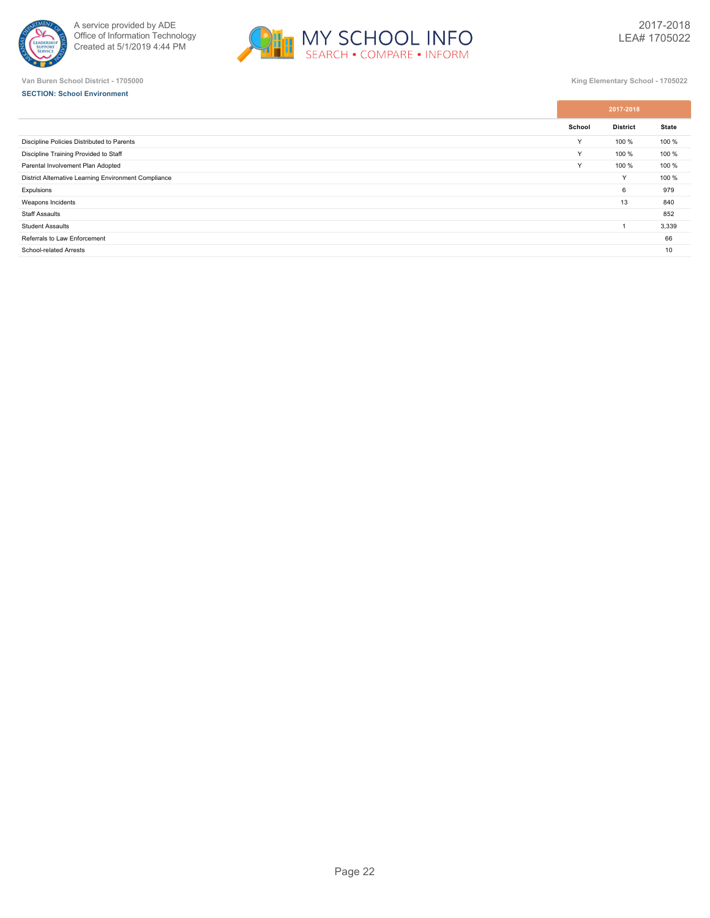Van Buren School District - 1705000

King Elementary School - 1705022

**SECTION: School Environment**

| | 2017-2018 | | |
|---|---|---|---|
| | School | District | State |
| Discipline Policies Distributed to Parents | Y | 100 % | 100 % |
| Discipline Training Provided to Staff | Y | 100 % | 100 % |
| Parental Involvement Plan Adopted | Y | 100 % | 100 % |
| District Alternative Learning Environment Compliance | | Y | 100 % |
| Expulsions | | 6 | 979 |
| Weapons Incidents | | 13 | 840 |
| Staff Assaults | | | 852 |
| Student Assaults | | 1 | 3,339 |
| Referrals to Law Enforcement | | | 66 |
| School-related Arrests | | | 10 |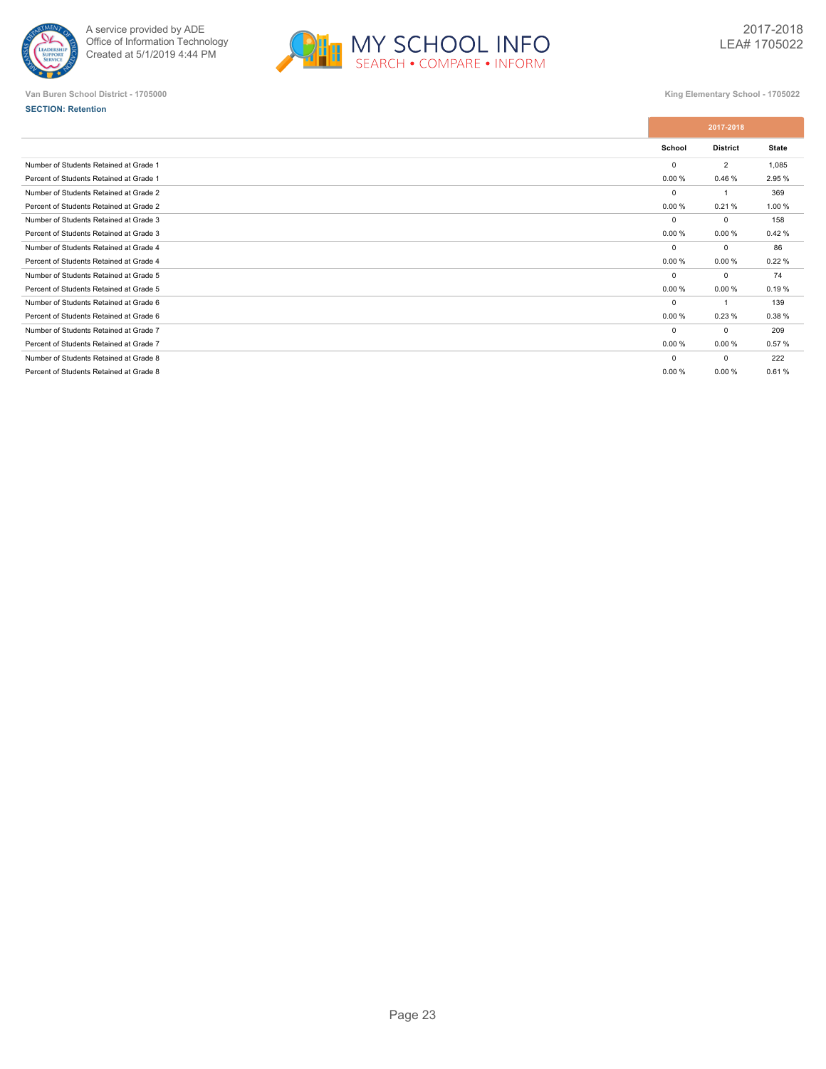Van Buren School District - 1705000

King Elementary School - 1705022

**SECTION: Retention**

| | 2017-2018 | | |
|---|---|---|---|
| | School | District | State |
| Number of Students Retained at Grade 1 | 0 | 2 | 1,085 |
| Percent of Students Retained at Grade 1 | 0.00 % | 0.46 % | 2.95 % |
| Number of Students Retained at Grade 2 | 0 | 1 | 369 |
| Percent of Students Retained at Grade 2 | 0.00 % | 0.21 % | 1.00 % |
| Number of Students Retained at Grade 3 | 0 | 0 | 158 |
| Percent of Students Retained at Grade 3 | 0.00 % | 0.00 % | 0.42 % |
| Number of Students Retained at Grade 4 | 0 | 0 | 86 |
| Percent of Students Retained at Grade 4 | 0.00 % | 0.00 % | 0.22 % |
| Number of Students Retained at Grade 5 | 0 | 0 | 74 |
| Percent of Students Retained at Grade 5 | 0.00 % | 0.00 % | 0.19 % |
| Number of Students Retained at Grade 6 | 0 | 1 | 139 |
| Percent of Students Retained at Grade 6 | 0.00 % | 0.23 % | 0.38 % |
| Number of Students Retained at Grade 7 | 0 | 0 | 209 |
| Percent of Students Retained at Grade 7 | 0.00 % | 0.00 % | 0.57 % |
| Number of Students Retained at Grade 8 | 0 | 0 | 222 |
| Percent of Students Retained at Grade 8 | 0.00 % | 0.00 % | 0.61 % |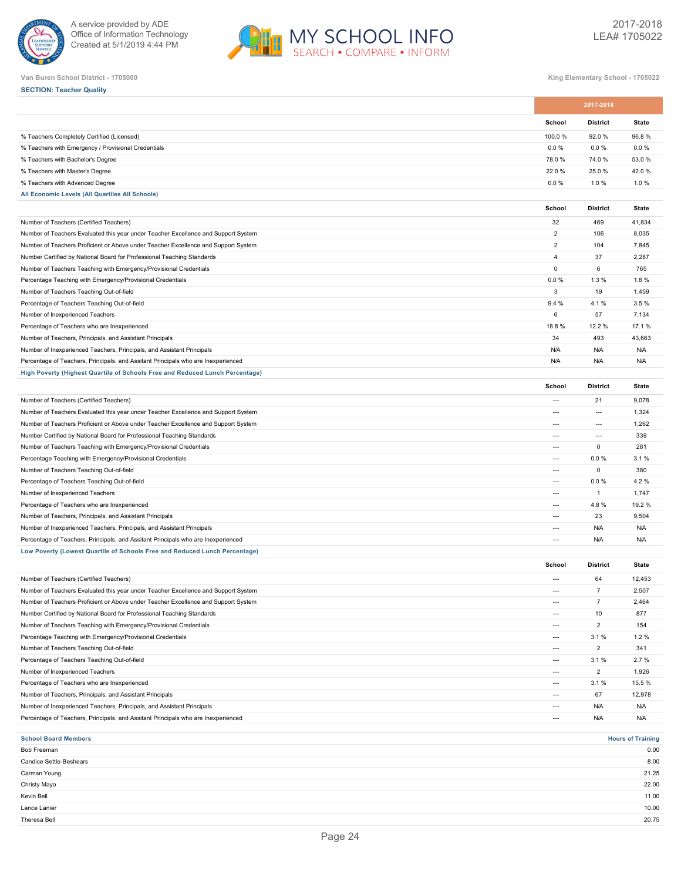Van Buren School District - 1705000

King Elementary School - 1705022

**SECTION: Teacher Quality**

| | 2017-2018 | | |
|---|---|---|---|
| | School | District | State |
| % Teachers Completely Certified (Licensed) | 100.0 % | 92.0 % | 96.8 % |
| % Teachers with Emergency / Provisional Credentials | 0.0 % | 0.0 % | 0.0 % |
| % Teachers with Bachelor's Degree | 78.0 % | 74.0 % | 53.0 % |
| % Teachers with Master's Degree | 22.0 % | 25.0 % | 42.0 % |
| % Teachers with Advanced Degree | 0.0 % | 1.0 % | 1.0 % |

**All Economic Levels (All Quartiles All Schools)**

| | School | District | State |
|---|---|---|---|
| Number of Teachers (Certified Teachers) | 32 | 469 | 41,834 |
| Number of Teachers Evaluated this year under Teacher Excellence and Support System | 2 | 106 | 8,035 |
| Number of Teachers Proficient or Above under Teacher Excellence and Support System | 2 | 104 | 7,845 |
| Number Certified by National Board for Professional Teaching Standards | 4 | 37 | 2,287 |
| Number of Teachers Teaching with Emergency/Provisional Credentials | 0 | 6 | 765 |
| Percentage Teaching with Emergency/Provisional Credentials | 0.0 % | 1.3 % | 1.8 % |
| Number of Teachers Teaching Out-of-field | 3 | 19 | 1,459 |
| Percentage of Teachers Teaching Out-of-field | 9.4 % | 4.1 % | 3.5 % |
| Number of Inexperienced Teachers | 6 | 57 | 7,134 |
| Percentage of Teachers who are Inexperienced | 18.8 % | 12.2 % | 17.1 % |
| Number of Teachers, Principals, and Assistant Principals | 34 | 493 | 43,663 |
| Number of Inexperienced Teachers, Principals, and Assistant Principals | N/A | N/A | N/A |
| Percentage of Teachers, Principals, and Assitant Principals who are Inexperienced | N/A | N/A | N/A |

**High Poverty (Highest Quartile of Schools Free and Reduced Lunch Percentage)**

| | School | District | State |
|---|---|---|---|
| Number of Teachers (Certified Teachers) | --- | 21 | 9,078 |
| Number of Teachers Evaluated this year under Teacher Excellence and Support System | --- | --- | 1,324 |
| Number of Teachers Proficient or Above under Teacher Excellence and Support System | --- | --- | 1,262 |
| Number Certified by National Board for Professional Teaching Standards | --- | --- | 339 |
| Number of Teachers Teaching with Emergency/Provisional Credentials | --- | 0 | 281 |
| Percentage Teaching with Emergency/Provisional Credentials | --- | 0.0 % | 3.1 % |
| Number of Teachers Teaching Out-of-field | --- | 0 | 380 |
| Percentage of Teachers Teaching Out-of-field | --- | 0.0 % | 4.2 % |
| Number of Inexperienced Teachers | --- | 1 | 1,747 |
| Percentage of Teachers who are Inexperienced | --- | 4.8 % | 19.2 % |
| Number of Teachers, Principals, and Assistant Principals | --- | 23 | 9,504 |
| Number of Inexperienced Teachers, Principals, and Assistant Principals | --- | N/A | N/A |
| Percentage of Teachers, Principals, and Assitant Principals who are Inexperienced | --- | N/A | N/A |

**Low Poverty (Lowest Quartile of Schools Free and Reduced Lunch Percentage)**

| | School | District | State |
|---|---|---|---|
| Number of Teachers (Certified Teachers) | --- | 64 | 12,453 |
| Number of Teachers Evaluated this year under Teacher Excellence and Support System | --- | 7 | 2,507 |
| Number of Teachers Proficient or Above under Teacher Excellence and Support System | --- | 7 | 2,464 |
| Number Certified by National Board for Professional Teaching Standards | --- | 10 | 877 |
| Number of Teachers Teaching with Emergency/Provisional Credentials | --- | 2 | 154 |
| Percentage Teaching with Emergency/Provisional Credentials | --- | 3.1 % | 1.2 % |
| Number of Teachers Teaching Out-of-field | --- | 2 | 341 |
| Percentage of Teachers Teaching Out-of-field | --- | 3.1 % | 2.7 % |
| Number of Inexperienced Teachers | --- | 2 | 1,926 |
| Percentage of Teachers who are Inexperienced | --- | 3.1 % | 15.5 % |
| Number of Teachers, Principals, and Assistant Principals | --- | 67 | 12,978 |
| Number of Inexperienced Teachers, Principals, and Assistant Principals | --- | N/A | N/A |
| Percentage of Teachers, Principals, and Assitant Principals who are Inexperienced | --- | N/A | N/A |

| School Board Members | Hours of Training |
|---|---|
| Bob Freeman | 0.00 |
| Candice Settle-Beshears | 8.00 |
| Carman Young | 21.25 |
| Christy Mayo | 22.00 |
| Kevin Bell | 11.00 |
| Lance Lanier | 10.00 |
| Theresa Bell | 20.75 |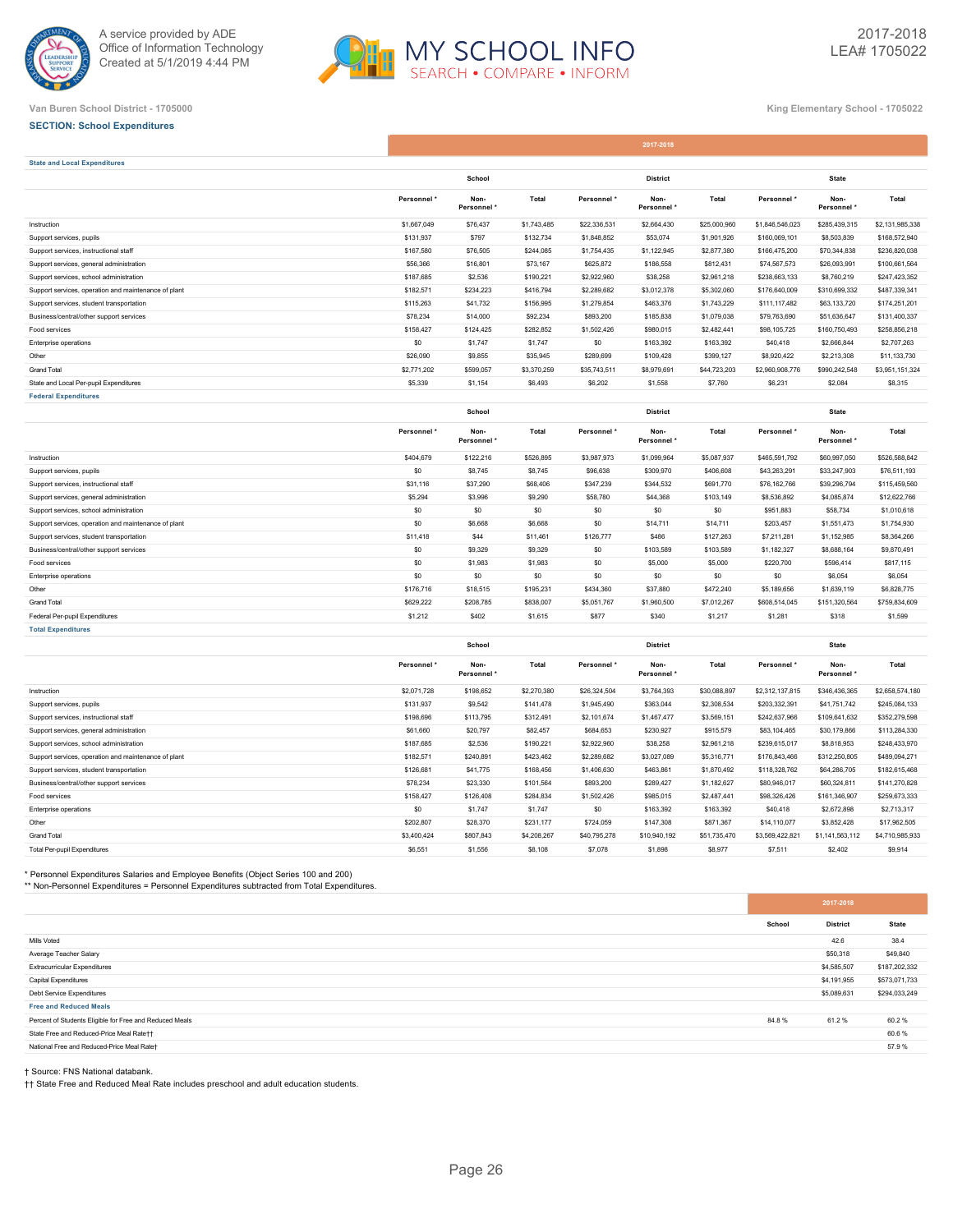A service provided by ADE
Office of Information Technology
Created at 5/1/2019 4:44 PM

MY SCHOOL INFO
SEARCH • COMPARE • INFORM

2017-2018
LEA# 1705022

Van Buren School District - 1705000

King Elementary School - 1705022

**SECTION: School Expenditures**

| | 2017-2018 | | | | | | | | |
|---|---|---|---|---|---|---|---|---|---|
| **State and Local Expenditures** | | | | | | | | | |
| | School | | | District | | | State | | |
| | Personnel * | Non-Personnel * | Total | Personnel * | Non-Personnel * | Total | Personnel * | Non-Personnel * | Total |
| Instruction | $1,667,049 | $76,437 | $1,743,485 | $22,336,531 | $2,664,430 | $25,000,960 | $1,846,546,023 | $285,439,315 | $2,131,985,338 |
| Support services, pupils | $131,937 | $797 | $132,734 | $1,848,852 | $53,074 | $1,901,926 | $160,069,101 | $8,503,839 | $168,572,940 |
| Support services, instructional staff | $167,580 | $76,505 | $244,085 | $1,754,435 | $1,122,945 | $2,877,380 | $166,475,200 | $70,344,838 | $236,820,038 |
| Support services, general administration | $56,366 | $16,801 | $73,167 | $625,872 | $186,558 | $812,431 | $74,567,573 | $26,093,991 | $100,661,564 |
| Support services, school administration | $187,685 | $2,536 | $190,221 | $2,922,960 | $38,258 | $2,961,218 | $238,663,133 | $8,760,219 | $247,423,352 |
| Support services, operation and maintenance of plant | $182,571 | $234,223 | $416,794 | $2,289,682 | $3,012,378 | $5,302,060 | $176,640,009 | $310,699,332 | $487,339,341 |
| Support services, student transportation | $115,263 | $41,732 | $156,995 | $1,279,854 | $463,376 | $1,743,229 | $111,117,482 | $63,133,720 | $174,251,201 |
| Business/central/other support services | $78,234 | $14,000 | $92,234 | $893,200 | $185,838 | $1,079,038 | $79,763,690 | $51,636,647 | $131,400,337 |
| Food services | $158,427 | $124,425 | $282,852 | $1,502,426 | $980,015 | $2,482,441 | $98,105,725 | $160,750,493 | $258,856,218 |
| Enterprise operations | $0 | $1,747 | $1,747 | $0 | $163,392 | $163,392 | $40,418 | $2,666,844 | $2,707,263 |
| Other | $26,090 | $9,855 | $35,945 | $289,699 | $109,428 | $399,127 | $8,920,422 | $2,213,308 | $11,133,730 |
| Grand Total | $2,771,202 | $599,057 | $3,370,259 | $35,743,511 | $8,979,691 | $44,723,203 | $2,960,908,776 | $990,242,548 | $3,951,151,324 |
| State and Local Per-pupil Expenditures | $5,339 | $1,154 | $6,493 | $6,202 | $1,558 | $7,760 | $6,231 | $2,084 | $8,315 |
| **Federal Expenditures** | | | | | | | | | |
| | School | | | District | | | State | | |
| | Personnel * | Non-Personnel * | Total | Personnel * | Non-Personnel * | Total | Personnel * | Non-Personnel * | Total |
| Instruction | $404,679 | $122,216 | $526,895 | $3,987,973 | $1,099,964 | $5,087,937 | $465,591,792 | $60,997,050 | $526,588,842 |
| Support services, pupils | $0 | $8,745 | $8,745 | $96,638 | $309,970 | $406,608 | $43,263,291 | $33,247,903 | $76,511,193 |
| Support services, instructional staff | $31,116 | $37,290 | $68,406 | $347,239 | $344,532 | $691,770 | $76,162,766 | $39,296,794 | $115,459,560 |
| Support services, general administration | $5,294 | $3,996 | $9,290 | $58,780 | $44,368 | $103,149 | $8,536,892 | $4,085,874 | $12,622,766 |
| Support services, school administration | $0 | $0 | $0 | $0 | $0 | $0 | $951,883 | $58,734 | $1,010,618 |
| Support services, operation and maintenance of plant | $0 | $6,668 | $6,668 | $0 | $14,711 | $14,711 | $203,457 | $1,551,473 | $1,754,930 |
| Support services, student transportation | $11,418 | $44 | $11,461 | $126,777 | $486 | $127,263 | $7,211,281 | $1,152,985 | $8,364,266 |
| Business/central/other support services | $0 | $9,329 | $9,329 | $0 | $103,589 | $103,589 | $1,182,327 | $8,688,164 | $9,870,491 |
| Food services | $0 | $1,983 | $1,983 | $0 | $5,000 | $5,000 | $220,700 | $596,414 | $817,115 |
| Enterprise operations | $0 | $0 | $0 | $0 | $0 | $0 | $0 | $6,054 | $6,054 |
| Other | $176,716 | $18,515 | $195,231 | $434,360 | $37,880 | $472,240 | $5,189,656 | $1,639,119 | $6,828,775 |
| Grand Total | $629,222 | $208,785 | $838,007 | $5,051,767 | $1,960,500 | $7,012,267 | $608,514,045 | $151,320,564 | $759,834,609 |
| Federal Per-pupil Expenditures | $1,212 | $402 | $1,615 | $877 | $340 | $1,217 | $1,281 | $318 | $1,599 |
| **Total Expenditures** | | | | | | | | | |
| | School | | | District | | | State | | |
| | Personnel * | Non-Personnel * | Total | Personnel * | Non-Personnel * | Total | Personnel * | Non-Personnel * | Total |
| Instruction | $2,071,728 | $198,652 | $2,270,380 | $26,324,504 | $3,764,393 | $30,088,897 | $2,312,137,815 | $346,436,365 | $2,658,574,180 |
| Support services, pupils | $131,937 | $9,542 | $141,478 | $1,945,490 | $363,044 | $2,308,534 | $203,332,391 | $41,751,742 | $245,084,133 |
| Support services, instructional staff | $198,696 | $113,795 | $312,491 | $2,101,674 | $1,467,477 | $3,569,151 | $242,637,966 | $109,641,632 | $352,279,598 |
| Support services, general administration | $61,660 | $20,797 | $82,457 | $684,653 | $230,927 | $915,579 | $83,104,465 | $30,179,866 | $113,284,330 |
| Support services, school administration | $187,685 | $2,536 | $190,221 | $2,922,960 | $38,258 | $2,961,218 | $239,615,017 | $8,818,953 | $248,433,970 |
| Support services, operation and maintenance of plant | $182,571 | $240,891 | $423,462 | $2,289,682 | $3,027,089 | $5,316,771 | $176,843,466 | $312,250,805 | $489,094,271 |
| Support services, student transportation | $126,681 | $41,775 | $168,456 | $1,406,630 | $463,861 | $1,870,492 | $118,328,762 | $64,286,705 | $182,615,468 |
| Business/central/other support services | $78,234 | $23,330 | $101,564 | $893,200 | $289,427 | $1,182,627 | $80,946,017 | $60,324,811 | $141,270,828 |
| Food services | $158,427 | $126,408 | $284,834 | $1,502,426 | $985,015 | $2,487,441 | $98,326,426 | $161,346,907 | $259,673,333 |
| Enterprise operations | $0 | $1,747 | $1,747 | $0 | $163,392 | $163,392 | $40,418 | $2,672,898 | $2,713,317 |
| Other | $202,807 | $28,370 | $231,177 | $724,059 | $147,308 | $871,367 | $14,110,077 | $3,852,428 | $17,962,505 |
| Grand Total | $3,400,424 | $807,843 | $4,208,267 | $40,795,278 | $10,940,192 | $51,735,470 | $3,569,422,821 | $1,141,563,112 | $4,710,985,933 |
| Total Per-pupil Expenditures | $6,551 | $1,556 | $8,108 | $7,078 | $1,898 | $8,977 | $7,511 | $2,402 | $9,914 |

\* Personnel Expenditures Salaries and Employee Benefits (Object Series 100 and 200)
\*\* Non-Personnel Expenditures = Personnel Expenditures subtracted from Total Expenditures.

| | 2017-2018 | | |
|---|---|---|---|
| | School | District | State |
| Mills Voted | | 42.6 | 38.4 |
| Average Teacher Salary | | $50,318 | $49,840 |
| Extracurricular Expenditures | | $4,585,507 | $187,202,332 |
| Capital Expenditures | | $4,191,955 | $573,071,733 |
| Debt Service Expenditures | | $5,089,631 | $294,033,249 |
| **Free and Reduced Meals** | | | |
| Percent of Students Eligible for Free and Reduced Meals | 84.8 % | 61.2 % | 60.2 % |
| State Free and Reduced-Price Meal Rate†† | | | 60.6 % |
| National Free and Reduced-Price Meal Rate† | | | 57.9 % |

† Source: FNS National databank.
†† State Free and Reduced Meal Rate includes preschool and adult education students.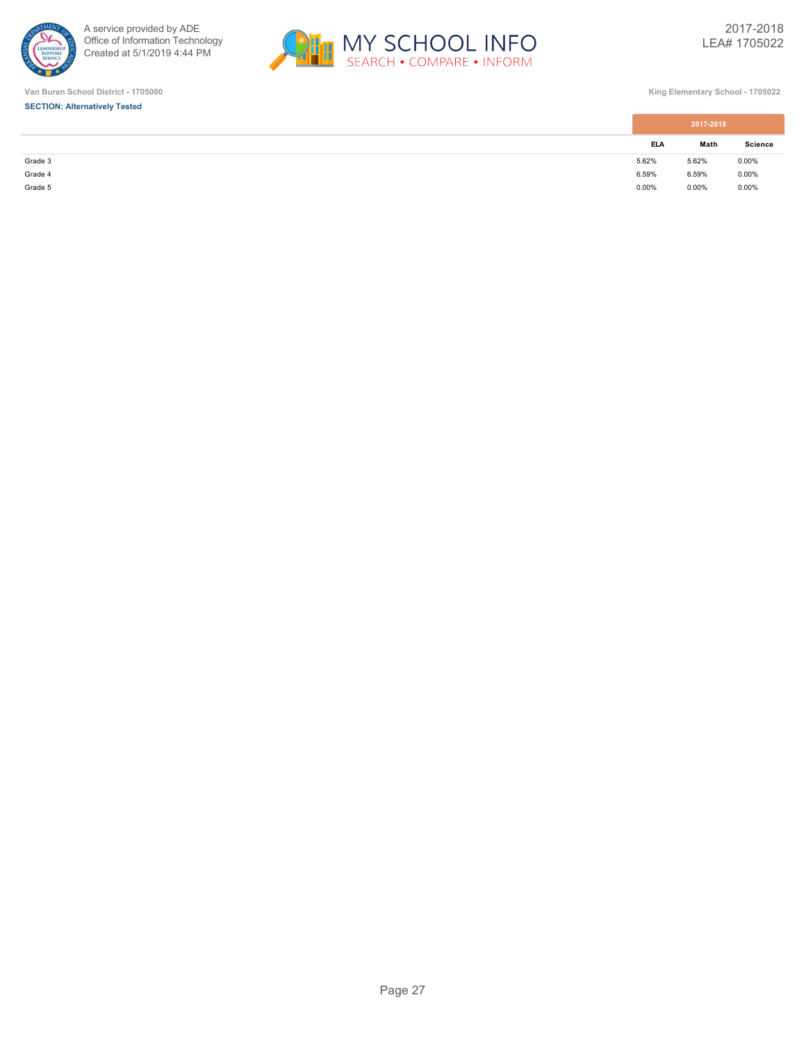Van Buren School District - 1705000

King Elementary School - 1705022

**SECTION: Alternatively Tested**

| | 2017-2018 | | |
|---|---|---|---|
| | ELA | Math | Science |
| Grade 3 | 5.62% | 5.62% | 0.00% |
| Grade 4 | 6.59% | 6.59% | 0.00% |
| Grade 5 | 0.00% | 0.00% | 0.00% |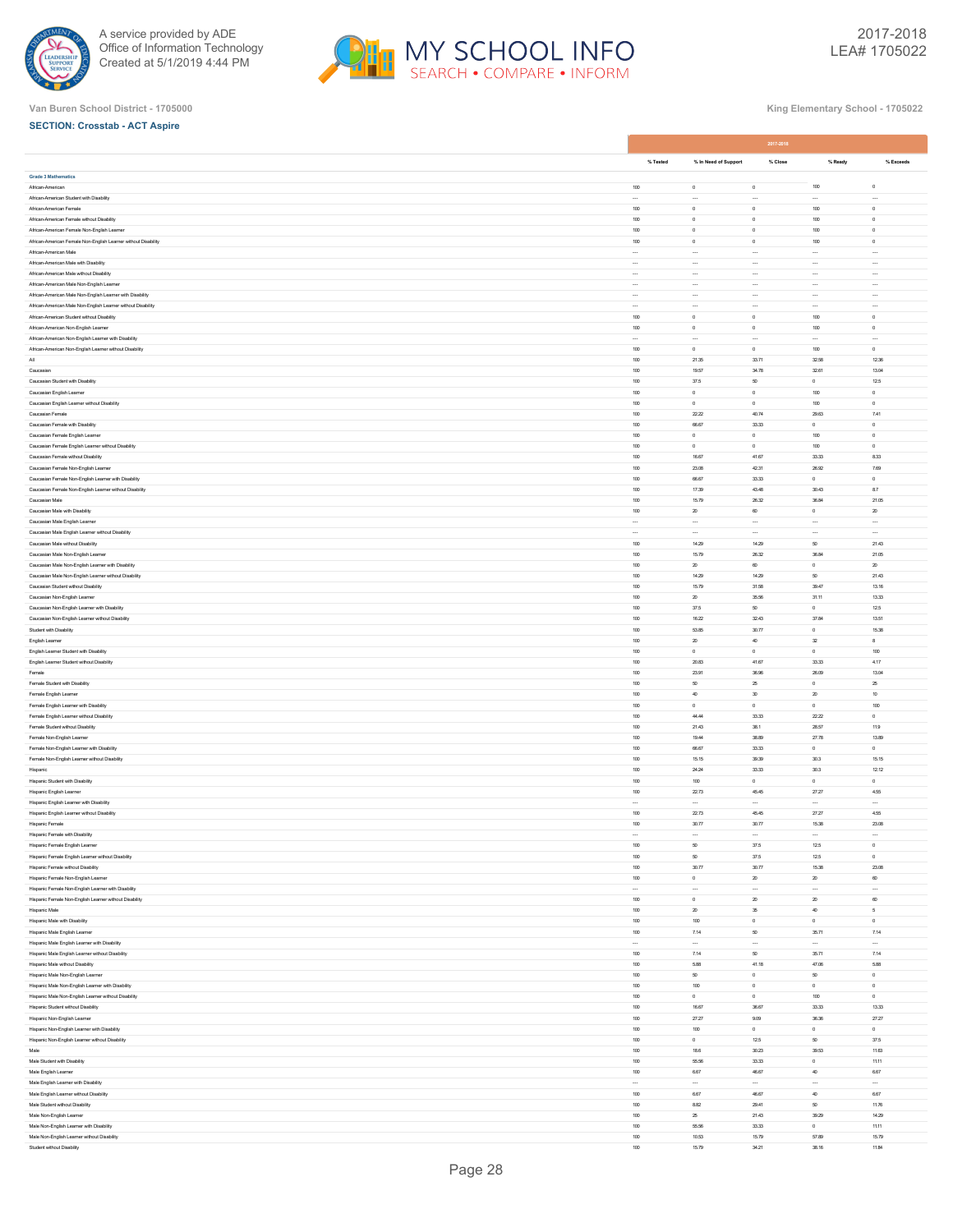Van Buren School District - 1705000

King Elementary School - 1705022

2017-2018
LEA# 1705022

**SECTION: Crosstab - ACT Aspire**

| | 2017-2018 | | | | |
|---|---|---|---|---|---|
| | % Tested | % In Need of Support | % Close | % Ready | % Exceeds |
| **Grade 3 Mathematics** | | | | | |
| African-American | 100 | 0 | 0 | 100 | 0 |
| African-American Student with Disability | --- | --- | --- | --- | --- |
| African-American Female | 100 | 0 | 0 | 100 | 0 |
| African-American Female without Disability | 100 | 0 | 0 | 100 | 0 |
| African-American Female Non-English Learner | 100 | 0 | 0 | 100 | 0 |
| African-American Female Non-English Learner without Disability | 100 | 0 | 0 | 100 | 0 |
| African-American Male | --- | --- | --- | --- | --- |
| African-American Male with Disability | --- | --- | --- | --- | --- |
| African-American Male without Disability | --- | --- | --- | --- | --- |
| African-American Male Non-English Learner | --- | --- | --- | --- | --- |
| African-American Male Non-English Learner with Disability | --- | --- | --- | --- | --- |
| African-American Male Non-English Learner without Disability | --- | --- | --- | --- | --- |
| African-American Student without Disability | 100 | 0 | 0 | 100 | 0 |
| African-American Non-English Learner | 100 | 0 | 0 | 100 | 0 |
| African-American Non-English Learner with Disability | --- | --- | --- | --- | --- |
| African-American Non-English Learner without Disability | 100 | 0 | 0 | 100 | 0 |
| All | 100 | 21.35 | 33.71 | 32.58 | 12.36 |
| Caucasian | 100 | 19.57 | 34.78 | 32.61 | 13.04 |
| Caucasian Student with Disability | 100 | 37.5 | 50 | 0 | 12.5 |
| Caucasian English Learner | 100 | 0 | 0 | 100 | 0 |
| Caucasian English Learner without Disability | 100 | 0 | 0 | 100 | 0 |
| Caucasian Female | 100 | 22.22 | 40.74 | 29.63 | 7.41 |
| Caucasian Female with Disability | 100 | 66.67 | 33.33 | 0 | 0 |
| Caucasian Female English Learner | 100 | 0 | 0 | 100 | 0 |
| Caucasian Female English Learner without Disability | 100 | 0 | 0 | 100 | 0 |
| Caucasian Female without Disability | 100 | 16.67 | 41.67 | 33.33 | 8.33 |
| Caucasian Female Non-English Learner | 100 | 23.08 | 42.31 | 26.92 | 7.69 |
| Caucasian Female Non-English Learner with Disability | 100 | 66.67 | 33.33 | 0 | 0 |
| Caucasian Female Non-English Learner without Disability | 100 | 17.39 | 43.48 | 30.43 | 8.7 |
| Caucasian Male | 100 | 15.79 | 26.32 | 36.84 | 21.05 |
| Caucasian Male with Disability | 100 | 20 | 60 | 0 | 20 |
| Caucasian Male English Learner | --- | --- | --- | --- | --- |
| Caucasian Male English Learner without Disability | --- | --- | --- | --- | --- |
| Caucasian Male without Disability | 100 | 14.29 | 14.29 | 50 | 21.43 |
| Caucasian Male Non-English Learner | 100 | 15.79 | 26.32 | 36.84 | 21.05 |
| Caucasian Male Non-English Learner with Disability | 100 | 20 | 60 | 0 | 20 |
| Caucasian Male Non-English Learner without Disability | 100 | 14.29 | 14.29 | 50 | 21.43 |
| Caucasian Student without Disability | 100 | 15.79 | 31.58 | 39.47 | 13.16 |
| Caucasian Non-English Learner | 100 | 20 | 35.56 | 31.11 | 13.33 |
| Caucasian Non-English Learner with Disability | 100 | 37.5 | 50 | 0 | 12.5 |
| Caucasian Non-English Learner without Disability | 100 | 16.22 | 32.43 | 37.84 | 13.51 |
| Student with Disability | 100 | 53.85 | 30.77 | 0 | 15.38 |
| English Learner | 100 | 20 | 40 | 32 | 8 |
| English Learner Student with Disability | 100 | 0 | 0 | 0 | 100 |
| English Learner Student without Disability | 100 | 20.83 | 41.67 | 33.33 | 4.17 |
| Female | 100 | 23.91 | 36.96 | 26.09 | 13.04 |
| Female Student with Disability | 100 | 50 | 25 | 0 | 25 |
| Female English Learner | 100 | 40 | 30 | 20 | 10 |
| Female English Learner with Disability | 100 | 0 | 0 | 0 | 100 |
| Female English Learner without Disability | 100 | 44.44 | 33.33 | 22.22 | 0 |
| Female Student without Disability | 100 | 21.43 | 38.1 | 28.57 | 11.9 |
| Female Non-English Learner | 100 | 19.44 | 38.89 | 27.78 | 13.89 |
| Female Non-English Learner with Disability | 100 | 66.67 | 33.33 | 0 | 0 |
| Female Non-English Learner without Disability | 100 | 15.15 | 39.39 | 30.3 | 15.15 |
| Hispanic | 100 | 24.24 | 33.33 | 30.3 | 12.12 |
| Hispanic Student with Disability | 100 | 100 | 0 | 0 | 0 |
| Hispanic English Learner | 100 | 22.73 | 45.45 | 27.27 | 4.55 |
| Hispanic English Learner with Disability | --- | --- | --- | --- | --- |
| Hispanic English Learner without Disability | 100 | 22.73 | 45.45 | 27.27 | 4.55 |
| Hispanic Female | 100 | 30.77 | 30.77 | 15.38 | 23.08 |
| Hispanic Female with Disability | --- | --- | --- | --- | --- |
| Hispanic Female English Learner | 100 | 50 | 37.5 | 12.5 | 0 |
| Hispanic Female English Learner without Disability | 100 | 50 | 37.5 | 12.5 | 0 |
| Hispanic Female without Disability | 100 | 30.77 | 30.77 | 15.38 | 23.08 |
| Hispanic Female Non-English Learner | 100 | 0 | 20 | 20 | 60 |
| Hispanic Female Non-English Learner with Disability | --- | --- | --- | --- | --- |
| Hispanic Female Non-English Learner without Disability | 100 | 0 | 20 | 20 | 60 |
| Hispanic Male | 100 | 20 | 35 | 40 | 5 |
| Hispanic Male with Disability | 100 | 100 | 0 | 0 | 0 |
| Hispanic Male English Learner | 100 | 7.14 | 50 | 35.71 | 7.14 |
| Hispanic Male English Learner with Disability | --- | --- | --- | --- | --- |
| Hispanic Male English Learner without Disability | 100 | 7.14 | 50 | 35.71 | 7.14 |
| Hispanic Male without Disability | 100 | 5.88 | 41.18 | 47.06 | 5.88 |
| Hispanic Male Non-English Learner | 100 | 50 | 0 | 50 | 0 |
| Hispanic Male Non-English Learner with Disability | 100 | 100 | 0 | 0 | 0 |
| Hispanic Male Non-English Learner without Disability | 100 | 0 | 0 | 100 | 0 |
| Hispanic Student without Disability | 100 | 16.67 | 36.67 | 33.33 | 13.33 |
| Hispanic Non-English Learner | 100 | 27.27 | 9.09 | 36.36 | 27.27 |
| Hispanic Non-English Learner with Disability | 100 | 100 | 0 | 0 | 0 |
| Hispanic Non-English Learner without Disability | 100 | 0 | 12.5 | 50 | 37.5 |
| Male | 100 | 18.6 | 30.23 | 39.53 | 11.63 |
| Male Student with Disability | 100 | 55.56 | 33.33 | 0 | 11.11 |
| Male English Learner | 100 | 6.67 | 46.67 | 40 | 6.67 |
| Male English Learner with Disability | --- | --- | --- | --- | --- |
| Male English Learner without Disability | 100 | 6.67 | 46.67 | 40 | 6.67 |
| Male Student without Disability | 100 | 8.82 | 29.41 | 50 | 11.76 |
| Male Non-English Learner | 100 | 25 | 21.43 | 39.29 | 14.29 |
| Male Non-English Learner with Disability | 100 | 55.56 | 33.33 | 0 | 11.11 |
| Male Non-English Learner without Disability | 100 | 10.53 | 15.79 | 57.89 | 15.79 |
| Student without Disability | 100 | 15.79 | 34.21 | 38.16 | 11.84 |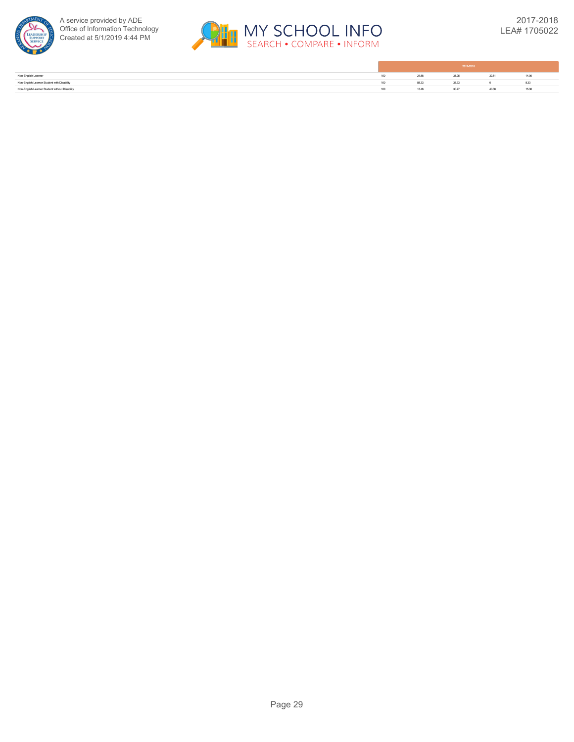| | 2017-2018 | | | | |
|---|---|---|---|---|---|
| Non-English Learner | 100 | 21.88 | 31.25 | 32.81 | 14.06 |
| Non-English Learner Student with Disability | 100 | 58.33 | 33.33 | 0 | 8.33 |
| Non-English Learner Student without Disability | 100 | 13.46 | 30.77 | 40.38 | 15.38 |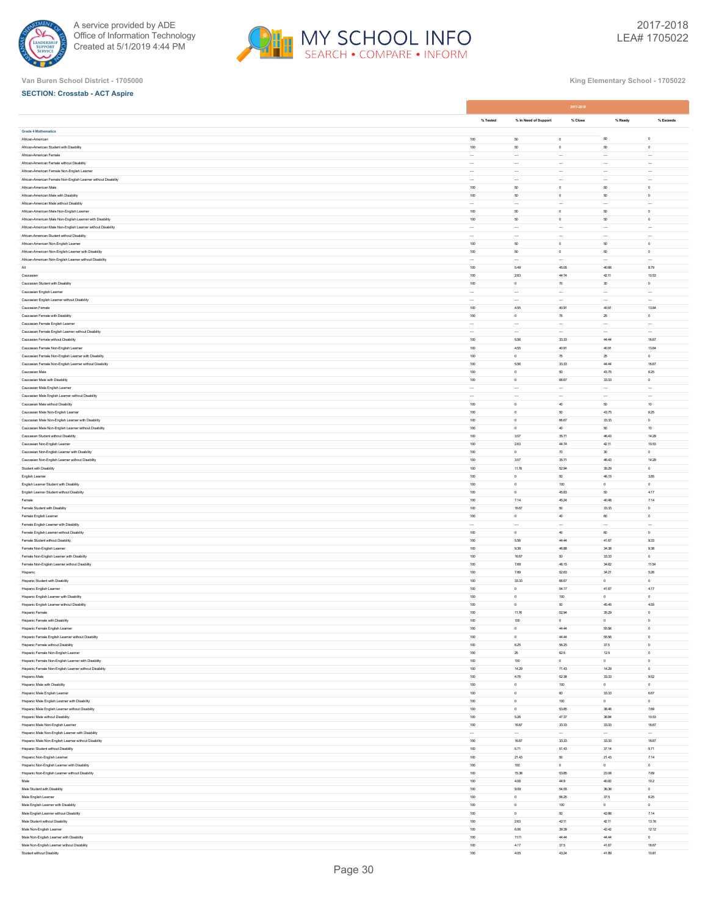Van Buren School District - 1705000

King Elementary School - 1705022

**SECTION: Crosstab - ACT Aspire**

| | 2017-2018 | | | | |
|---|---|---|---|---|---|
| | % Tested | % In Need of Support | % Close | % Ready | % Exceeds |
| **Grade 4 Mathematics** | | | | | |
| African-American | 100 | 50 | 0 | 50 | 0 |
| African-American Student with Disability | 100 | 50 | 0 | 50 | 0 |
| African-American Female | --- | --- | --- | --- | --- |
| African-American Female without Disability | --- | --- | --- | --- | --- |
| African-American Female Non-English Learner | --- | --- | --- | --- | --- |
| African-American Female Non-English Learner without Disability | --- | --- | --- | --- | --- |
| African-American Male | 100 | 50 | 0 | 50 | 0 |
| African-American Male with Disability | 100 | 50 | 0 | 50 | 0 |
| African-American Male without Disability | --- | --- | --- | --- | --- |
| African-American Male Non-English Learner | 100 | 50 | 0 | 50 | 0 |
| African-American Male Non-English Learner with Disability | 100 | 50 | 0 | 50 | 0 |
| African-American Male Non-English Learner without Disability | --- | --- | --- | --- | --- |
| African-American Student without Disability | --- | --- | --- | --- | --- |
| African-American Non-English Learner | 100 | 50 | 0 | 50 | 0 |
| African-American Non-English Learner with Disability | 100 | 50 | 0 | 50 | 0 |
| African-American Non-English Learner without Disability | --- | --- | --- | --- | --- |
| All | 100 | 5.49 | 45.05 | 40.66 | 8.79 |
| Caucasian | 100 | 2.63 | 44.74 | 42.11 | 10.53 |
| Caucasian Student with Disability | 100 | 0 | 70 | 30 | 0 |
| Caucasian English Learner | --- | --- | --- | --- | --- |
| Caucasian English Learner without Disability | --- | --- | --- | --- | --- |
| Caucasian Female | 100 | 4.55 | 40.91 | 40.91 | 13.64 |
| Caucasian Female with Disability | 100 | 0 | 75 | 25 | 0 |
| Caucasian Female English Learner | --- | --- | --- | --- | --- |
| Caucasian Female English Learner without Disability | --- | --- | --- | --- | --- |
| Caucasian Female without Disability | 100 | 5.56 | 33.33 | 44.44 | 16.67 |
| Caucasian Female Non-English Learner | 100 | 4.55 | 40.91 | 40.91 | 13.64 |
| Caucasian Female Non-English Learner with Disability | 100 | 0 | 75 | 25 | 0 |
| Caucasian Female Non-English Learner without Disability | 100 | 5.56 | 33.33 | 44.44 | 16.67 |
| Caucasian Male | 100 | 0 | 50 | 43.75 | 6.25 |
| Caucasian Male with Disability | 100 | 0 | 66.67 | 33.33 | 0 |
| Caucasian Male English Learner | --- | --- | --- | --- | --- |
| Caucasian Male English Learner without Disability | --- | --- | --- | --- | --- |
| Caucasian Male without Disability | 100 | 0 | 40 | 50 | 10 |
| Caucasian Male Non-English Learner | 100 | 0 | 50 | 43.75 | 6.25 |
| Caucasian Male Non-English Learner with Disability | 100 | 0 | 66.67 | 33.33 | 0 |
| Caucasian Male Non-English Learner without Disability | 100 | 0 | 40 | 50 | 10 |
| Caucasian Student without Disability | 100 | 3.57 | 35.71 | 46.43 | 14.29 |
| Caucasian Non-English Learner | 100 | 2.63 | 44.74 | 42.11 | 10.53 |
| Caucasian Non-English Learner with Disability | 100 | 0 | 70 | 30 | 0 |
| Caucasian Non-English Learner without Disability | 100 | 3.57 | 35.71 | 46.43 | 14.29 |
| Student with Disability | 100 | 11.76 | 52.94 | 35.29 | 0 |
| English Learner | 100 | 0 | 50 | 46.15 | 3.85 |
| English Learner Student with Disability | 100 | 0 | 100 | 0 | 0 |
| English Learner Student without Disability | 100 | 0 | 45.83 | 50 | 4.17 |
| Female | 100 | 7.14 | 45.24 | 40.48 | 7.14 |
| Female Student with Disability | 100 | 16.67 | 50 | 33.33 | 0 |
| Female English Learner | 100 | 0 | 40 | 60 | 0 |
| Female English Learner with Disability | --- | --- | --- | --- | --- |
| Female English Learner without Disability | 100 | 0 | 40 | 60 | 0 |
| Female Student without Disability | 100 | 5.56 | 44.44 | 41.67 | 8.33 |
| Female Non-English Learner | 100 | 9.38 | 46.88 | 34.38 | 9.38 |
| Female Non-English Learner with Disability | 100 | 16.67 | 50 | 33.33 | 0 |
| Female Non-English Learner without Disability | 100 | 7.69 | 46.15 | 34.62 | 11.54 |
| Hispanic | 100 | 7.89 | 52.63 | 34.21 | 5.26 |
| Hispanic Student with Disability | 100 | 33.33 | 66.67 | 0 | 0 |
| Hispanic English Learner | 100 | 0 | 54.17 | 41.67 | 4.17 |
| Hispanic English Learner with Disability | 100 | 0 | 100 | 0 | 0 |
| Hispanic English Learner without Disability | 100 | 0 | 50 | 45.45 | 4.55 |
| Hispanic Female | 100 | 11.76 | 52.94 | 35.29 | 0 |
| Hispanic Female with Disability | 100 | 100 | 0 | 0 | 0 |
| Hispanic Female English Learner | 100 | 0 | 44.44 | 55.56 | 0 |
| Hispanic Female English Learner without Disability | 100 | 0 | 44.44 | 55.56 | 0 |
| Hispanic Female without Disability | 100 | 6.25 | 56.25 | 37.5 | 0 |
| Hispanic Female Non-English Learner | 100 | 25 | 62.5 | 12.5 | 0 |
| Hispanic Female Non-English Learner with Disability | 100 | 100 | 0 | 0 | 0 |
| Hispanic Female Non-English Learner without Disability | 100 | 14.29 | 71.43 | 14.29 | 0 |
| Hispanic Male | 100 | 4.76 | 52.38 | 33.33 | 9.52 |
| Hispanic Male with Disability | 100 | 0 | 100 | 0 | 0 |
| Hispanic Male English Learner | 100 | 0 | 60 | 33.33 | 6.67 |
| Hispanic Male English Learner with Disability | 100 | 0 | 100 | 0 | 0 |
| Hispanic Male English Learner without Disability | 100 | 0 | 53.85 | 38.46 | 7.69 |
| Hispanic Male without Disability | 100 | 5.26 | 47.37 | 36.84 | 10.53 |
| Hispanic Male Non-English Learner | 100 | 16.67 | 33.33 | 33.33 | 16.67 |
| Hispanic Male Non-English Learner with Disability | --- | --- | --- | --- | --- |
| Hispanic Male Non-English Learner without Disability | 100 | 16.67 | 33.33 | 33.33 | 16.67 |
| Hispanic Student without Disability | 100 | 5.71 | 51.43 | 37.14 | 5.71 |
| Hispanic Non-English Learner | 100 | 21.43 | 50 | 21.43 | 7.14 |
| Hispanic Non-English Learner with Disability | 100 | 100 | 0 | 0 | 0 |
| Hispanic Non-English Learner without Disability | 100 | 15.38 | 53.85 | 23.08 | 7.69 |
| Male | 100 | 4.08 | 44.9 | 40.82 | 10.2 |
| Male Student with Disability | 100 | 9.09 | 54.55 | 36.36 | 0 |
| Male English Learner | 100 | 0 | 56.25 | 37.5 | 6.25 |
| Male English Learner with Disability | 100 | 0 | 100 | 0 | 0 |
| Male English Learner without Disability | 100 | 0 | 50 | 42.86 | 7.14 |
| Male Student without Disability | 100 | 2.63 | 42.11 | 42.11 | 13.16 |
| Male Non-English Learner | 100 | 6.06 | 39.39 | 42.42 | 12.12 |
| Male Non-English Learner with Disability | 100 | 11.11 | 44.44 | 44.44 | 0 |
| Male Non-English Learner without Disability | 100 | 4.17 | 37.5 | 41.67 | 16.67 |
| Student without Disability | 100 | 4.05 | 43.24 | 41.89 | 10.81 |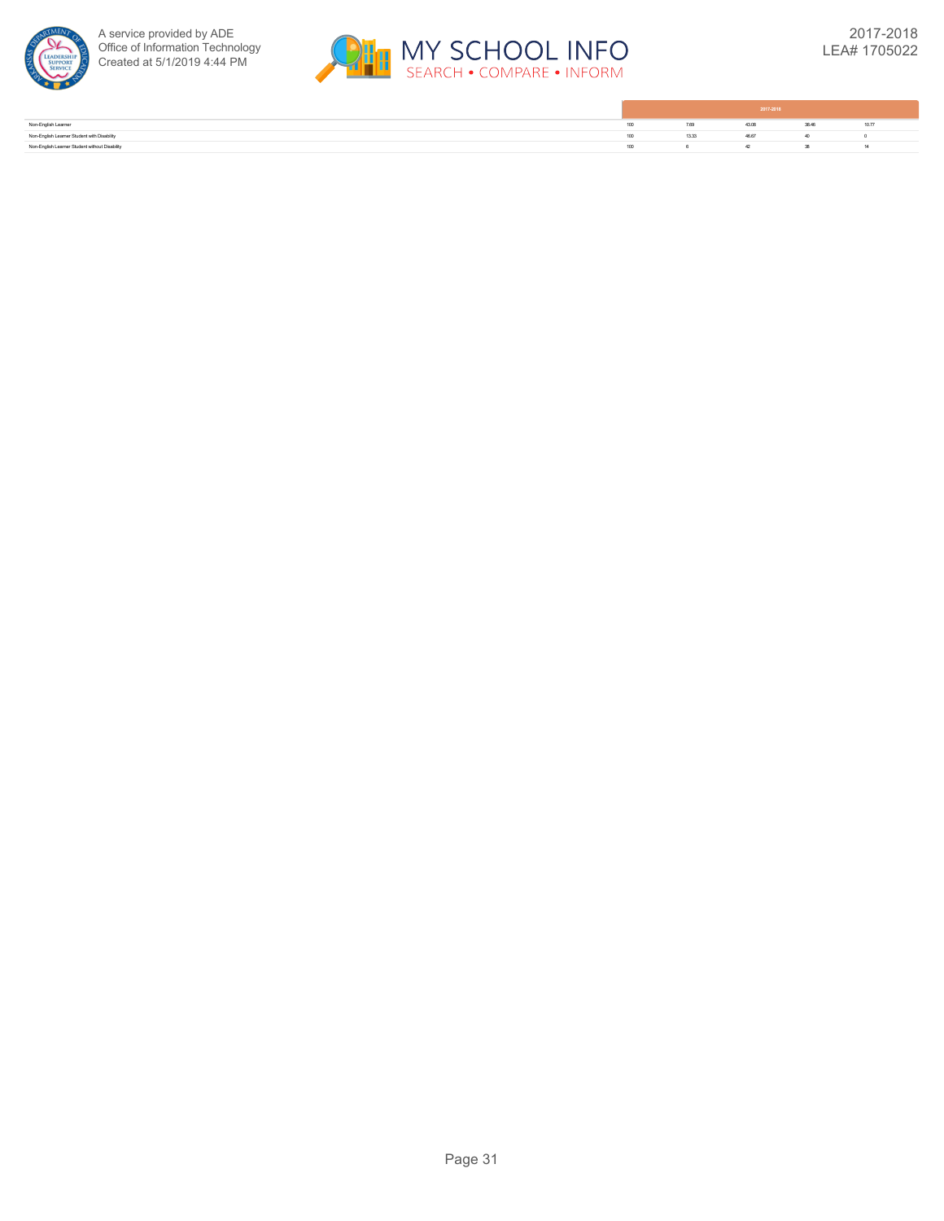| | 2017-2018 | | | | |
|---|---|---|---|---|---|
| Non-English Learner | 100 | 7.69 | 43.08 | 38.46 | 10.77 |
| Non-English Learner Student with Disability | 100 | 13.33 | 46.67 | 40 | 0 |
| Non-English Learner Student without Disability | 100 | 6 | 42 | 38 | 14 |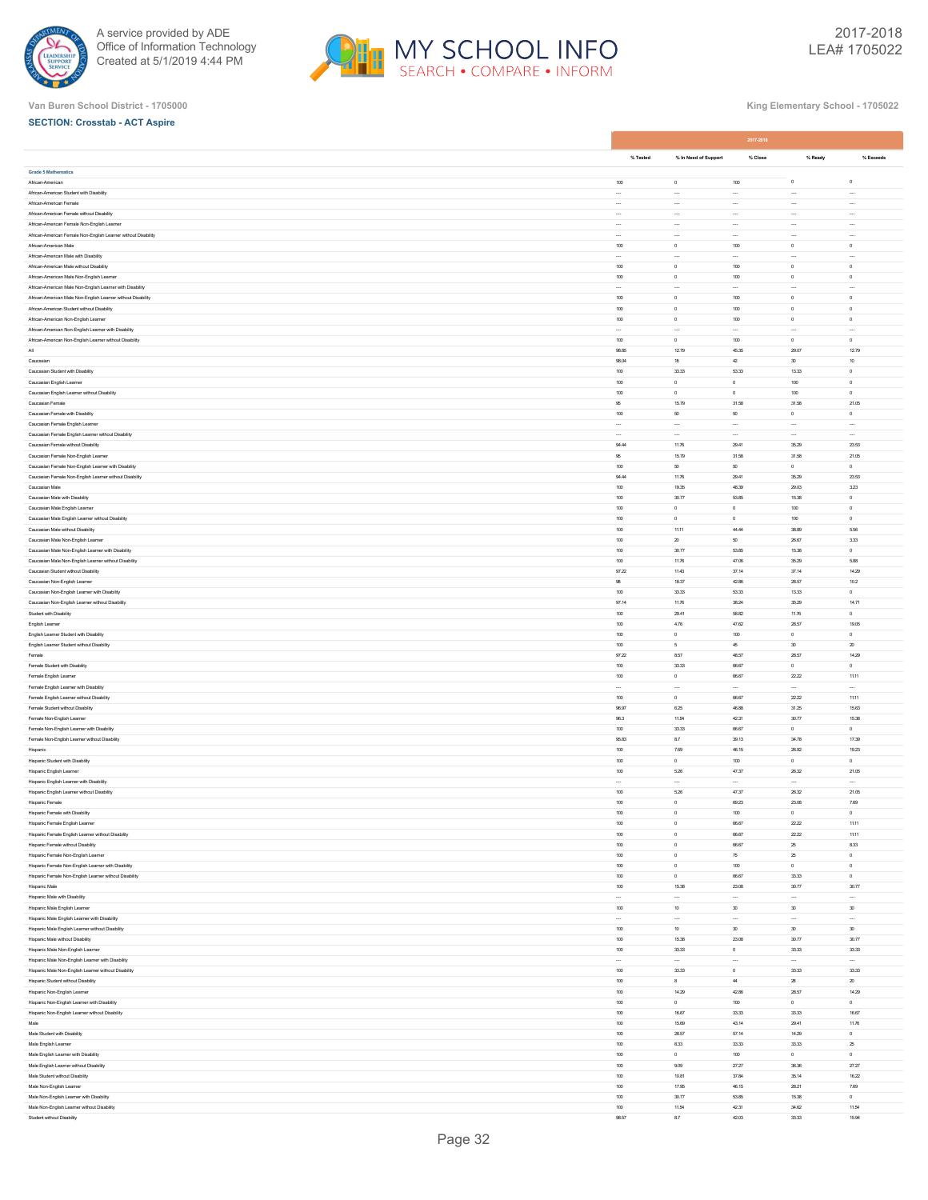Van Buren School District - 1705000

King Elementary School - 1705022

**SECTION: Crosstab - ACT Aspire**

| | 2017-2018 | | | | |
|---|---|---|---|---|---|
| | % Tested | % In Need of Support | % Close | % Ready | % Exceeds |
| **Grade 5 Mathematics** | | | | | |
| African-American | 100 | 0 | 100 | 0 | 0 |
| African-American Student with Disability | --- | --- | --- | --- | --- |
| African-American Female | --- | --- | --- | --- | --- |
| African-American Female without Disability | --- | --- | --- | --- | --- |
| African-American Female Non-English Learner | --- | --- | --- | --- | --- |
| African-American Female Non-English Learner without Disability | --- | --- | --- | --- | --- |
| African-American Male | 100 | 0 | 100 | 0 | 0 |
| African-American Male with Disability | --- | --- | --- | --- | --- |
| African-American Male without Disability | 100 | 0 | 100 | 0 | 0 |
| African-American Male Non-English Learner | 100 | 0 | 100 | 0 | 0 |
| African-American Male Non-English Learner with Disability | --- | --- | --- | --- | --- |
| African-American Male Non-English Learner without Disability | 100 | 0 | 100 | 0 | 0 |
| African-American Student without Disability | 100 | 0 | 100 | 0 | 0 |
| African-American Non-English Learner | 100 | 0 | 100 | 0 | 0 |
| African-American Non-English Learner with Disability | --- | --- | --- | --- | --- |
| African-American Non-English Learner without Disability | 100 | 0 | 100 | 0 | 0 |
| All | 98.85 | 12.79 | 45.35 | 29.07 | 12.79 |
| Caucasian | 98.04 | 18 | 42 | 30 | 10 |
| Caucasian Student with Disability | 100 | 33.33 | 53.33 | 13.33 | 0 |
| Caucasian English Learner | 100 | 0 | 0 | 100 | 0 |
| Caucasian English Learner without Disability | 100 | 0 | 0 | 100 | 0 |
| Caucasian Female | 95 | 15.79 | 31.58 | 31.58 | 21.05 |
| Caucasian Female with Disability | 100 | 50 | 50 | 0 | 0 |
| Caucasian Female English Learner | --- | --- | --- | --- | --- |
| Caucasian Female English Learner without Disability | --- | --- | --- | --- | --- |
| Caucasian Female without Disability | 94.44 | 11.76 | 29.41 | 35.29 | 23.53 |
| Caucasian Female Non-English Learner | 95 | 15.79 | 31.58 | 31.58 | 21.05 |
| Caucasian Female Non-English Learner with Disability | 100 | 50 | 50 | 0 | 0 |
| Caucasian Female Non-English Learner without Disability | 94.44 | 11.76 | 29.41 | 35.29 | 23.53 |
| Caucasian Male | 100 | 19.35 | 48.39 | 29.03 | 3.23 |
| Caucasian Male with Disability | 100 | 30.77 | 53.85 | 15.38 | 0 |
| Caucasian Male English Learner | 100 | 0 | 0 | 100 | 0 |
| Caucasian Male English Learner without Disability | 100 | 0 | 0 | 100 | 0 |
| Caucasian Male without Disability | 100 | 11.11 | 44.44 | 38.89 | 5.56 |
| Caucasian Male Non-English Learner | 100 | 20 | 50 | 26.67 | 3.33 |
| Caucasian Male Non-English Learner with Disability | 100 | 30.77 | 53.85 | 15.38 | 0 |
| Caucasian Male Non-English Learner without Disability | 100 | 11.76 | 47.06 | 35.29 | 5.88 |
| Caucasian Student without Disability | 97.22 | 11.43 | 37.14 | 37.14 | 14.29 |
| Caucasian Non-English Learner | 98 | 18.37 | 42.86 | 28.57 | 10.2 |
| Caucasian Non-English Learner with Disability | 100 | 33.33 | 53.33 | 13.33 | 0 |
| Caucasian Non-English Learner without Disability | 97.14 | 11.76 | 38.24 | 35.29 | 14.71 |
| Student with Disability | 100 | 29.41 | 58.82 | 11.76 | 0 |
| English Learner | 100 | 4.76 | 47.62 | 28.57 | 19.05 |
| English Learner Student with Disability | 100 | 0 | 100 | 0 | 0 |
| English Learner Student without Disability | 100 | 5 | 45 | 30 | 20 |
| Female | 97.22 | 8.57 | 48.57 | 28.57 | 14.29 |
| Female Student with Disability | 100 | 33.33 | 66.67 | 0 | 0 |
| Female English Learner | 100 | 0 | 66.67 | 22.22 | 11.11 |
| Female English Learner with Disability | --- | --- | --- | --- | --- |
| Female English Learner without Disability | 100 | 0 | 66.67 | 22.22 | 11.11 |
| Female Student without Disability | 96.97 | 6.25 | 46.88 | 31.25 | 15.63 |
| Female Non-English Learner | 96.3 | 11.54 | 42.31 | 30.77 | 15.38 |
| Female Non-English Learner with Disability | 100 | 33.33 | 66.67 | 0 | 0 |
| Female Non-English Learner without Disability | 95.83 | 8.7 | 39.13 | 34.78 | 17.39 |
| Hispanic | 100 | 7.69 | 46.15 | 26.92 | 19.23 |
| Hispanic Student with Disability | 100 | 0 | 100 | 0 | 0 |
| Hispanic English Learner | 100 | 5.26 | 47.37 | 26.32 | 21.05 |
| Hispanic English Learner with Disability | --- | --- | --- | --- | --- |
| Hispanic English Learner without Disability | 100 | 5.26 | 47.37 | 26.32 | 21.05 |
| Hispanic Female | 100 | 0 | 69.23 | 23.08 | 7.69 |
| Hispanic Female with Disability | 100 | 0 | 100 | 0 | 0 |
| Hispanic Female English Learner | 100 | 0 | 66.67 | 22.22 | 11.11 |
| Hispanic Female English Learner without Disability | 100 | 0 | 66.67 | 22.22 | 11.11 |
| Hispanic Female without Disability | 100 | 0 | 66.67 | 25 | 8.33 |
| Hispanic Female Non-English Learner | 100 | 0 | 75 | 25 | 0 |
| Hispanic Female Non-English Learner with Disability | 100 | 0 | 100 | 0 | 0 |
| Hispanic Female Non-English Learner without Disability | 100 | 0 | 66.67 | 33.33 | 0 |
| Hispanic Male | 100 | 15.38 | 23.08 | 30.77 | 30.77 |
| Hispanic Male with Disability | --- | --- | --- | --- | --- |
| Hispanic Male English Learner | 100 | 10 | 30 | 30 | 30 |
| Hispanic Male English Learner with Disability | --- | --- | --- | --- | --- |
| Hispanic Male English Learner without Disability | 100 | 10 | 30 | 30 | 30 |
| Hispanic Male without Disability | 100 | 15.38 | 23.08 | 30.77 | 30.77 |
| Hispanic Male Non-English Learner | 100 | 33.33 | 0 | 33.33 | 33.33 |
| Hispanic Male Non-English Learner with Disability | --- | --- | --- | --- | --- |
| Hispanic Male Non-English Learner without Disability | 100 | 33.33 | 0 | 33.33 | 33.33 |
| Hispanic Student without Disability | 100 | 8 | 44 | 28 | 20 |
| Hispanic Non-English Learner | 100 | 14.29 | 42.86 | 28.57 | 14.29 |
| Hispanic Non-English Learner with Disability | 100 | 0 | 100 | 0 | 0 |
| Hispanic Non-English Learner without Disability | 100 | 16.67 | 33.33 | 33.33 | 16.67 |
| Male | 100 | 15.69 | 43.14 | 29.41 | 11.76 |
| Male Student with Disability | 100 | 28.57 | 57.14 | 14.29 | 0 |
| Male English Learner | 100 | 8.33 | 33.33 | 33.33 | 25 |
| Male English Learner with Disability | 100 | 0 | 100 | 0 | 0 |
| Male English Learner without Disability | 100 | 9.09 | 27.27 | 36.36 | 27.27 |
| Male Student without Disability | 100 | 10.81 | 37.84 | 35.14 | 16.22 |
| Male Non-English Learner | 100 | 17.95 | 46.15 | 28.21 | 7.69 |
| Male Non-English Learner with Disability | 100 | 30.77 | 53.85 | 15.38 | 0 |
| Male Non-English Learner without Disability | 100 | 11.54 | 42.31 | 34.62 | 11.54 |
| Student without Disability | 98.57 | 8.7 | 42.03 | 33.33 | 15.94 |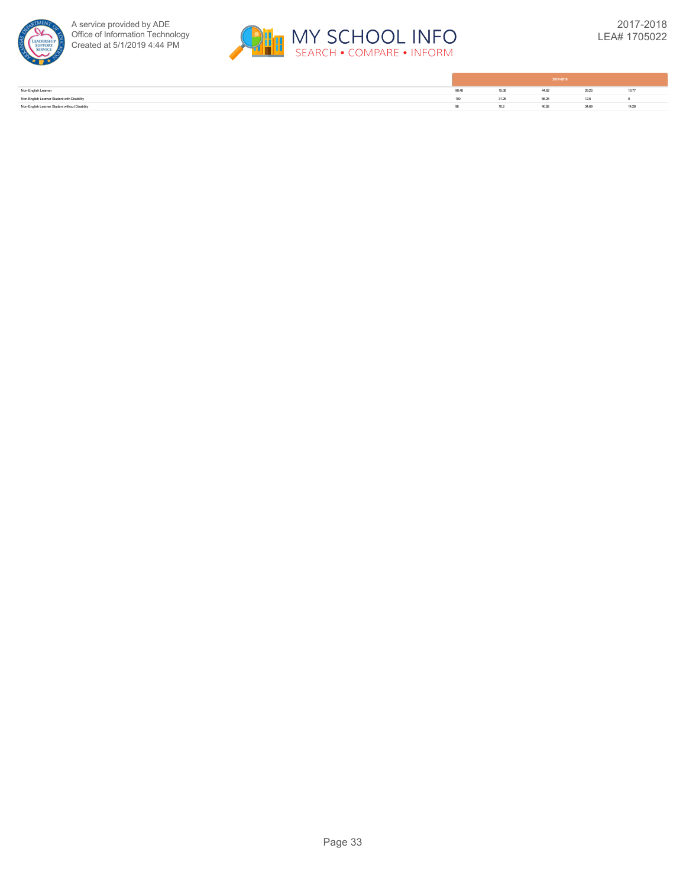| | 2017-2018 | | | | |
|---|---|---|---|---|---|
| Non-English Learner | 98.48 | 15.38 | 44.62 | 29.23 | 10.77 |
| Non-English Learner Student with Disability | 100 | 31.25 | 56.25 | 12.5 | 0 |
| Non-English Learner Student without Disability | 98 | 10.2 | 40.82 | 34.69 | 14.29 |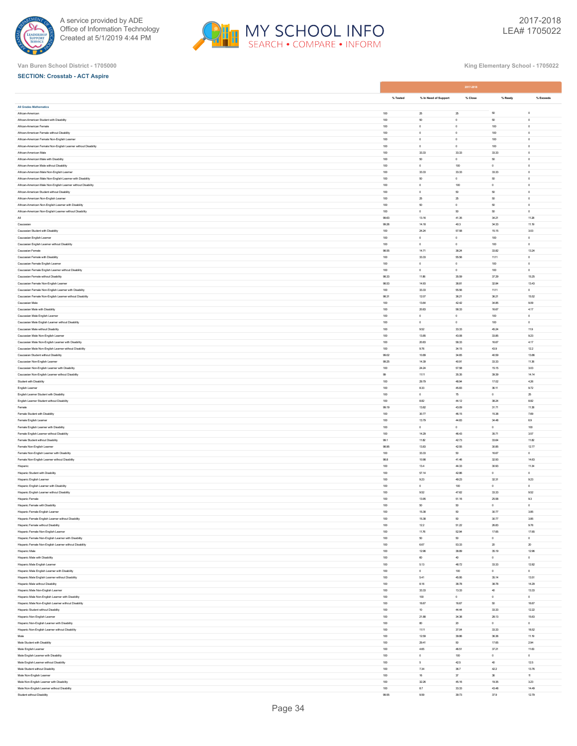Van Buren School District - 1705000

King Elementary School - 1705022

**SECTION: Crosstab - ACT Aspire**

| | 2017-2018 | | | | |
|---|---|---|---|---|---|
| | % Tested | % In Need of Support | % Close | % Ready | % Exceeds |
| **All Grades Mathematics** | | | | | |
| African-American | 100 | 25 | 25 | 50 | 0 |
| African-American Student with Disability | 100 | 50 | 0 | 50 | 0 |
| African-American Female | 100 | 0 | 0 | 100 | 0 |
| African-American Female without Disability | 100 | 0 | 0 | 100 | 0 |
| African-American Female Non-English Learner | 100 | 0 | 0 | 100 | 0 |
| African-American Female Non-English Learner without Disability | 100 | 0 | 0 | 100 | 0 |
| African-American Male | 100 | 33.33 | 33.33 | 33.33 | 0 |
| African-American Male with Disability | 100 | 50 | 0 | 50 | 0 |
| African-American Male without Disability | 100 | 0 | 100 | 0 | 0 |
| African-American Male Non-English Learner | 100 | 33.33 | 33.33 | 33.33 | 0 |
| African-American Male Non-English Learner with Disability | 100 | 50 | 0 | 50 | 0 |
| African-American Male Non-English Learner without Disability | 100 | 0 | 100 | 0 | 0 |
| African-American Student without Disability | 100 | 0 | 50 | 50 | 0 |
| African-American Non-English Learner | 100 | 25 | 25 | 50 | 0 |
| African-American Non-English Learner with Disability | 100 | 50 | 0 | 50 | 0 |
| African-American Non-English Learner without Disability | 100 | 0 | 50 | 50 | 0 |
| All | 99.63 | 13.16 | 41.35 | 34.21 | 11.28 |
| Caucasian | 99.26 | 14.18 | 40.3 | 34.33 | 11.19 |
| Caucasian Student with Disability | 100 | 24.24 | 57.58 | 15.15 | 3.03 |
| Caucasian English Learner | 100 | 0 | 0 | 100 | 0 |
| Caucasian English Learner without Disability | 100 | 0 | 0 | 100 | 0 |
| Caucasian Female | 98.55 | 14.71 | 38.24 | 33.82 | 13.24 |
| Caucasian Female with Disability | 100 | 33.33 | 55.56 | 11.11 | 0 |
| Caucasian Female English Learner | 100 | 0 | 0 | 100 | 0 |
| Caucasian Female English Learner without Disability | 100 | 0 | 0 | 100 | 0 |
| Caucasian Female without Disability | 98.33 | 11.86 | 35.59 | 37.29 | 15.25 |
| Caucasian Female Non-English Learner | 98.53 | 14.93 | 38.81 | 32.84 | 13.43 |
| Caucasian Female Non-English Learner with Disability | 100 | 33.33 | 55.56 | 11.11 | 0 |
| Caucasian Female Non-English Learner without Disability | 98.31 | 12.07 | 36.21 | 36.21 | 15.52 |
| Caucasian Male | 100 | 13.64 | 42.42 | 34.85 | 9.09 |
| Caucasian Male with Disability | 100 | 20.83 | 58.33 | 16.67 | 4.17 |
| Caucasian Male English Learner | 100 | 0 | 0 | 100 | 0 |
| Caucasian Male English Learner without Disability | 100 | 0 | 0 | 100 | 0 |
| Caucasian Male without Disability | 100 | 9.52 | 33.33 | 45.24 | 11.9 |
| Caucasian Male Non-English Learner | 100 | 13.85 | 43.08 | 33.85 | 9.23 |
| Caucasian Male Non-English Learner with Disability | 100 | 20.83 | 58.33 | 16.67 | 4.17 |
| Caucasian Male Non-English Learner without Disability | 100 | 9.76 | 34.15 | 43.9 | 12.2 |
| Caucasian Student without Disability | 99.02 | 10.89 | 34.65 | 40.59 | 13.86 |
| Caucasian Non-English Learner | 99.25 | 14.39 | 40.91 | 33.33 | 11.36 |
| Caucasian Non-English Learner with Disability | 100 | 24.24 | 57.58 | 15.15 | 3.03 |
| Caucasian Non-English Learner without Disability | 99 | 11.11 | 35.35 | 39.39 | 14.14 |
| Student with Disability | 100 | 29.79 | 48.94 | 17.02 | 4.26 |
| English Learner | 100 | 8.33 | 45.83 | 36.11 | 9.72 |
| English Learner Student with Disability | 100 | 0 | 75 | 0 | 25 |
| English Learner Student without Disability | 100 | 8.82 | 44.12 | 38.24 | 8.82 |
| Female | 99.19 | 13.82 | 43.09 | 31.71 | 11.38 |
| Female Student with Disability | 100 | 30.77 | 46.15 | 15.38 | 7.69 |
| Female English Learner | 100 | 13.79 | 44.83 | 34.48 | 6.9 |
| Female English Learner with Disability | 100 | 0 | 0 | 0 | 100 |
| Female English Learner without Disability | 100 | 14.29 | 46.43 | 35.71 | 3.57 |
| Female Student without Disability | 99.1 | 11.82 | 42.73 | 33.64 | 11.82 |
| Female Non-English Learner | 98.95 | 13.83 | 42.55 | 30.85 | 12.77 |
| Female Non-English Learner with Disability | 100 | 33.33 | 50 | 16.67 | 0 |
| Female Non-English Learner without Disability | 98.8 | 10.98 | 41.46 | 32.93 | 14.63 |
| Hispanic | 100 | 13.4 | 44.33 | 30.93 | 11.34 |
| Hispanic Student with Disability | 100 | 57.14 | 42.86 | 0 | 0 |
| Hispanic English Learner | 100 | 9.23 | 49.23 | 32.31 | 9.23 |
| Hispanic English Learner with Disability | 100 | 0 | 100 | 0 | 0 |
| Hispanic English Learner without Disability | 100 | 9.52 | 47.62 | 33.33 | 9.52 |
| Hispanic Female | 100 | 13.95 | 51.16 | 25.58 | 9.3 |
| Hispanic Female with Disability | 100 | 50 | 50 | 0 | 0 |
| Hispanic Female English Learner | 100 | 15.38 | 50 | 30.77 | 3.85 |
| Hispanic Female English Learner without Disability | 100 | 15.38 | 50 | 30.77 | 3.85 |
| Hispanic Female without Disability | 100 | 12.2 | 51.22 | 26.83 | 9.76 |
| Hispanic Female Non-English Learner | 100 | 11.76 | 52.94 | 17.65 | 17.65 |
| Hispanic Female Non-English Learner with Disability | 100 | 50 | 50 | 0 | 0 |
| Hispanic Female Non-English Learner without Disability | 100 | 6.67 | 53.33 | 20 | 20 |
| Hispanic Male | 100 | 12.96 | 38.89 | 35.19 | 12.96 |
| Hispanic Male with Disability | 100 | 60 | 40 | 0 | 0 |
| Hispanic Male English Learner | 100 | 5.13 | 48.72 | 33.33 | 12.82 |
| Hispanic Male English Learner with Disability | 100 | 0 | 100 | 0 | 0 |
| Hispanic Male English Learner without Disability | 100 | 5.41 | 45.95 | 35.14 | 13.51 |
| Hispanic Male without Disability | 100 | 8.16 | 38.78 | 38.78 | 14.29 |
| Hispanic Male Non-English Learner | 100 | 33.33 | 13.33 | 40 | 13.33 |
| Hispanic Male Non-English Learner with Disability | 100 | 100 | 0 | 0 | 0 |
| Hispanic Male Non-English Learner without Disability | 100 | 16.67 | 16.67 | 50 | 16.67 |
| Hispanic Student without Disability | 100 | 10 | 44.44 | 33.33 | 12.22 |
| Hispanic Non-English Learner | 100 | 21.88 | 34.38 | 28.13 | 15.63 |
| Hispanic Non-English Learner with Disability | 100 | 80 | 20 | 0 | 0 |
| Hispanic Non-English Learner without Disability | 100 | 11.11 | 37.04 | 33.33 | 18.52 |
| Male | 100 | 12.59 | 39.86 | 36.36 | 11.19 |
| Male Student with Disability | 100 | 29.41 | 50 | 17.65 | 2.94 |
| Male English Learner | 100 | 4.65 | 46.51 | 37.21 | 11.63 |
| Male English Learner with Disability | 100 | 0 | 100 | 0 | 0 |
| Male English Learner without Disability | 100 | 5 | 42.5 | 40 | 12.5 |
| Male Student without Disability | 100 | 7.34 | 36.7 | 42.2 | 13.76 |
| Male Non-English Learner | 100 | 16 | 37 | 36 | 11 |
| Male Non-English Learner with Disability | 100 | 32.26 | 45.16 | 19.35 | 3.23 |
| Male Non-English Learner without Disability | 100 | 8.7 | 33.33 | 43.48 | 14.49 |
| Student without Disability | 99.55 | 9.59 | 39.73 | 37.9 | 12.79 |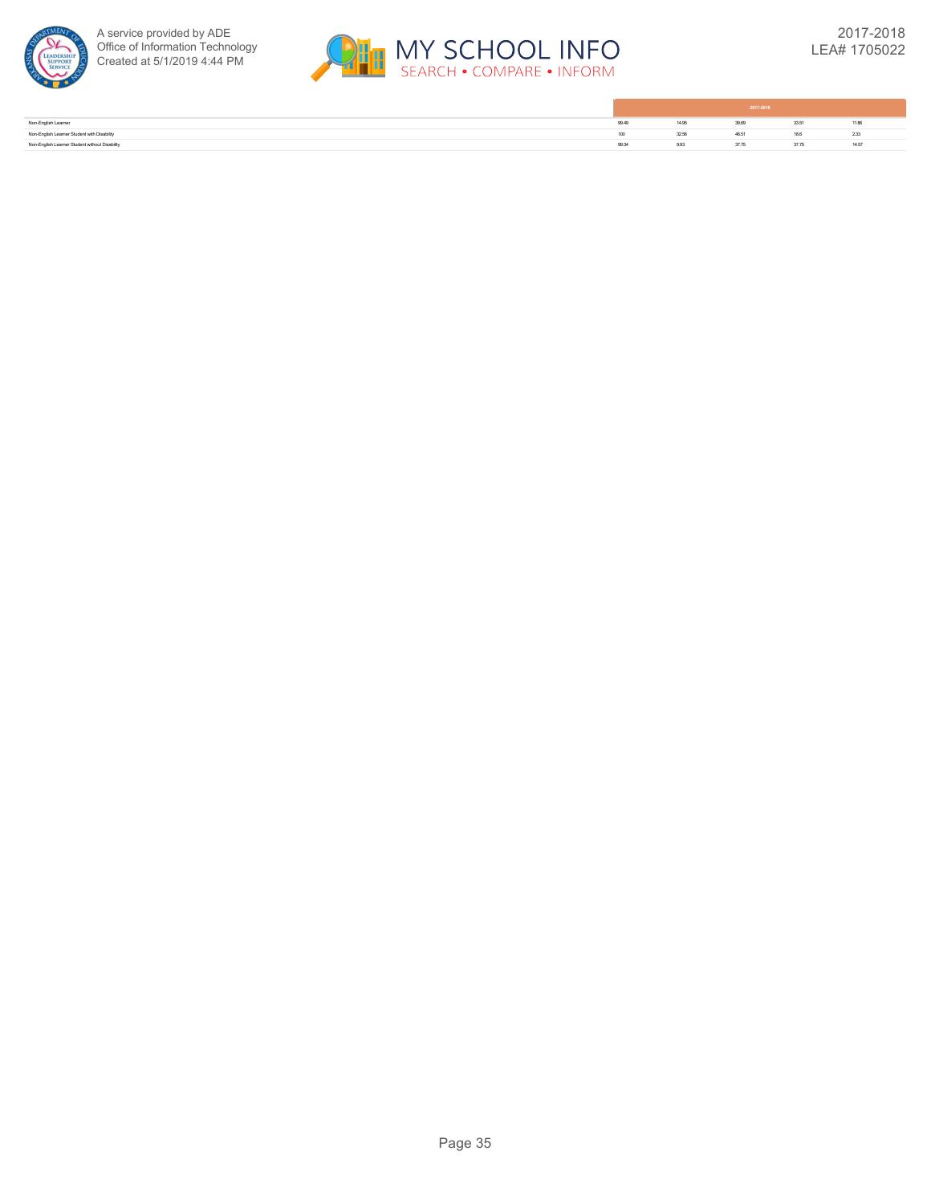| | 2017-2018 | | | | |
|---|---|---|---|---|---|
| Non-English Learner | 99.49 | 14.95 | 39.69 | 33.51 | 11.86 |
| Non-English Learner Student with Disability | 100 | 32.56 | 46.51 | 18.6 | 2.33 |
| Non-English Learner Student without Disability | 99.34 | 9.93 | 37.75 | 37.75 | 14.57 |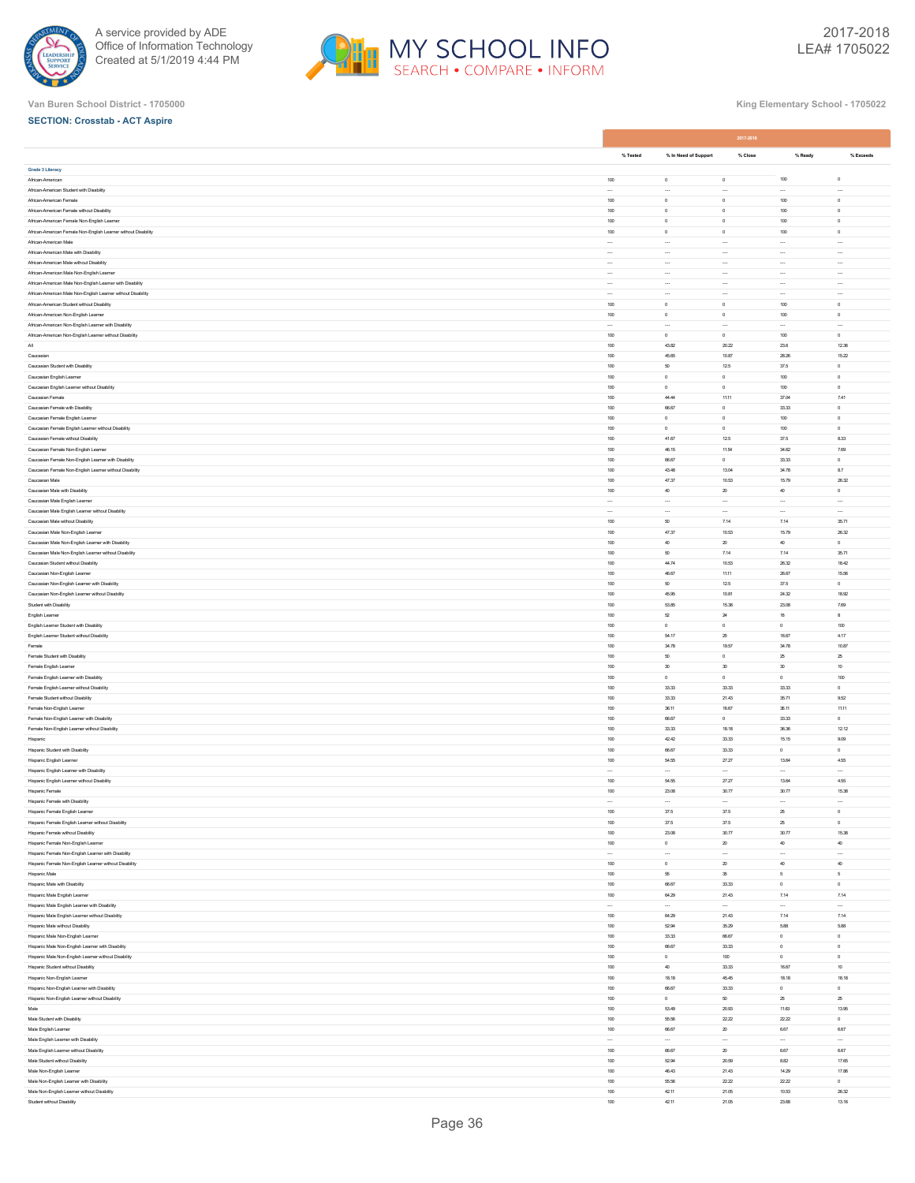Van Buren School District - 1705000

King Elementary School - 1705022

**SECTION: Crosstab - ACT Aspire**

| | 2017-2018 | | | | |
|---|---|---|---|---|---|
| | % Tested | % In Need of Support | % Close | % Ready | % Exceeds |
| **Grade 3 Literacy** | | | | | |
| African-American | 100 | 0 | 0 | 100 | 0 |
| African-American Student with Disability | --- | --- | --- | --- | --- |
| African-American Female | 100 | 0 | 0 | 100 | 0 |
| African-American Female without Disability | 100 | 0 | 0 | 100 | 0 |
| African-American Female Non-English Learner | 100 | 0 | 0 | 100 | 0 |
| African-American Female Non-English Learner without Disability | 100 | 0 | 0 | 100 | 0 |
| African-American Male | --- | --- | --- | --- | --- |
| African-American Male with Disability | --- | --- | --- | --- | --- |
| African-American Male without Disability | --- | --- | --- | --- | --- |
| African-American Male Non-English Learner | --- | --- | --- | --- | --- |
| African-American Male Non-English Learner with Disability | --- | --- | --- | --- | --- |
| African-American Male Non-English Learner without Disability | --- | --- | --- | --- | --- |
| African-American Student without Disability | 100 | 0 | 0 | 100 | 0 |
| African-American Non-English Learner | 100 | 0 | 0 | 100 | 0 |
| African-American Non-English Learner with Disability | --- | --- | --- | --- | --- |
| African-American Non-English Learner without Disability | 100 | 0 | 0 | 100 | 0 |
| All | 100 | 43.82 | 20.22 | 23.6 | 12.36 |
| Caucasian | 100 | 45.65 | 10.87 | 28.26 | 15.22 |
| Caucasian Student with Disability | 100 | 50 | 12.5 | 37.5 | 0 |
| Caucasian English Learner | 100 | 0 | 0 | 100 | 0 |
| Caucasian English Learner without Disability | 100 | 0 | 0 | 100 | 0 |
| Caucasian Female | 100 | 44.44 | 11.11 | 37.04 | 7.41 |
| Caucasian Female with Disability | 100 | 66.67 | 0 | 33.33 | 0 |
| Caucasian Female English Learner | 100 | 0 | 0 | 100 | 0 |
| Caucasian Female English Learner without Disability | 100 | 0 | 0 | 100 | 0 |
| Caucasian Female without Disability | 100 | 41.67 | 12.5 | 37.5 | 8.33 |
| Caucasian Female Non-English Learner | 100 | 46.15 | 11.54 | 34.62 | 7.69 |
| Caucasian Female Non-English Learner with Disability | 100 | 66.67 | 0 | 33.33 | 0 |
| Caucasian Female Non-English Learner without Disability | 100 | 43.48 | 13.04 | 34.78 | 8.7 |
| Caucasian Male | 100 | 47.37 | 10.53 | 15.79 | 26.32 |
| Caucasian Male with Disability | 100 | 40 | 20 | 40 | 0 |
| Caucasian Male English Learner | --- | --- | --- | --- | --- |
| Caucasian Male English Learner without Disability | --- | --- | --- | --- | --- |
| Caucasian Male without Disability | 100 | 50 | 7.14 | 7.14 | 35.71 |
| Caucasian Male Non-English Learner | 100 | 47.37 | 10.53 | 15.79 | 26.32 |
| Caucasian Male Non-English Learner with Disability | 100 | 40 | 20 | 40 | 0 |
| Caucasian Male Non-English Learner without Disability | 100 | 50 | 7.14 | 7.14 | 35.71 |
| Caucasian Student without Disability | 100 | 44.74 | 10.53 | 26.32 | 18.42 |
| Caucasian Non-English Learner | 100 | 46.67 | 11.11 | 26.67 | 15.56 |
| Caucasian Non-English Learner with Disability | 100 | 50 | 12.5 | 37.5 | 0 |
| Caucasian Non-English Learner without Disability | 100 | 45.95 | 10.81 | 24.32 | 18.92 |
| Student with Disability | 100 | 53.85 | 15.38 | 23.08 | 7.69 |
| English Learner | 100 | 52 | 24 | 16 | 8 |
| English Learner Student with Disability | 100 | 0 | 0 | 0 | 100 |
| English Learner Student without Disability | 100 | 54.17 | 25 | 16.67 | 4.17 |
| Female | 100 | 34.78 | 19.57 | 34.78 | 10.87 |
| Female Student with Disability | 100 | 50 | 0 | 25 | 25 |
| Female English Learner | 100 | 30 | 30 | 30 | 10 |
| Female English Learner with Disability | 100 | 0 | 0 | 0 | 100 |
| Female English Learner without Disability | 100 | 33.33 | 33.33 | 33.33 | 0 |
| Female Student without Disability | 100 | 33.33 | 21.43 | 35.71 | 9.52 |
| Female Non-English Learner | 100 | 36.11 | 16.67 | 36.11 | 11.11 |
| Female Non-English Learner with Disability | 100 | 66.67 | 0 | 33.33 | 0 |
| Female Non-English Learner without Disability | 100 | 33.33 | 18.18 | 36.36 | 12.12 |
| Hispanic | 100 | 42.42 | 33.33 | 15.15 | 9.09 |
| Hispanic Student with Disability | 100 | 66.67 | 33.33 | 0 | 0 |
| Hispanic English Learner | 100 | 54.55 | 27.27 | 13.64 | 4.55 |
| Hispanic English Learner with Disability | --- | --- | --- | --- | --- |
| Hispanic English Learner without Disability | 100 | 54.55 | 27.27 | 13.64 | 4.55 |
| Hispanic Female | 100 | 23.08 | 30.77 | 30.77 | 15.38 |
| Hispanic Female with Disability | --- | --- | --- | --- | --- |
| Hispanic Female English Learner | 100 | 37.5 | 37.5 | 25 | 0 |
| Hispanic Female English Learner without Disability | 100 | 37.5 | 37.5 | 25 | 0 |
| Hispanic Female without Disability | 100 | 23.08 | 30.77 | 30.77 | 15.38 |
| Hispanic Female Non-English Learner | 100 | 0 | 20 | 40 | 40 |
| Hispanic Female Non-English Learner with Disability | --- | --- | --- | --- | --- |
| Hispanic Female Non-English Learner without Disability | 100 | 0 | 20 | 40 | 40 |
| Hispanic Male | 100 | 55 | 35 | 5 | 5 |
| Hispanic Male with Disability | 100 | 66.67 | 33.33 | 0 | 0 |
| Hispanic Male English Learner | 100 | 64.29 | 21.43 | 7.14 | 7.14 |
| Hispanic Male English Learner with Disability | --- | --- | --- | --- | --- |
| Hispanic Male English Learner without Disability | 100 | 64.29 | 21.43 | 7.14 | 7.14 |
| Hispanic Male without Disability | 100 | 52.94 | 35.29 | 5.88 | 5.88 |
| Hispanic Male Non-English Learner | 100 | 33.33 | 66.67 | 0 | 0 |
| Hispanic Male Non-English Learner with Disability | 100 | 66.67 | 33.33 | 0 | 0 |
| Hispanic Male Non-English Learner without Disability | 100 | 0 | 100 | 0 | 0 |
| Hispanic Student without Disability | 100 | 40 | 33.33 | 16.67 | 10 |
| Hispanic Non-English Learner | 100 | 18.18 | 45.45 | 18.18 | 18.18 |
| Hispanic Non-English Learner with Disability | 100 | 66.67 | 33.33 | 0 | 0 |
| Hispanic Non-English Learner without Disability | 100 | 0 | 50 | 25 | 25 |
| Male | 100 | 53.49 | 20.93 | 11.63 | 13.95 |
| Male Student with Disability | 100 | 55.56 | 22.22 | 22.22 | 0 |
| Male English Learner | 100 | 66.67 | 20 | 6.67 | 6.67 |
| Male English Learner with Disability | --- | --- | --- | --- | --- |
| Male English Learner without Disability | 100 | 66.67 | 20 | 6.67 | 6.67 |
| Male Student without Disability | 100 | 52.94 | 20.59 | 8.82 | 17.65 |
| Male Non-English Learner | 100 | 46.43 | 21.43 | 14.29 | 17.86 |
| Male Non-English Learner with Disability | 100 | 55.56 | 22.22 | 22.22 | 0 |
| Male Non-English Learner without Disability | 100 | 42.11 | 21.05 | 10.53 | 26.32 |
| Student without Disability | 100 | 42.11 | 21.05 | 23.68 | 13.16 |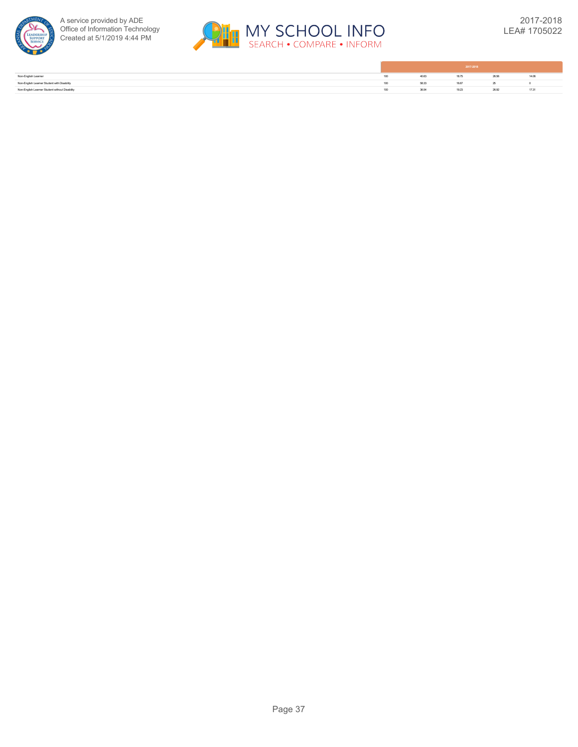| | 2017-2018 | | | | |
|---|---|---|---|---|---|
| Non-English Learner | 100 | 40.63 | 18.75 | 26.56 | 14.06 |
| Non-English Learner Student with Disability | 100 | 58.33 | 16.67 | 25 | 0 |
| Non-English Learner Student without Disability | 100 | 36.54 | 19.23 | 26.92 | 17.31 |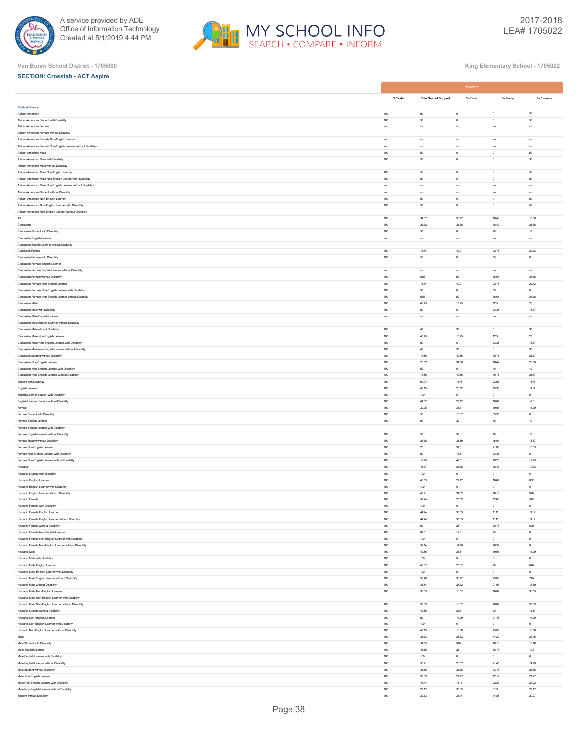Van Buren School District - 1705000

King Elementary School - 1705022

**SECTION: Crosstab - ACT Aspire**

| | 2017-2018 | | | | |
|---|---|---|---|---|---|
| | % Tested | % In Need of Support | % Close | % Ready | % Exceeds |
| **Grade 4 Literacy** | | | | | |
| African-American | 100 | 50 | 0 | 0 | 50 |
| African-American Student with Disability | 100 | 50 | 0 | 0 | 50 |
| African-American Female | --- | --- | --- | --- | --- |
| African-American Female without Disability | --- | --- | --- | --- | --- |
| African-American Female Non-English Learner | --- | --- | --- | --- | --- |
| African-American Female Non-English Learner without Disability | --- | --- | --- | --- | --- |
| African-American Male | 100 | 50 | 0 | 0 | 50 |
| African-American Male with Disability | 100 | 50 | 0 | 0 | 50 |
| African-American Male without Disability | --- | --- | --- | --- | --- |
| African-American Male Non-English Learner | 100 | 50 | 0 | 0 | 50 |
| African-American Male Non-English Learner with Disability | 100 | 50 | 0 | 0 | 50 |
| African-American Male Non-English Learner without Disability | --- | --- | --- | --- | --- |
| African-American Student without Disability | --- | --- | --- | --- | --- |
| African-American Non-English Learner | 100 | 50 | 0 | 0 | 50 |
| African-American Non-English Learner with Disability | 100 | 50 | 0 | 0 | 50 |
| African-American Non-English Learner without Disability | --- | --- | --- | --- | --- |
| All | 100 | 34.07 | 30.77 | 16.48 | 18.68 |
| Caucasian | 100 | 26.32 | 31.58 | 18.42 | 23.68 |
| Caucasian Student with Disability | 100 | 50 | 0 | 40 | 10 |
| Caucasian English Learner | --- | --- | --- | --- | --- |
| Caucasian English Learner without Disability | --- | --- | --- | --- | --- |
| Caucasian Female | 100 | 13.64 | 40.91 | 22.73 | 22.73 |
| Caucasian Female with Disability | 100 | 50 | 0 | 50 | 0 |
| Caucasian Female English Learner | --- | --- | --- | --- | --- |
| Caucasian Female English Learner without Disability | --- | --- | --- | --- | --- |
| Caucasian Female without Disability | 100 | 5.56 | 50 | 16.67 | 27.78 |
| Caucasian Female Non-English Learner | 100 | 13.64 | 40.91 | 22.73 | 22.73 |
| Caucasian Female Non-English Learner with Disability | 100 | 50 | 0 | 50 | 0 |
| Caucasian Female Non-English Learner without Disability | 100 | 5.56 | 50 | 16.67 | 27.78 |
| Caucasian Male | 100 | 43.75 | 18.75 | 12.5 | 25 |
| Caucasian Male with Disability | 100 | 50 | 0 | 33.33 | 16.67 |
| Caucasian Male English Learner | --- | --- | --- | --- | --- |
| Caucasian Male English Learner without Disability | --- | --- | --- | --- | --- |
| Caucasian Male without Disability | 100 | 40 | 30 | 0 | 30 |
| Caucasian Male Non-English Learner | 100 | 43.75 | 18.75 | 12.5 | 25 |
| Caucasian Male Non-English Learner with Disability | 100 | 50 | 0 | 33.33 | 16.67 |
| Caucasian Male Non-English Learner without Disability | 100 | 40 | 30 | 0 | 30 |
| Caucasian Student without Disability | 100 | 17.86 | 42.86 | 10.71 | 28.57 |
| Caucasian Non-English Learner | 100 | 26.32 | 31.58 | 18.42 | 23.68 |
| Caucasian Non-English Learner with Disability | 100 | 50 | 0 | 40 | 10 |
| Caucasian Non-English Learner without Disability | 100 | 17.86 | 42.86 | 10.71 | 28.57 |
| Student with Disability | 100 | 52.94 | 11.76 | 23.53 | 11.76 |
| English Learner | 100 | 46.15 | 26.92 | 15.38 | 11.54 |
| English Learner Student with Disability | 100 | 100 | 0 | 0 | 0 |
| English Learner Student without Disability | 100 | 41.67 | 29.17 | 16.67 | 12.5 |
| Female | 100 | 30.95 | 35.71 | 19.05 | 14.29 |
| Female Student with Disability | 100 | 50 | 16.67 | 33.33 | 0 |
| Female English Learner | 100 | 50 | 30 | 10 | 10 |
| Female English Learner with Disability | --- | --- | --- | --- | --- |
| Female English Learner without Disability | 100 | 50 | 30 | 10 | 10 |
| Female Student without Disability | 100 | 27.78 | 38.89 | 16.67 | 16.67 |
| Female Non-English Learner | 100 | 25 | 37.5 | 21.88 | 15.63 |
| Female Non-English Learner with Disability | 100 | 50 | 16.67 | 33.33 | 0 |
| Female Non-English Learner without Disability | 100 | 19.23 | 42.31 | 19.23 | 19.23 |
| Hispanic | 100 | 47.37 | 23.68 | 18.42 | 10.53 |
| Hispanic Student with Disability | 100 | 100 | 0 | 0 | 0 |
| Hispanic English Learner | 100 | 45.83 | 29.17 | 16.67 | 8.33 |
| Hispanic English Learner with Disability | 100 | 100 | 0 | 0 | 0 |
| Hispanic English Learner without Disability | 100 | 40.91 | 31.82 | 18.18 | 9.09 |
| Hispanic Female | 100 | 52.94 | 23.53 | 17.65 | 5.88 |
| Hispanic Female with Disability | 100 | 100 | 0 | 0 | 0 |
| Hispanic Female English Learner | 100 | 44.44 | 33.33 | 11.11 | 11.11 |
| Hispanic Female English Learner without Disability | 100 | 44.44 | 33.33 | 11.11 | 11.11 |
| Hispanic Female without Disability | 100 | 50 | 25 | 18.75 | 6.25 |
| Hispanic Female Non-English Learner | 100 | 62.5 | 12.5 | 25 | 0 |
| Hispanic Female Non-English Learner with Disability | 100 | 100 | 0 | 0 | 0 |
| Hispanic Female Non-English Learner without Disability | 100 | 57.14 | 14.29 | 28.57 | 0 |
| Hispanic Male | 100 | 42.86 | 23.81 | 19.05 | 14.29 |
| Hispanic Male with Disability | 100 | 100 | 0 | 0 | 0 |
| Hispanic Male English Learner | 100 | 46.67 | 26.67 | 20 | 6.67 |
| Hispanic Male English Learner with Disability | 100 | 100 | 0 | 0 | 0 |
| Hispanic Male English Learner without Disability | 100 | 38.46 | 30.77 | 23.08 | 7.69 |
| Hispanic Male without Disability | 100 | 36.84 | 26.32 | 21.05 | 15.79 |
| Hispanic Male Non-English Learner | 100 | 33.33 | 16.67 | 16.67 | 33.33 |
| Hispanic Male Non-English Learner with Disability | --- | --- | --- | --- | --- |
| Hispanic Male Non-English Learner without Disability | 100 | 33.33 | 16.67 | 16.67 | 33.33 |
| Hispanic Student without Disability | 100 | 42.86 | 25.71 | 20 | 11.43 |
| Hispanic Non-English Learner | 100 | 50 | 14.29 | 21.43 | 14.29 |
| Hispanic Non-English Learner with Disability | 100 | 100 | 0 | 0 | 0 |
| Hispanic Non-English Learner without Disability | 100 | 46.15 | 15.38 | 23.08 | 15.38 |
| Male | 100 | 36.73 | 26.53 | 14.29 | 22.45 |
| Male Student with Disability | 100 | 54.55 | 9.09 | 18.18 | 18.18 |
| Male English Learner | 100 | 43.75 | 25 | 18.75 | 12.5 |
| Male English Learner with Disability | 100 | 100 | 0 | 0 | 0 |
| Male English Learner without Disability | 100 | 35.71 | 28.57 | 21.43 | 14.29 |
| Male Student without Disability | 100 | 31.58 | 31.58 | 13.16 | 23.68 |
| Male Non-English Learner | 100 | 33.33 | 27.27 | 12.12 | 27.27 |
| Male Non-English Learner with Disability | 100 | 44.44 | 11.11 | 22.22 | 22.22 |
| Male Non-English Learner without Disability | 100 | 29.17 | 33.33 | 8.33 | 29.17 |
| Student without Disability | 100 | 29.73 | 35.14 | 14.86 | 20.27 |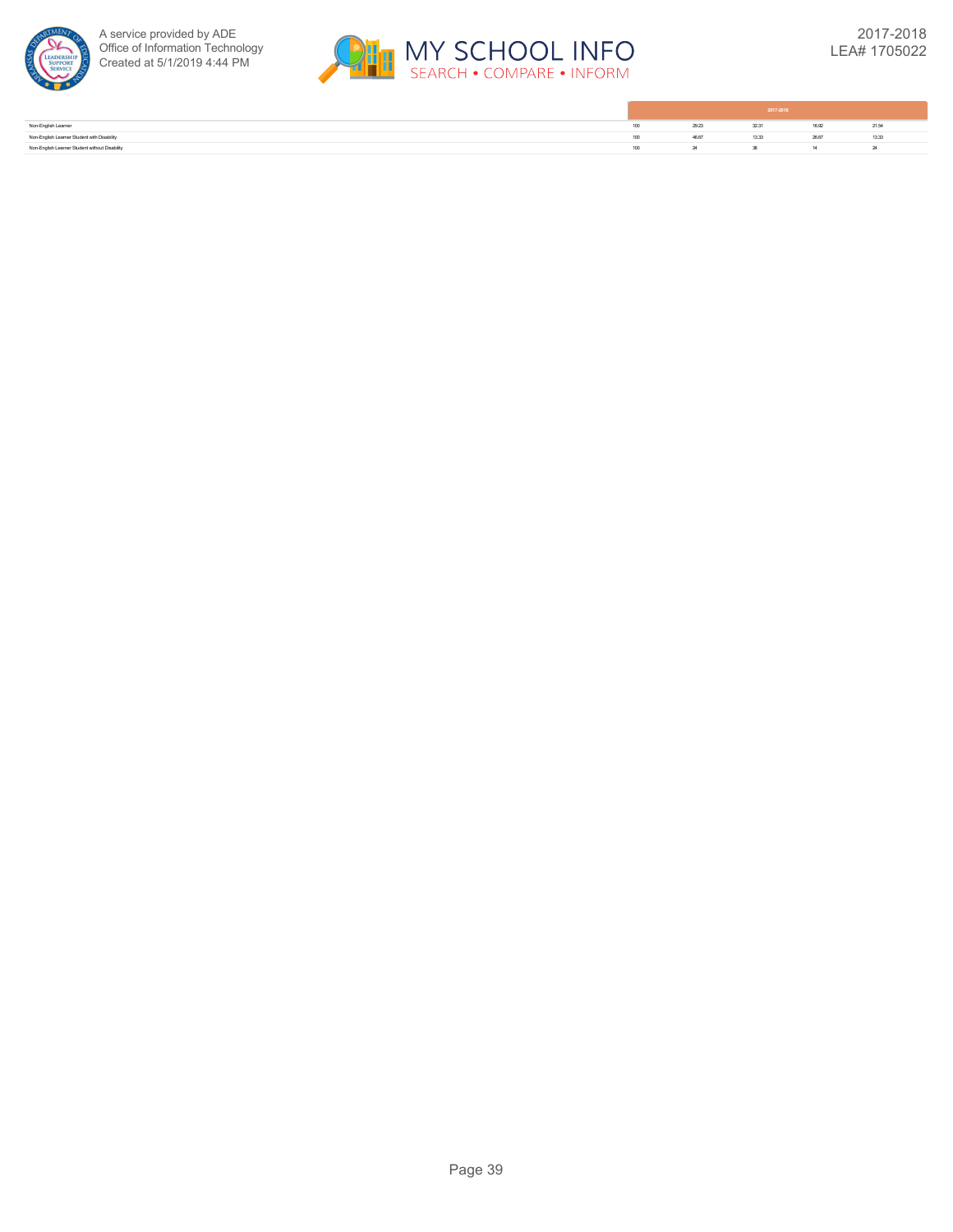| | 2017-2018 | | | | |
|---|---|---|---|---|---|
| Non-English Learner | 100 | 29.23 | 32.31 | 16.92 | 21.54 |
| Non-English Learner Student with Disability | 100 | 46.67 | 13.33 | 26.67 | 13.33 |
| Non-English Learner Student without Disability | 100 | 24 | 38 | 14 | 24 |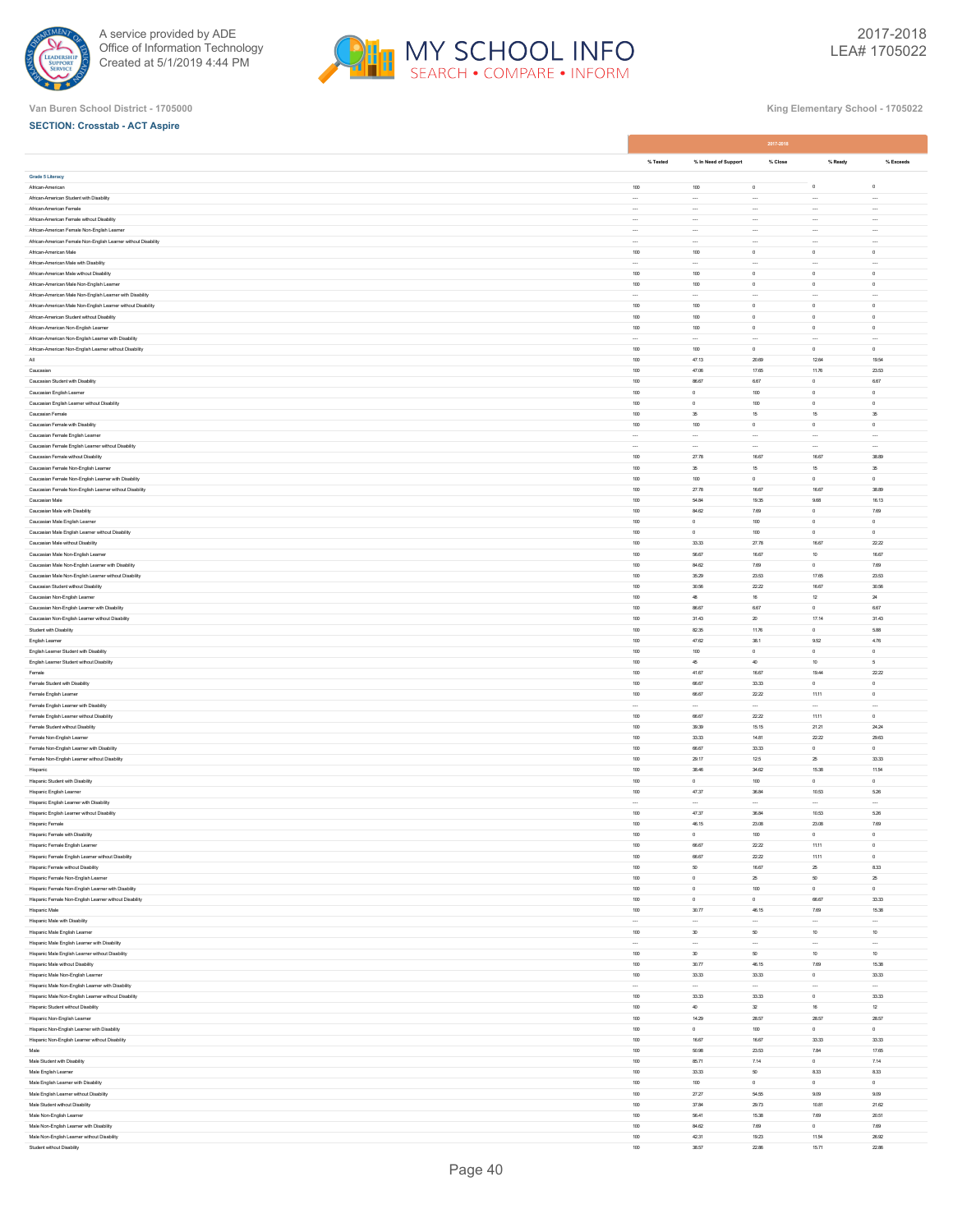Van Buren School District - 1705000

King Elementary School - 1705022

**SECTION: Crosstab - ACT Aspire**

| | 2017-2018 | | | | |
|---|---|---|---|---|---|
| | % Tested | % In Need of Support | % Close | % Ready | % Exceeds |
| **Grade 5 Literacy** | | | | | |
| African-American | 100 | 100 | 0 | 0 | 0 |
| African-American Student with Disability | --- | --- | --- | --- | --- |
| African-American Female | --- | --- | --- | --- | --- |
| African-American Female without Disability | --- | --- | --- | --- | --- |
| African-American Female Non-English Learner | --- | --- | --- | --- | --- |
| African-American Female Non-English Learner without Disability | --- | --- | --- | --- | --- |
| African-American Male | 100 | 100 | 0 | 0 | 0 |
| African-American Male with Disability | --- | --- | --- | --- | --- |
| African-American Male without Disability | 100 | 100 | 0 | 0 | 0 |
| African-American Male Non-English Learner | 100 | 100 | 0 | 0 | 0 |
| African-American Male Non-English Learner with Disability | --- | --- | --- | --- | --- |
| African-American Male Non-English Learner without Disability | 100 | 100 | 0 | 0 | 0 |
| African-American Student without Disability | 100 | 100 | 0 | 0 | 0 |
| African-American Non-English Learner | 100 | 100 | 0 | 0 | 0 |
| African-American Non-English Learner with Disability | --- | --- | --- | --- | --- |
| African-American Non-English Learner without Disability | 100 | 100 | 0 | 0 | 0 |
| All | 100 | 47.13 | 20.69 | 12.64 | 19.54 |
| Caucasian | 100 | 47.06 | 17.65 | 11.76 | 23.53 |
| Caucasian Student with Disability | 100 | 86.67 | 6.67 | 0 | 6.67 |
| Caucasian English Learner | 100 | 0 | 100 | 0 | 0 |
| Caucasian English Learner without Disability | 100 | 0 | 100 | 0 | 0 |
| Caucasian Female | 100 | 35 | 15 | 15 | 35 |
| Caucasian Female with Disability | 100 | 100 | 0 | 0 | 0 |
| Caucasian Female English Learner | --- | --- | --- | --- | --- |
| Caucasian Female English Learner without Disability | --- | --- | --- | --- | --- |
| Caucasian Female without Disability | 100 | 27.78 | 16.67 | 16.67 | 38.89 |
| Caucasian Female Non-English Learner | 100 | 35 | 15 | 15 | 35 |
| Caucasian Female Non-English Learner with Disability | 100 | 100 | 0 | 0 | 0 |
| Caucasian Female Non-English Learner without Disability | 100 | 27.78 | 16.67 | 16.67 | 38.89 |
| Caucasian Male | 100 | 54.84 | 19.35 | 9.68 | 16.13 |
| Caucasian Male with Disability | 100 | 84.62 | 7.69 | 0 | 7.69 |
| Caucasian Male English Learner | 100 | 0 | 100 | 0 | 0 |
| Caucasian Male English Learner without Disability | 100 | 0 | 100 | 0 | 0 |
| Caucasian Male without Disability | 100 | 33.33 | 27.78 | 16.67 | 22.22 |
| Caucasian Male Non-English Learner | 100 | 56.67 | 16.67 | 10 | 16.67 |
| Caucasian Male Non-English Learner with Disability | 100 | 84.62 | 7.69 | 0 | 7.69 |
| Caucasian Male Non-English Learner without Disability | 100 | 35.29 | 23.53 | 17.65 | 23.53 |
| Caucasian Student without Disability | 100 | 30.56 | 22.22 | 16.67 | 30.56 |
| Caucasian Non-English Learner | 100 | 48 | 16 | 12 | 24 |
| Caucasian Non-English Learner with Disability | 100 | 86.67 | 6.67 | 0 | 6.67 |
| Caucasian Non-English Learner without Disability | 100 | 31.43 | 20 | 17.14 | 31.43 |
| Student with Disability | 100 | 82.35 | 11.76 | 0 | 5.88 |
| English Learner | 100 | 47.62 | 38.1 | 9.52 | 4.76 |
| English Learner Student with Disability | 100 | 100 | 0 | 0 | 0 |
| English Learner Student without Disability | 100 | 45 | 40 | 10 | 5 |
| Female | 100 | 41.67 | 16.67 | 19.44 | 22.22 |
| Female Student with Disability | 100 | 66.67 | 33.33 | 0 | 0 |
| Female English Learner | 100 | 66.67 | 22.22 | 11.11 | 0 |
| Female English Learner with Disability | --- | --- | --- | --- | --- |
| Female English Learner without Disability | 100 | 66.67 | 22.22 | 11.11 | 0 |
| Female Student without Disability | 100 | 39.39 | 15.15 | 21.21 | 24.24 |
| Female Non-English Learner | 100 | 33.33 | 14.81 | 22.22 | 29.63 |
| Female Non-English Learner with Disability | 100 | 66.67 | 33.33 | 0 | 0 |
| Female Non-English Learner without Disability | 100 | 29.17 | 12.5 | 25 | 33.33 |
| Hispanic | 100 | 38.46 | 34.62 | 15.38 | 11.54 |
| Hispanic Student with Disability | 100 | 0 | 100 | 0 | 0 |
| Hispanic English Learner | 100 | 47.37 | 36.84 | 10.53 | 5.26 |
| Hispanic English Learner with Disability | --- | --- | --- | --- | --- |
| Hispanic English Learner without Disability | 100 | 47.37 | 36.84 | 10.53 | 5.26 |
| Hispanic Female | 100 | 46.15 | 23.08 | 23.08 | 7.69 |
| Hispanic Female with Disability | 100 | 0 | 100 | 0 | 0 |
| Hispanic Female English Learner | 100 | 66.67 | 22.22 | 11.11 | 0 |
| Hispanic Female English Learner without Disability | 100 | 66.67 | 22.22 | 11.11 | 0 |
| Hispanic Female without Disability | 100 | 50 | 16.67 | 25 | 8.33 |
| Hispanic Female Non-English Learner | 100 | 0 | 25 | 50 | 25 |
| Hispanic Female Non-English Learner with Disability | 100 | 0 | 100 | 0 | 0 |
| Hispanic Female Non-English Learner without Disability | 100 | 0 | 0 | 66.67 | 33.33 |
| Hispanic Male | 100 | 30.77 | 46.15 | 7.69 | 15.38 |
| Hispanic Male with Disability | --- | --- | --- | --- | --- |
| Hispanic Male English Learner | 100 | 30 | 50 | 10 | 10 |
| Hispanic Male English Learner with Disability | --- | --- | --- | --- | --- |
| Hispanic Male English Learner without Disability | 100 | 30 | 50 | 10 | 10 |
| Hispanic Male without Disability | 100 | 30.77 | 46.15 | 7.69 | 15.38 |
| Hispanic Male Non-English Learner | 100 | 33.33 | 33.33 | 0 | 33.33 |
| Hispanic Male Non-English Learner with Disability | --- | --- | --- | --- | --- |
| Hispanic Male Non-English Learner without Disability | 100 | 33.33 | 33.33 | 0 | 33.33 |
| Hispanic Student without Disability | 100 | 40 | 32 | 16 | 12 |
| Hispanic Non-English Learner | 100 | 14.29 | 28.57 | 28.57 | 28.57 |
| Hispanic Non-English Learner with Disability | 100 | 0 | 100 | 0 | 0 |
| Hispanic Non-English Learner without Disability | 100 | 16.67 | 16.67 | 33.33 | 33.33 |
| Male | 100 | 50.98 | 23.53 | 7.84 | 17.65 |
| Male Student with Disability | 100 | 85.71 | 7.14 | 0 | 7.14 |
| Male English Learner | 100 | 33.33 | 50 | 8.33 | 8.33 |
| Male English Learner with Disability | 100 | 100 | 0 | 0 | 0 |
| Male English Learner without Disability | 100 | 27.27 | 54.55 | 9.09 | 9.09 |
| Male Student without Disability | 100 | 37.84 | 29.73 | 10.81 | 21.62 |
| Male Non-English Learner | 100 | 56.41 | 15.38 | 7.69 | 20.51 |
| Male Non-English Learner with Disability | 100 | 84.62 | 7.69 | 0 | 7.69 |
| Male Non-English Learner without Disability | 100 | 42.31 | 19.23 | 11.54 | 26.92 |
| Student without Disability | 100 | 38.57 | 22.86 | 15.71 | 22.86 |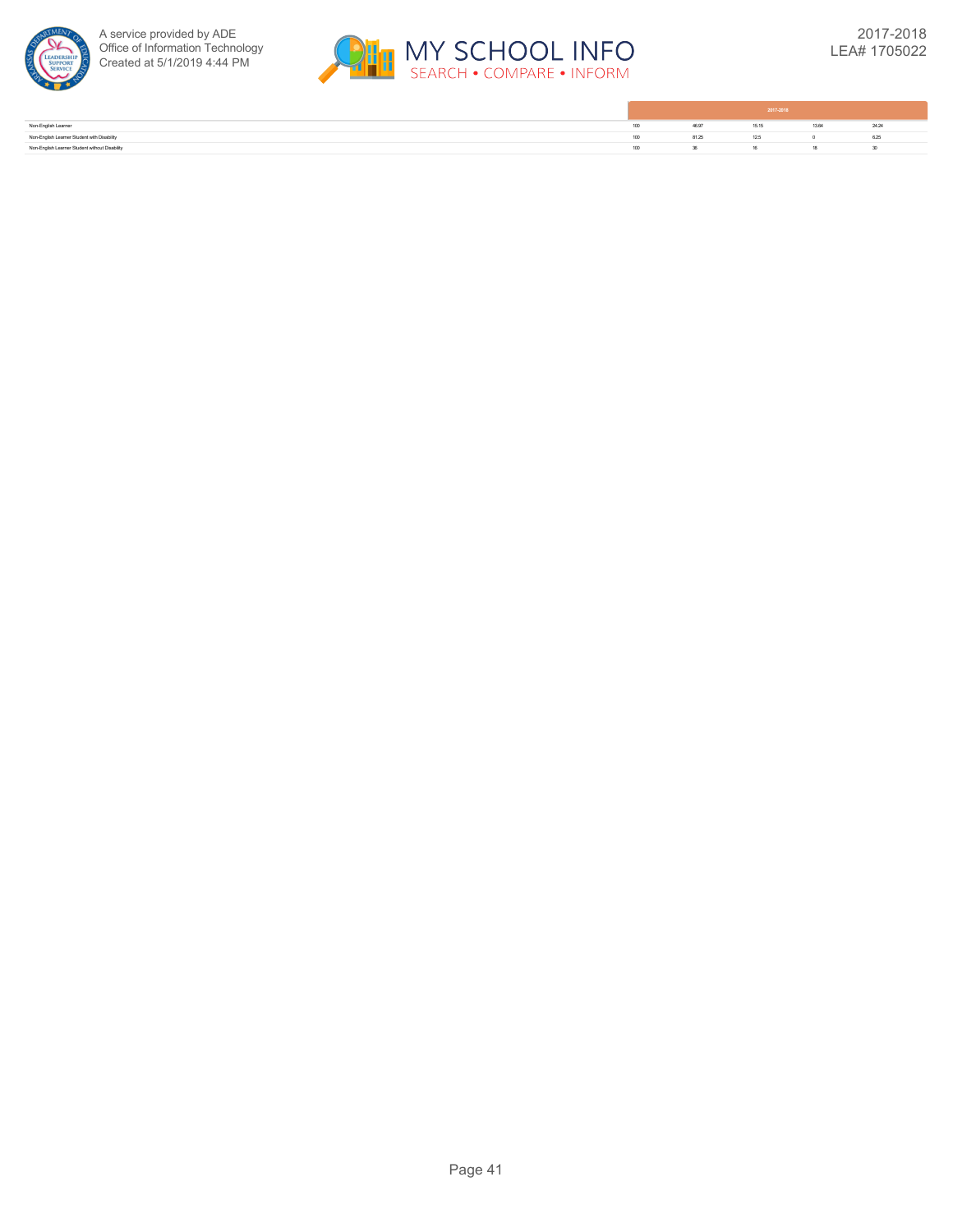| | 2017-2018 | | | | |
|---|---|---|---|---|---|
| Non-English Learner | 100 | 46.97 | 15.15 | 13.64 | 24.24 |
| Non-English Learner Student with Disability | 100 | 81.25 | 12.5 | 0 | 6.25 |
| Non-English Learner Student without Disability | 100 | 36 | 16 | 18 | 30 |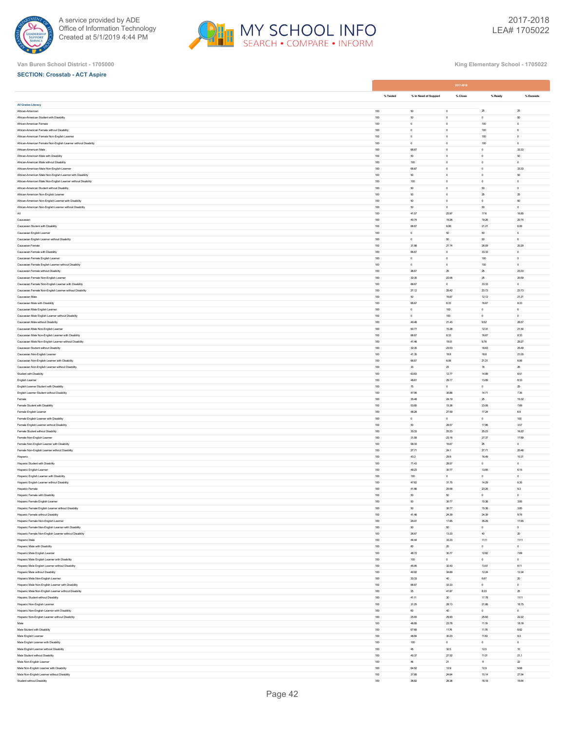Van Buren School District - 1705000

King Elementary School - 1705022

**SECTION: Crosstab - ACT Aspire**

| | 2017-2018 | | | | |
|---|---|---|---|---|---|
| | % Tested | % In Need of Support | % Close | % Ready | % Exceeds |
| **All Grades Literacy** | | | | | |
| African-American | 100 | 50 | 0 | 25 | 25 |
| African-American Student with Disability | 100 | 50 | 0 | 0 | 50 |
| African-American Female | 100 | 0 | 0 | 100 | 0 |
| African-American Female without Disability | 100 | 0 | 0 | 100 | 0 |
| African-American Female Non-English Learner | 100 | 0 | 0 | 100 | 0 |
| African-American Female Non-English Learner without Disability | 100 | 0 | 0 | 100 | 0 |
| African-American Male | 100 | 66.67 | 0 | 0 | 33.33 |
| African-American Male with Disability | 100 | 50 | 0 | 0 | 50 |
| African-American Male without Disability | 100 | 100 | 0 | 0 | 0 |
| African-American Male Non-English Learner | 100 | 66.67 | 0 | 0 | 33.33 |
| African-American Male Non-English Learner with Disability | 100 | 50 | 0 | 0 | 50 |
| African-American Male Non-English Learner without Disability | 100 | 100 | 0 | 0 | 0 |
| African-American Student without Disability | 100 | 50 | 0 | 50 | 0 |
| African-American Non-English Learner | 100 | 50 | 0 | 25 | 25 |
| African-American Non-English Learner with Disability | 100 | 50 | 0 | 0 | 50 |
| African-American Non-English Learner without Disability | 100 | 50 | 0 | 50 | 0 |
| All | 100 | 41.57 | 23.97 | 17.6 | 16.85 |
| Caucasian | 100 | 40.74 | 19.26 | 19.26 | 20.74 |
| Caucasian Student with Disability | 100 | 66.67 | 6.06 | 21.21 | 6.06 |
| Caucasian English Learner | 100 | 0 | 50 | 50 | 0 |
| Caucasian English Learner without Disability | 100 | 0 | 50 | 50 | 0 |
| Caucasian Female | 100 | 31.88 | 21.74 | 26.09 | 20.29 |
| Caucasian Female with Disability | 100 | 66.67 | 0 | 33.33 | 0 |
| Caucasian Female English Learner | 100 | 0 | 0 | 100 | 0 |
| Caucasian Female English Learner without Disability | 100 | 0 | 0 | 100 | 0 |
| Caucasian Female without Disability | 100 | 26.67 | 25 | 25 | 23.33 |
| Caucasian Female Non-English Learner | 100 | 32.35 | 22.06 | 25 | 20.59 |
| Caucasian Female Non-English Learner with Disability | 100 | 66.67 | 0 | 33.33 | 0 |
| Caucasian Female Non-English Learner without Disability | 100 | 27.12 | 25.42 | 23.73 | 23.73 |
| Caucasian Male | 100 | 50 | 16.67 | 12.12 | 21.21 |
| Caucasian Male with Disability | 100 | 66.67 | 8.33 | 16.67 | 8.33 |
| Caucasian Male English Learner | 100 | 0 | 100 | 0 | 0 |
| Caucasian Male English Learner without Disability | 100 | 0 | 100 | 0 | 0 |
| Caucasian Male without Disability | 100 | 40.48 | 21.43 | 9.52 | 28.57 |
| Caucasian Male Non-English Learner | 100 | 50.77 | 15.38 | 12.31 | 21.54 |
| Caucasian Male Non-English Learner with Disability | 100 | 66.67 | 8.33 | 16.67 | 8.33 |
| Caucasian Male Non-English Learner without Disability | 100 | 41.46 | 19.51 | 9.76 | 29.27 |
| Caucasian Student without Disability | 100 | 32.35 | 23.53 | 18.63 | 25.49 |
| Caucasian Non-English Learner | 100 | 41.35 | 18.8 | 18.8 | 21.05 |
| Caucasian Non-English Learner with Disability | 100 | 66.67 | 6.06 | 21.21 | 6.06 |
| Caucasian Non-English Learner without Disability | 100 | 33 | 23 | 18 | 26 |
| Student with Disability | 100 | 63.83 | 12.77 | 14.89 | 8.51 |
| English Learner | 100 | 48.61 | 29.17 | 13.89 | 8.33 |
| English Learner Student with Disability | 100 | 75 | 0 | 0 | 25 |
| English Learner Student without Disability | 100 | 47.06 | 30.88 | 14.71 | 7.35 |
| Female | 100 | 35.48 | 24.19 | 25 | 15.32 |
| Female Student with Disability | 100 | 53.85 | 15.38 | 23.08 | 7.69 |
| Female English Learner | 100 | 48.28 | 27.59 | 17.24 | 6.9 |
| Female English Learner with Disability | 100 | 0 | 0 | 0 | 100 |
| Female English Learner without Disability | 100 | 50 | 28.57 | 17.86 | 3.57 |
| Female Student without Disability | 100 | 33.33 | 25.23 | 25.23 | 16.22 |
| Female Non-English Learner | 100 | 31.58 | 23.16 | 27.37 | 17.89 |
| Female Non-English Learner with Disability | 100 | 58.33 | 16.67 | 25 | 0 |
| Female Non-English Learner without Disability | 100 | 27.71 | 24.1 | 27.71 | 20.48 |
| Hispanic | 100 | 43.3 | 29.9 | 16.49 | 10.31 |
| Hispanic Student with Disability | 100 | 71.43 | 28.57 | 0 | 0 |
| Hispanic English Learner | 100 | 49.23 | 30.77 | 13.85 | 6.15 |
| Hispanic English Learner with Disability | 100 | 100 | 0 | 0 | 0 |
| Hispanic English Learner without Disability | 100 | 47.62 | 31.75 | 14.29 | 6.35 |
| Hispanic Female | 100 | 41.86 | 25.58 | 23.26 | 9.3 |
| Hispanic Female with Disability | 100 | 50 | 50 | 0 | 0 |
| Hispanic Female English Learner | 100 | 50 | 30.77 | 15.38 | 3.85 |
| Hispanic Female English Learner without Disability | 100 | 50 | 30.77 | 15.38 | 3.85 |
| Hispanic Female without Disability | 100 | 41.46 | 24.39 | 24.39 | 9.76 |
| Hispanic Female Non-English Learner | 100 | 29.41 | 17.65 | 35.29 | 17.65 |
| Hispanic Female Non-English Learner with Disability | 100 | 50 | 50 | 0 | 0 |
| Hispanic Female Non-English Learner without Disability | 100 | 26.67 | 13.33 | 40 | 20 |
| Hispanic Male | 100 | 44.44 | 33.33 | 11.11 | 11.11 |
| Hispanic Male with Disability | 100 | 80 | 20 | 0 | 0 |
| Hispanic Male English Learner | 100 | 48.72 | 30.77 | 12.82 | 7.69 |
| Hispanic Male English Learner with Disability | 100 | 100 | 0 | 0 | 0 |
| Hispanic Male English Learner without Disability | 100 | 45.95 | 32.43 | 13.51 | 8.11 |
| Hispanic Male without Disability | 100 | 40.82 | 34.69 | 12.24 | 12.24 |
| Hispanic Male Non-English Learner | 100 | 33.33 | 40 | 6.67 | 20 |
| Hispanic Male Non-English Learner with Disability | 100 | 66.67 | 33.33 | 0 | 0 |
| Hispanic Male Non-English Learner without Disability | 100 | 25 | 41.67 | 8.33 | 25 |
| Hispanic Student without Disability | 100 | 41.11 | 30 | 17.78 | 11.11 |
| Hispanic Non-English Learner | 100 | 31.25 | 28.13 | 21.88 | 18.75 |
| Hispanic Non-English Learner with Disability | 100 | 60 | 40 | 0 | 0 |
| Hispanic Non-English Learner without Disability | 100 | 25.93 | 25.93 | 25.93 | 22.22 |
| Male | 100 | 46.85 | 23.78 | 11.19 | 18.18 |
| Male Student with Disability | 100 | 67.65 | 11.76 | 11.76 | 8.82 |
| Male English Learner | 100 | 48.84 | 30.23 | 11.63 | 9.3 |
| Male English Learner with Disability | 100 | 100 | 0 | 0 | 0 |
| Male English Learner without Disability | 100 | 45 | 32.5 | 12.5 | 10 |
| Male Student without Disability | 100 | 40.37 | 27.52 | 11.01 | 21.1 |
| Male Non-English Learner | 100 | 46 | 21 | 11 | 22 |
| Male Non-English Learner with Disability | 100 | 64.52 | 12.9 | 12.9 | 9.68 |
| Male Non-English Learner without Disability | 100 | 37.68 | 24.64 | 10.14 | 27.54 |
| Student without Disability | 100 | 36.82 | 26.36 | 18.18 | 18.64 |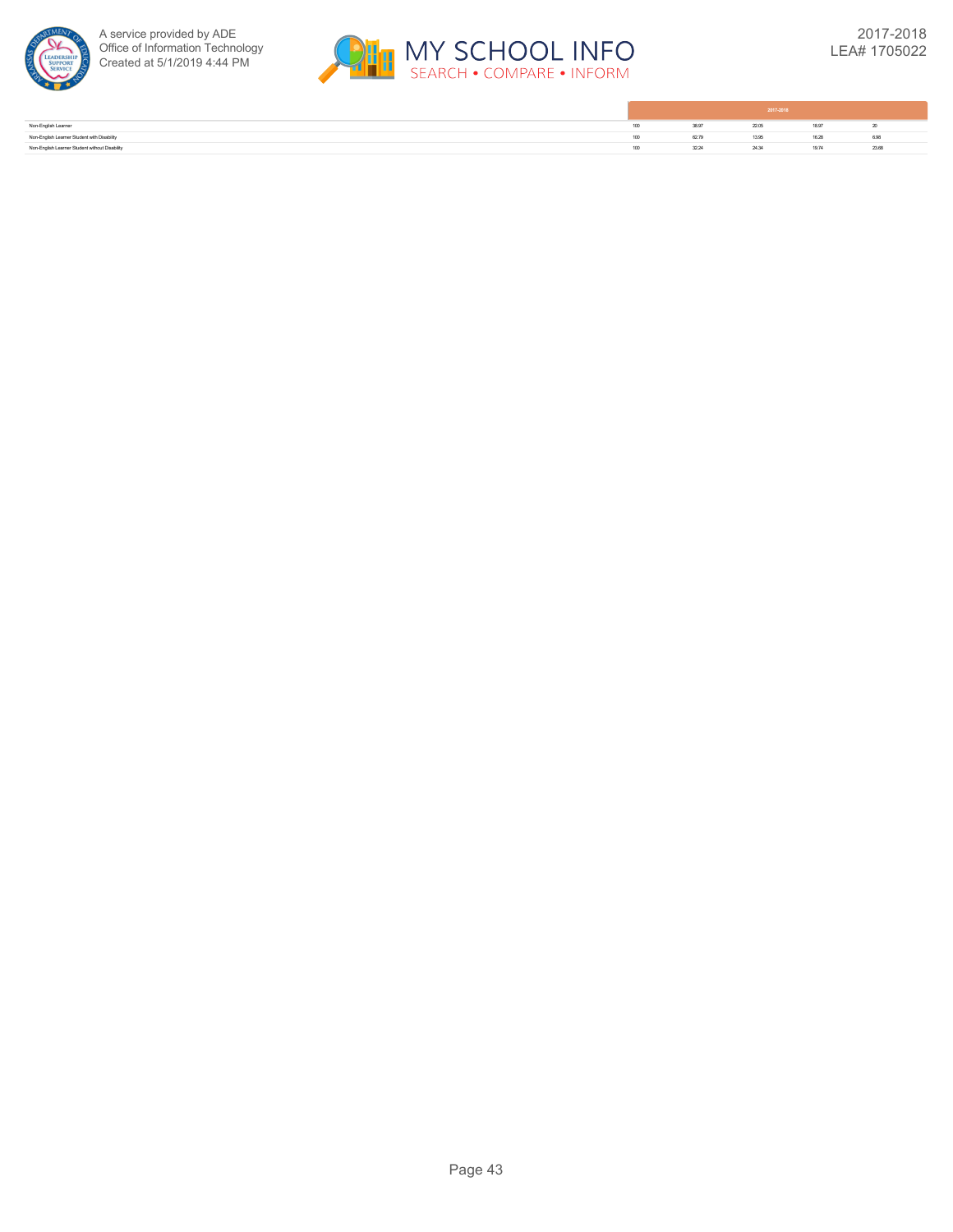| | 2017-2018 | | | | |
|---|---|---|---|---|---|
| Non-English Learner | 100 | 38.97 | 22.05 | 18.97 | 20 |
| Non-English Learner Student with Disability | 100 | 62.79 | 13.95 | 16.28 | 6.98 |
| Non-English Learner Student without Disability | 100 | 32.24 | 24.34 | 19.74 | 23.68 |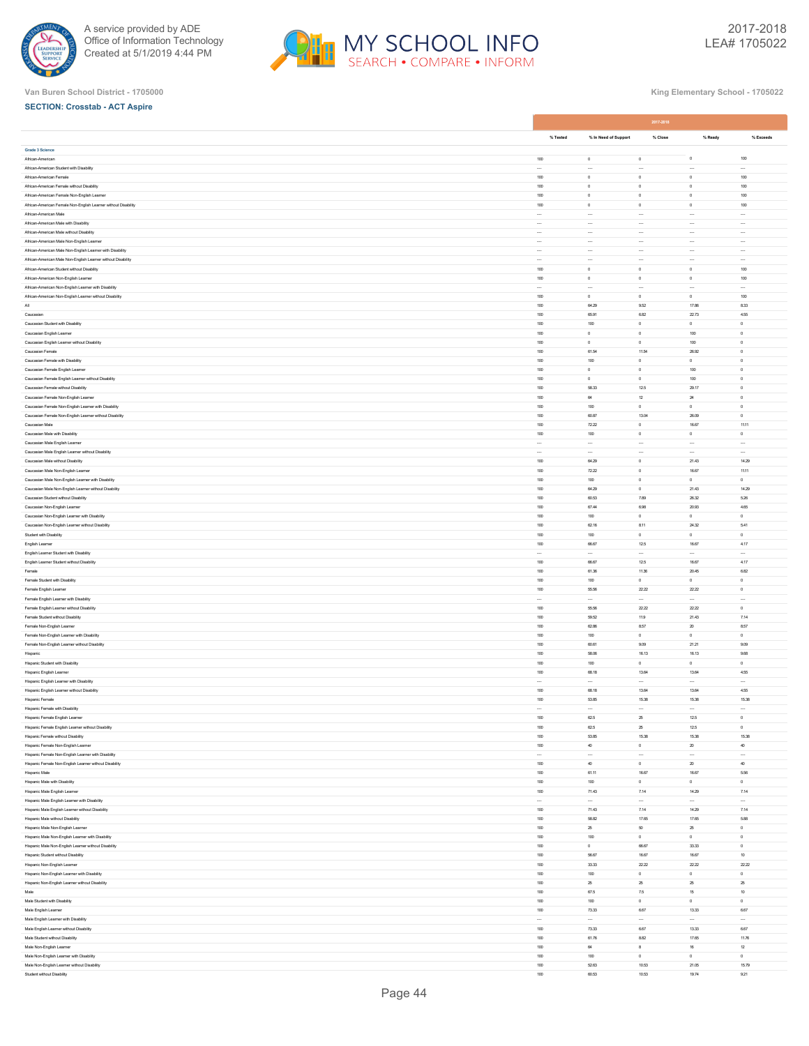Van Buren School District - 1705000

King Elementary School - 1705022

**SECTION: Crosstab - ACT Aspire**

| | 2017-2018 | | | | |
|---|---|---|---|---|---|
| | % Tested | % In Need of Support | % Close | % Ready | % Exceeds |
| **Grade 3 Science** | | | | | |
| African-American | 100 | 0 | 0 | 0 | 100 |
| African-American Student with Disability | --- | --- | --- | --- | --- |
| African-American Female | 100 | 0 | 0 | 0 | 100 |
| African-American Female without Disability | 100 | 0 | 0 | 0 | 100 |
| African-American Female Non-English Learner | 100 | 0 | 0 | 0 | 100 |
| African-American Female Non-English Learner without Disability | 100 | 0 | 0 | 0 | 100 |
| African-American Male | --- | --- | --- | --- | --- |
| African-American Male with Disability | --- | --- | --- | --- | --- |
| African-American Male without Disability | --- | --- | --- | --- | --- |
| African-American Male Non-English Learner | --- | --- | --- | --- | --- |
| African-American Male Non-English Learner with Disability | --- | --- | --- | --- | --- |
| African-American Male Non-English Learner without Disability | --- | --- | --- | --- | --- |
| African-American Student without Disability | 100 | 0 | 0 | 0 | 100 |
| African-American Non-English Learner | 100 | 0 | 0 | 0 | 100 |
| African-American Non-English Learner with Disability | --- | --- | --- | --- | --- |
| African-American Non-English Learner without Disability | 100 | 0 | 0 | 0 | 100 |
| All | 100 | 64.29 | 9.52 | 17.86 | 8.33 |
| Caucasian | 100 | 65.91 | 6.82 | 22.73 | 4.55 |
| Caucasian Student with Disability | 100 | 100 | 0 | 0 | 0 |
| Caucasian English Learner | 100 | 0 | 0 | 100 | 0 |
| Caucasian English Learner without Disability | 100 | 0 | 0 | 100 | 0 |
| Caucasian Female | 100 | 61.54 | 11.54 | 26.92 | 0 |
| Caucasian Female with Disability | 100 | 100 | 0 | 0 | 0 |
| Caucasian Female English Learner | 100 | 0 | 0 | 100 | 0 |
| Caucasian Female English Learner without Disability | 100 | 0 | 0 | 100 | 0 |
| Caucasian Female without Disability | 100 | 58.33 | 12.5 | 29.17 | 0 |
| Caucasian Female Non-English Learner | 100 | 64 | 12 | 24 | 0 |
| Caucasian Female Non-English Learner with Disability | 100 | 100 | 0 | 0 | 0 |
| Caucasian Female Non-English Learner without Disability | 100 | 60.87 | 13.04 | 26.09 | 0 |
| Caucasian Male | 100 | 72.22 | 0 | 16.67 | 11.11 |
| Caucasian Male with Disability | 100 | 100 | 0 | 0 | 0 |
| Caucasian Male English Learner | --- | --- | --- | --- | --- |
| Caucasian Male English Learner without Disability | --- | --- | --- | --- | --- |
| Caucasian Male without Disability | 100 | 64.29 | 0 | 21.43 | 14.29 |
| Caucasian Male Non-English Learner | 100 | 72.22 | 0 | 16.67 | 11.11 |
| Caucasian Male Non-English Learner with Disability | 100 | 100 | 0 | 0 | 0 |
| Caucasian Male Non-English Learner without Disability | 100 | 64.29 | 0 | 21.43 | 14.29 |
| Caucasian Student without Disability | 100 | 60.53 | 7.89 | 26.32 | 5.26 |
| Caucasian Non-English Learner | 100 | 67.44 | 6.98 | 20.93 | 4.65 |
| Caucasian Non-English Learner with Disability | 100 | 100 | 0 | 0 | 0 |
| Caucasian Non-English Learner without Disability | 100 | 62.16 | 8.11 | 24.32 | 5.41 |
| Student with Disability | 100 | 100 | 0 | 0 | 0 |
| English Learner | 100 | 66.67 | 12.5 | 16.67 | 4.17 |
| English Learner Student with Disability | --- | --- | --- | --- | --- |
| English Learner Student without Disability | 100 | 66.67 | 12.5 | 16.67 | 4.17 |
| Female | 100 | 61.36 | 11.36 | 20.45 | 6.82 |
| Female Student with Disability | 100 | 100 | 0 | 0 | 0 |
| Female English Learner | 100 | 55.56 | 22.22 | 22.22 | 0 |
| Female English Learner with Disability | --- | --- | --- | --- | --- |
| Female English Learner without Disability | 100 | 55.56 | 22.22 | 22.22 | 0 |
| Female Student without Disability | 100 | 59.52 | 11.9 | 21.43 | 7.14 |
| Female Non-English Learner | 100 | 62.86 | 8.57 | 20 | 8.57 |
| Female Non-English Learner with Disability | 100 | 100 | 0 | 0 | 0 |
| Female Non-English Learner without Disability | 100 | 60.61 | 9.09 | 21.21 | 9.09 |
| Hispanic | 100 | 58.06 | 16.13 | 16.13 | 9.68 |
| Hispanic Student with Disability | 100 | 100 | 0 | 0 | 0 |
| Hispanic English Learner | 100 | 68.18 | 13.64 | 13.64 | 4.55 |
| Hispanic English Learner with Disability | --- | --- | --- | --- | --- |
| Hispanic English Learner without Disability | 100 | 68.18 | 13.64 | 13.64 | 4.55 |
| Hispanic Female | 100 | 53.85 | 15.38 | 15.38 | 15.38 |
| Hispanic Female with Disability | --- | --- | --- | --- | --- |
| Hispanic Female English Learner | 100 | 62.5 | 25 | 12.5 | 0 |
| Hispanic Female English Learner without Disability | 100 | 62.5 | 25 | 12.5 | 0 |
| Hispanic Female without Disability | 100 | 53.85 | 15.38 | 15.38 | 15.38 |
| Hispanic Female Non-English Learner | 100 | 40 | 0 | 20 | 40 |
| Hispanic Female Non-English Learner with Disability | --- | --- | --- | --- | --- |
| Hispanic Female Non-English Learner without Disability | 100 | 40 | 0 | 20 | 40 |
| Hispanic Male | 100 | 61.11 | 16.67 | 16.67 | 5.56 |
| Hispanic Male with Disability | 100 | 100 | 0 | 0 | 0 |
| Hispanic Male English Learner | 100 | 71.43 | 7.14 | 14.29 | 7.14 |
| Hispanic Male English Learner with Disability | --- | --- | --- | --- | --- |
| Hispanic Male English Learner without Disability | 100 | 71.43 | 7.14 | 14.29 | 7.14 |
| Hispanic Male without Disability | 100 | 58.82 | 17.65 | 17.65 | 5.88 |
| Hispanic Male Non-English Learner | 100 | 25 | 50 | 25 | 0 |
| Hispanic Male Non-English Learner with Disability | 100 | 100 | 0 | 0 | 0 |
| Hispanic Male Non-English Learner without Disability | 100 | 0 | 66.67 | 33.33 | 0 |
| Hispanic Student without Disability | 100 | 56.67 | 16.67 | 16.67 | 10 |
| Hispanic Non-English Learner | 100 | 33.33 | 22.22 | 22.22 | 22.22 |
| Hispanic Non-English Learner with Disability | 100 | 100 | 0 | 0 | 0 |
| Hispanic Non-English Learner without Disability | 100 | 25 | 25 | 25 | 25 |
| Male | 100 | 67.5 | 7.5 | 15 | 10 |
| Male Student with Disability | 100 | 100 | 0 | 0 | 0 |
| Male English Learner | 100 | 73.33 | 6.67 | 13.33 | 6.67 |
| Male English Learner with Disability | --- | --- | --- | --- | --- |
| Male English Learner without Disability | 100 | 73.33 | 6.67 | 13.33 | 6.67 |
| Male Student without Disability | 100 | 61.76 | 8.82 | 17.65 | 11.76 |
| Male Non-English Learner | 100 | 64 | 8 | 16 | 12 |
| Male Non-English Learner with Disability | 100 | 100 | 0 | 0 | 0 |
| Male Non-English Learner without Disability | 100 | 52.63 | 10.53 | 21.05 | 15.79 |
| Student without Disability | 100 | 60.53 | 10.53 | 19.74 | 9.21 |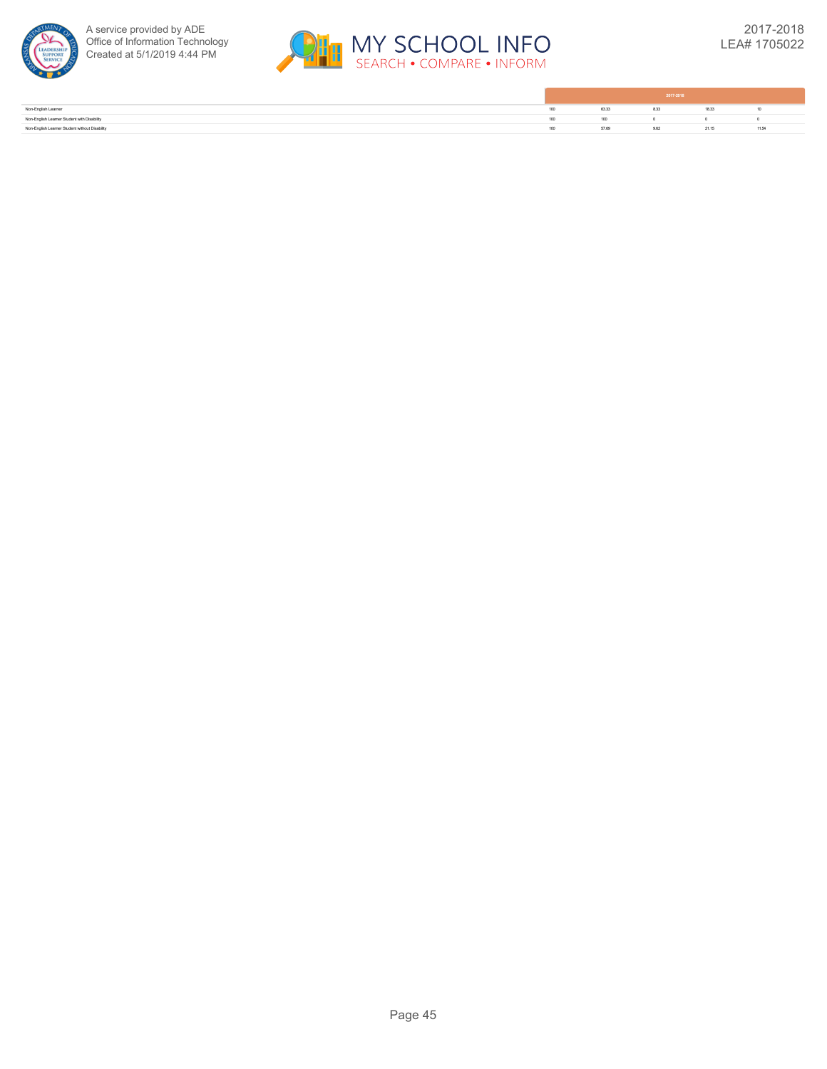| | 2017-2018 | | | | |
|---|---|---|---|---|---|
| Non-English Learner | 100 | 63.33 | 8.33 | 18.33 | 10 |
| Non-English Learner Student with Disability | 100 | 100 | 0 | 0 | 0 |
| Non-English Learner Student without Disability | 100 | 57.69 | 9.62 | 21.15 | 11.54 |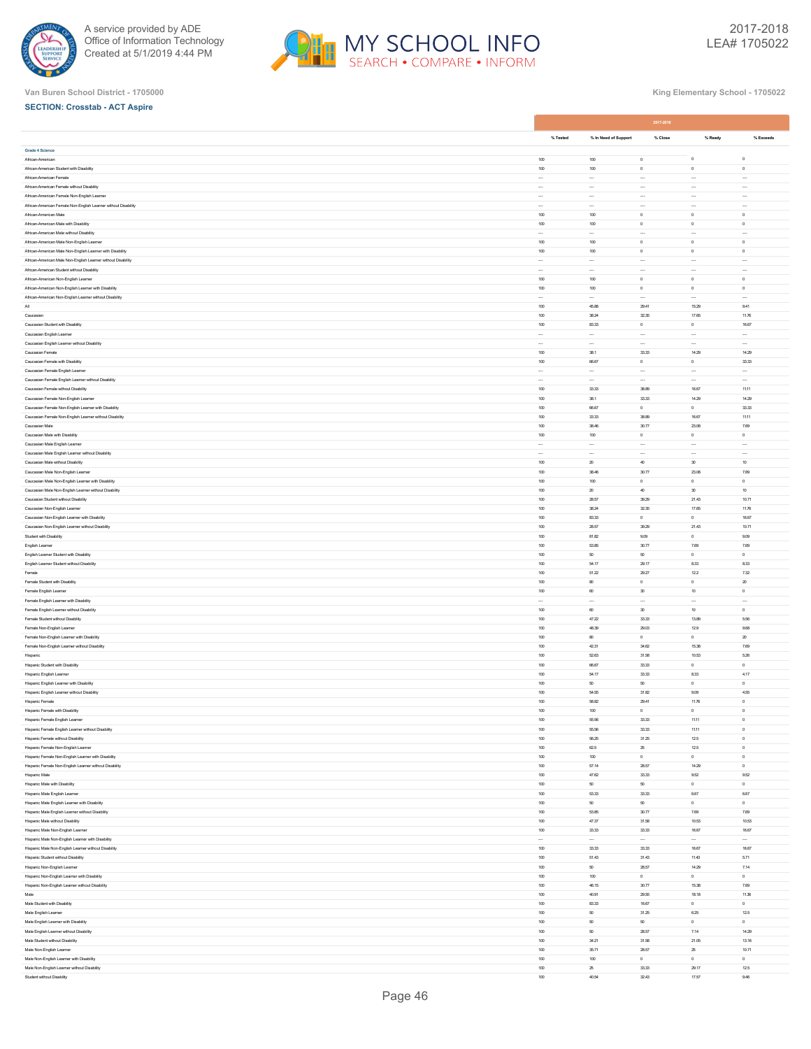Van Buren School District - 1705000

King Elementary School - 1705022

**SECTION: Crosstab - ACT Aspire**

| | 2017-2018 | | | | |
|---|---|---|---|---|---|
| | % Tested | % In Need of Support | % Close | % Ready | % Exceeds |
| **Grade 4 Science** | | | | | |
| African-American | 100 | 100 | 0 | 0 | 0 |
| African-American Student with Disability | 100 | 100 | 0 | 0 | 0 |
| African-American Female | --- | --- | --- | --- | --- |
| African-American Female without Disability | --- | --- | --- | --- | --- |
| African-American Female Non-English Learner | --- | --- | --- | --- | --- |
| African-American Female Non-English Learner without Disability | --- | --- | --- | --- | --- |
| African-American Male | 100 | 100 | 0 | 0 | 0 |
| African-American Male with Disability | 100 | 100 | 0 | 0 | 0 |
| African-American Male without Disability | --- | --- | --- | --- | --- |
| African-American Male Non-English Learner | 100 | 100 | 0 | 0 | 0 |
| African-American Male Non-English Learner with Disability | 100 | 100 | 0 | 0 | 0 |
| African-American Male Non-English Learner without Disability | --- | --- | --- | --- | --- |
| African-American Student without Disability | --- | --- | --- | --- | --- |
| African-American Non-English Learner | 100 | 100 | 0 | 0 | 0 |
| African-American Non-English Learner with Disability | 100 | 100 | 0 | 0 | 0 |
| African-American Non-English Learner without Disability | --- | --- | --- | --- | --- |
| All | 100 | 45.88 | 29.41 | 15.29 | 9.41 |
| Caucasian | 100 | 38.24 | 32.35 | 17.65 | 11.76 |
| Caucasian Student with Disability | 100 | 83.33 | 0 | 0 | 16.67 |
| Caucasian English Learner | --- | --- | --- | --- | --- |
| Caucasian English Learner without Disability | --- | --- | --- | --- | --- |
| Caucasian Female | 100 | 38.1 | 33.33 | 14.29 | 14.29 |
| Caucasian Female with Disability | 100 | 66.67 | 0 | 0 | 33.33 |
| Caucasian Female English Learner | --- | --- | --- | --- | --- |
| Caucasian Female English Learner without Disability | --- | --- | --- | --- | --- |
| Caucasian Female without Disability | 100 | 33.33 | 38.89 | 16.67 | 11.11 |
| Caucasian Female Non-English Learner | 100 | 38.1 | 33.33 | 14.29 | 14.29 |
| Caucasian Female Non-English Learner with Disability | 100 | 66.67 | 0 | 0 | 33.33 |
| Caucasian Female Non-English Learner without Disability | 100 | 33.33 | 38.89 | 16.67 | 11.11 |
| Caucasian Male | 100 | 38.46 | 30.77 | 23.08 | 7.69 |
| Caucasian Male with Disability | 100 | 100 | 0 | 0 | 0 |
| Caucasian Male English Learner | --- | --- | --- | --- | --- |
| Caucasian Male English Learner without Disability | --- | --- | --- | --- | --- |
| Caucasian Male without Disability | 100 | 20 | 40 | 30 | 10 |
| Caucasian Male Non-English Learner | 100 | 38.46 | 30.77 | 23.08 | 7.69 |
| Caucasian Male Non-English Learner with Disability | 100 | 100 | 0 | 0 | 0 |
| Caucasian Male Non-English Learner without Disability | 100 | 20 | 40 | 30 | 10 |
| Caucasian Student without Disability | 100 | 28.57 | 39.29 | 21.43 | 10.71 |
| Caucasian Non-English Learner | 100 | 38.24 | 32.35 | 17.65 | 11.76 |
| Caucasian Non-English Learner with Disability | 100 | 83.33 | 0 | 0 | 16.67 |
| Caucasian Non-English Learner without Disability | 100 | 28.57 | 39.29 | 21.43 | 10.71 |
| Student with Disability | 100 | 81.82 | 9.09 | 0 | 9.09 |
| English Learner | 100 | 53.85 | 30.77 | 7.69 | 7.69 |
| English Learner Student with Disability | 100 | 50 | 50 | 0 | 0 |
| English Learner Student without Disability | 100 | 54.17 | 29.17 | 8.33 | 8.33 |
| Female | 100 | 51.22 | 29.27 | 12.2 | 7.32 |
| Female Student with Disability | 100 | 80 | 0 | 0 | 20 |
| Female English Learner | 100 | 60 | 30 | 10 | 0 |
| Female English Learner with Disability | --- | --- | --- | --- | --- |
| Female English Learner without Disability | 100 | 60 | 30 | 10 | 0 |
| Female Student without Disability | 100 | 47.22 | 33.33 | 13.89 | 5.56 |
| Female Non-English Learner | 100 | 48.39 | 29.03 | 12.9 | 9.68 |
| Female Non-English Learner with Disability | 100 | 80 | 0 | 0 | 20 |
| Female Non-English Learner without Disability | 100 | 42.31 | 34.62 | 15.38 | 7.69 |
| Hispanic | 100 | 52.63 | 31.58 | 10.53 | 5.26 |
| Hispanic Student with Disability | 100 | 66.67 | 33.33 | 0 | 0 |
| Hispanic English Learner | 100 | 54.17 | 33.33 | 8.33 | 4.17 |
| Hispanic English Learner with Disability | 100 | 50 | 50 | 0 | 0 |
| Hispanic English Learner without Disability | 100 | 54.55 | 31.82 | 9.09 | 4.55 |
| Hispanic Female | 100 | 58.82 | 29.41 | 11.76 | 0 |
| Hispanic Female with Disability | 100 | 100 | 0 | 0 | 0 |
| Hispanic Female English Learner | 100 | 55.56 | 33.33 | 11.11 | 0 |
| Hispanic Female English Learner without Disability | 100 | 55.56 | 33.33 | 11.11 | 0 |
| Hispanic Female without Disability | 100 | 56.25 | 31.25 | 12.5 | 0 |
| Hispanic Female Non-English Learner | 100 | 62.5 | 25 | 12.5 | 0 |
| Hispanic Female Non-English Learner with Disability | 100 | 100 | 0 | 0 | 0 |
| Hispanic Female Non-English Learner without Disability | 100 | 57.14 | 28.57 | 14.29 | 0 |
| Hispanic Male | 100 | 47.62 | 33.33 | 9.52 | 9.52 |
| Hispanic Male with Disability | 100 | 50 | 50 | 0 | 0 |
| Hispanic Male English Learner | 100 | 53.33 | 33.33 | 6.67 | 6.67 |
| Hispanic Male English Learner with Disability | 100 | 50 | 50 | 0 | 0 |
| Hispanic Male English Learner without Disability | 100 | 53.85 | 30.77 | 7.69 | 7.69 |
| Hispanic Male without Disability | 100 | 47.37 | 31.58 | 10.53 | 10.53 |
| Hispanic Male Non-English Learner | 100 | 33.33 | 33.33 | 16.67 | 16.67 |
| Hispanic Male Non-English Learner with Disability | --- | --- | --- | --- | --- |
| Hispanic Male Non-English Learner without Disability | 100 | 33.33 | 33.33 | 16.67 | 16.67 |
| Hispanic Student without Disability | 100 | 51.43 | 31.43 | 11.43 | 5.71 |
| Hispanic Non-English Learner | 100 | 50 | 28.57 | 14.29 | 7.14 |
| Hispanic Non-English Learner with Disability | 100 | 100 | 0 | 0 | 0 |
| Hispanic Non-English Learner without Disability | 100 | 46.15 | 30.77 | 15.38 | 7.69 |
| Male | 100 | 40.91 | 29.55 | 18.18 | 11.36 |
| Male Student with Disability | 100 | 83.33 | 16.67 | 0 | 0 |
| Male English Learner | 100 | 50 | 31.25 | 6.25 | 12.5 |
| Male English Learner with Disability | 100 | 50 | 50 | 0 | 0 |
| Male English Learner without Disability | 100 | 50 | 28.57 | 7.14 | 14.29 |
| Male Student without Disability | 100 | 34.21 | 31.58 | 21.05 | 13.16 |
| Male Non-English Learner | 100 | 35.71 | 28.57 | 25 | 10.71 |
| Male Non-English Learner with Disability | 100 | 100 | 0 | 0 | 0 |
| Male Non-English Learner without Disability | 100 | 25 | 33.33 | 29.17 | 12.5 |
| Student without Disability | 100 | 40.54 | 32.43 | 17.57 | 9.46 |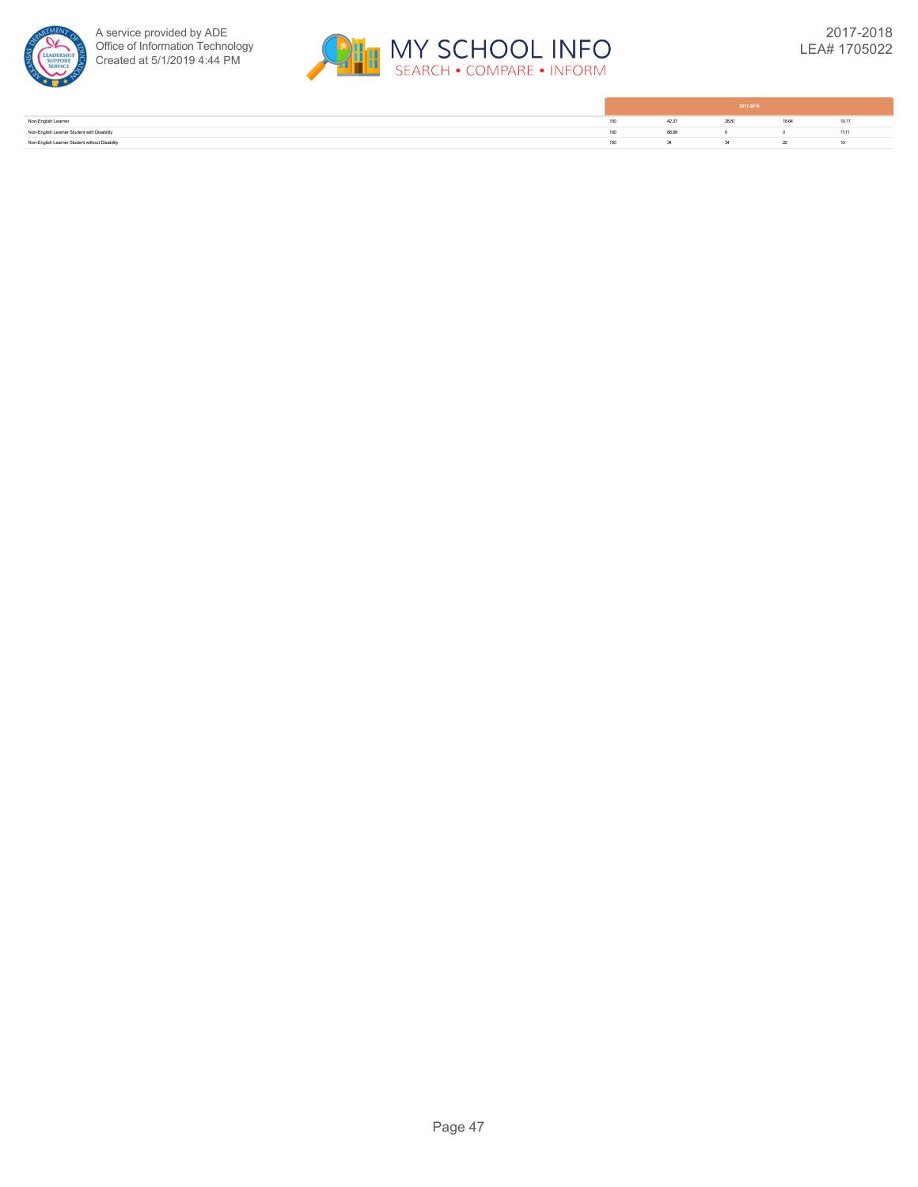| | 2017-2018 | | | | |
|---|---|---|---|---|---|
| Non-English Learner | 100 | 42.37 | 28.81 | 18.64 | 10.17 |
| Non-English Learner Student with Disability | 100 | 88.89 | 0 | 0 | 11.11 |
| Non-English Learner Student without Disability | 100 | 34 | 34 | 22 | 10 |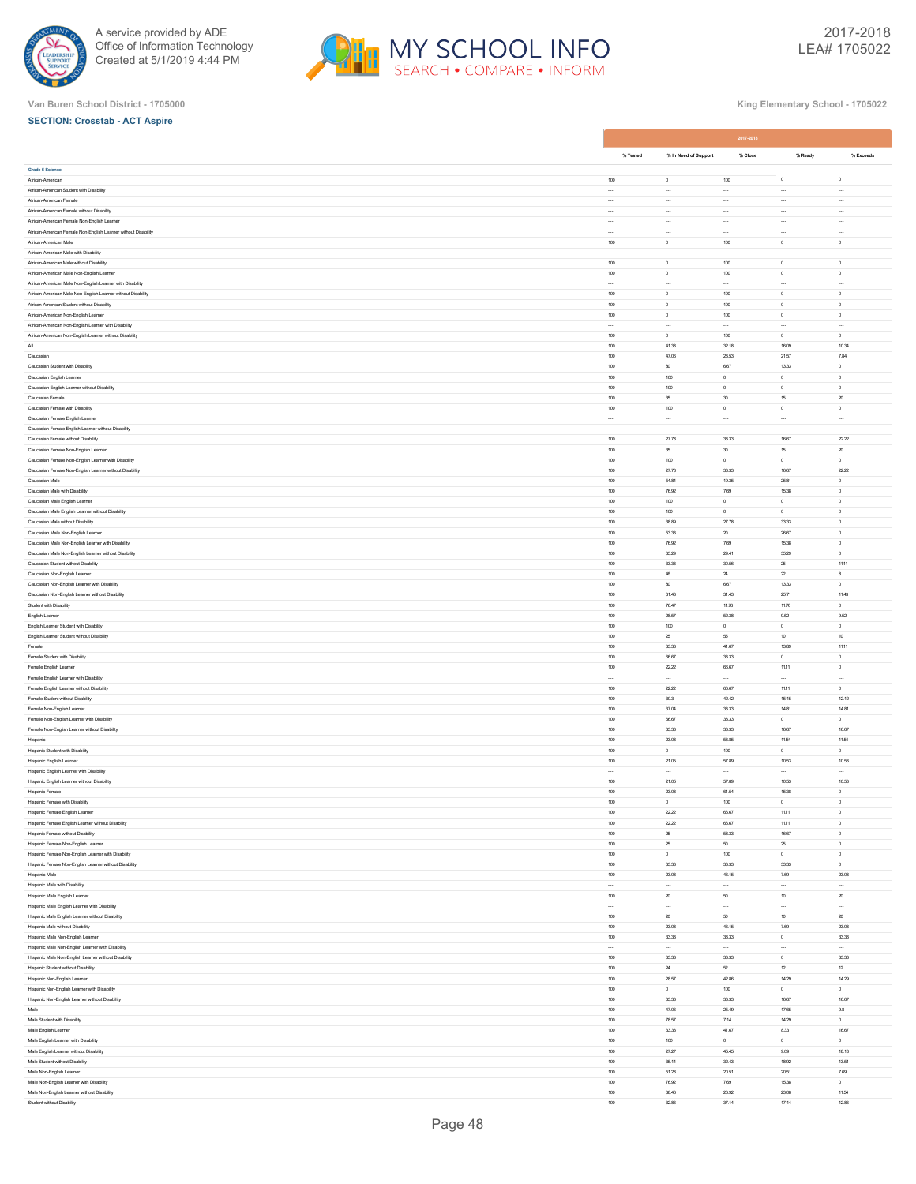Van Buren School District - 1705000

King Elementary School - 1705022

**SECTION: Crosstab - ACT Aspire**

| | 2017-2018 | | | | |
|---|---|---|---|---|---|
| | % Tested | % In Need of Support | % Close | % Ready | % Exceeds |
| **Grade 5 Science** | | | | | |
| African-American | 100 | 0 | 100 | 0 | 0 |
| African-American Student with Disability | --- | --- | --- | --- | --- |
| African-American Female | --- | --- | --- | --- | --- |
| African-American Female without Disability | --- | --- | --- | --- | --- |
| African-American Female Non-English Learner | --- | --- | --- | --- | --- |
| African-American Female Non-English Learner without Disability | --- | --- | --- | --- | --- |
| African-American Male | 100 | 0 | 100 | 0 | 0 |
| African-American Male with Disability | --- | --- | --- | --- | --- |
| African-American Male without Disability | 100 | 0 | 100 | 0 | 0 |
| African-American Male Non-English Learner | 100 | 0 | 100 | 0 | 0 |
| African-American Male Non-English Learner with Disability | --- | --- | --- | --- | --- |
| African-American Male Non-English Learner without Disability | 100 | 0 | 100 | 0 | 0 |
| African-American Student without Disability | 100 | 0 | 100 | 0 | 0 |
| African-American Non-English Learner | 100 | 0 | 100 | 0 | 0 |
| African-American Non-English Learner with Disability | --- | --- | --- | --- | --- |
| African-American Non-English Learner without Disability | 100 | 0 | 100 | 0 | 0 |
| All | 100 | 41.38 | 32.18 | 16.09 | 10.34 |
| Caucasian | 100 | 47.06 | 23.53 | 21.57 | 7.84 |
| Caucasian Student with Disability | 100 | 80 | 6.67 | 13.33 | 0 |
| Caucasian English Learner | 100 | 100 | 0 | 0 | 0 |
| Caucasian English Learner without Disability | 100 | 100 | 0 | 0 | 0 |
| Caucasian Female | 100 | 35 | 30 | 15 | 20 |
| Caucasian Female with Disability | 100 | 100 | 0 | 0 | 0 |
| Caucasian Female English Learner | --- | --- | --- | --- | --- |
| Caucasian Female English Learner without Disability | --- | --- | --- | --- | --- |
| Caucasian Female without Disability | 100 | 27.78 | 33.33 | 16.67 | 22.22 |
| Caucasian Female Non-English Learner | 100 | 35 | 30 | 15 | 20 |
| Caucasian Female Non-English Learner with Disability | 100 | 100 | 0 | 0 | 0 |
| Caucasian Female Non-English Learner without Disability | 100 | 27.78 | 33.33 | 16.67 | 22.22 |
| Caucasian Male | 100 | 54.84 | 19.35 | 25.81 | 0 |
| Caucasian Male with Disability | 100 | 76.92 | 7.69 | 15.38 | 0 |
| Caucasian Male English Learner | 100 | 100 | 0 | 0 | 0 |
| Caucasian Male English Learner without Disability | 100 | 100 | 0 | 0 | 0 |
| Caucasian Male without Disability | 100 | 38.89 | 27.78 | 33.33 | 0 |
| Caucasian Male Non-English Learner | 100 | 53.33 | 20 | 26.67 | 0 |
| Caucasian Male Non-English Learner with Disability | 100 | 76.92 | 7.69 | 15.38 | 0 |
| Caucasian Male Non-English Learner without Disability | 100 | 35.29 | 29.41 | 35.29 | 0 |
| Caucasian Student without Disability | 100 | 33.33 | 30.56 | 25 | 11.11 |
| Caucasian Non-English Learner | 100 | 46 | 24 | 22 | 8 |
| Caucasian Non-English Learner with Disability | 100 | 80 | 6.67 | 13.33 | 0 |
| Caucasian Non-English Learner without Disability | 100 | 31.43 | 31.43 | 25.71 | 11.43 |
| Student with Disability | 100 | 76.47 | 11.76 | 11.76 | 0 |
| English Learner | 100 | 28.57 | 52.38 | 9.52 | 9.52 |
| English Learner Student with Disability | 100 | 100 | 0 | 0 | 0 |
| English Learner Student without Disability | 100 | 25 | 55 | 10 | 10 |
| Female | 100 | 33.33 | 41.67 | 13.89 | 11.11 |
| Female Student with Disability | 100 | 66.67 | 33.33 | 0 | 0 |
| Female English Learner | 100 | 22.22 | 66.67 | 11.11 | 0 |
| Female English Learner with Disability | --- | --- | --- | --- | --- |
| Female English Learner without Disability | 100 | 22.22 | 66.67 | 11.11 | 0 |
| Female Student without Disability | 100 | 30.3 | 42.42 | 15.15 | 12.12 |
| Female Non-English Learner | 100 | 37.04 | 33.33 | 14.81 | 14.81 |
| Female Non-English Learner with Disability | 100 | 66.67 | 33.33 | 0 | 0 |
| Female Non-English Learner without Disability | 100 | 33.33 | 33.33 | 16.67 | 16.67 |
| Hispanic | 100 | 23.08 | 53.85 | 11.54 | 11.54 |
| Hispanic Student with Disability | 100 | 0 | 100 | 0 | 0 |
| Hispanic English Learner | 100 | 21.05 | 57.89 | 10.53 | 10.53 |
| Hispanic English Learner with Disability | --- | --- | --- | --- | --- |
| Hispanic English Learner without Disability | 100 | 21.05 | 57.89 | 10.53 | 10.53 |
| Hispanic Female | 100 | 23.08 | 61.54 | 15.38 | 0 |
| Hispanic Female with Disability | 100 | 0 | 100 | 0 | 0 |
| Hispanic Female English Learner | 100 | 22.22 | 66.67 | 11.11 | 0 |
| Hispanic Female English Learner without Disability | 100 | 22.22 | 66.67 | 11.11 | 0 |
| Hispanic Female without Disability | 100 | 25 | 58.33 | 16.67 | 0 |
| Hispanic Female Non-English Learner | 100 | 25 | 50 | 25 | 0 |
| Hispanic Female Non-English Learner with Disability | 100 | 0 | 100 | 0 | 0 |
| Hispanic Female Non-English Learner without Disability | 100 | 33.33 | 33.33 | 33.33 | 0 |
| Hispanic Male | 100 | 23.08 | 46.15 | 7.69 | 23.08 |
| Hispanic Male with Disability | --- | --- | --- | --- | --- |
| Hispanic Male English Learner | 100 | 20 | 50 | 10 | 20 |
| Hispanic Male English Learner with Disability | --- | --- | --- | --- | --- |
| Hispanic Male English Learner without Disability | 100 | 20 | 50 | 10 | 20 |
| Hispanic Male without Disability | 100 | 23.08 | 46.15 | 7.69 | 23.08 |
| Hispanic Male Non-English Learner | 100 | 33.33 | 33.33 | 0 | 33.33 |
| Hispanic Male Non-English Learner with Disability | --- | --- | --- | --- | --- |
| Hispanic Male Non-English Learner without Disability | 100 | 33.33 | 33.33 | 0 | 33.33 |
| Hispanic Student without Disability | 100 | 24 | 52 | 12 | 12 |
| Hispanic Non-English Learner | 100 | 28.57 | 42.86 | 14.29 | 14.29 |
| Hispanic Non-English Learner with Disability | 100 | 0 | 100 | 0 | 0 |
| Hispanic Non-English Learner without Disability | 100 | 33.33 | 33.33 | 16.67 | 16.67 |
| Male | 100 | 47.06 | 25.49 | 17.65 | 9.8 |
| Male Student with Disability | 100 | 78.57 | 7.14 | 14.29 | 0 |
| Male English Learner | 100 | 33.33 | 41.67 | 8.33 | 16.67 |
| Male English Learner with Disability | 100 | 100 | 0 | 0 | 0 |
| Male English Learner without Disability | 100 | 27.27 | 45.45 | 9.09 | 18.18 |
| Male Student without Disability | 100 | 35.14 | 32.43 | 18.92 | 13.51 |
| Male Non-English Learner | 100 | 51.28 | 20.51 | 20.51 | 7.69 |
| Male Non-English Learner with Disability | 100 | 76.92 | 7.69 | 15.38 | 0 |
| Male Non-English Learner without Disability | 100 | 38.46 | 26.92 | 23.08 | 11.54 |
| Student without Disability | 100 | 32.86 | 37.14 | 17.14 | 12.86 |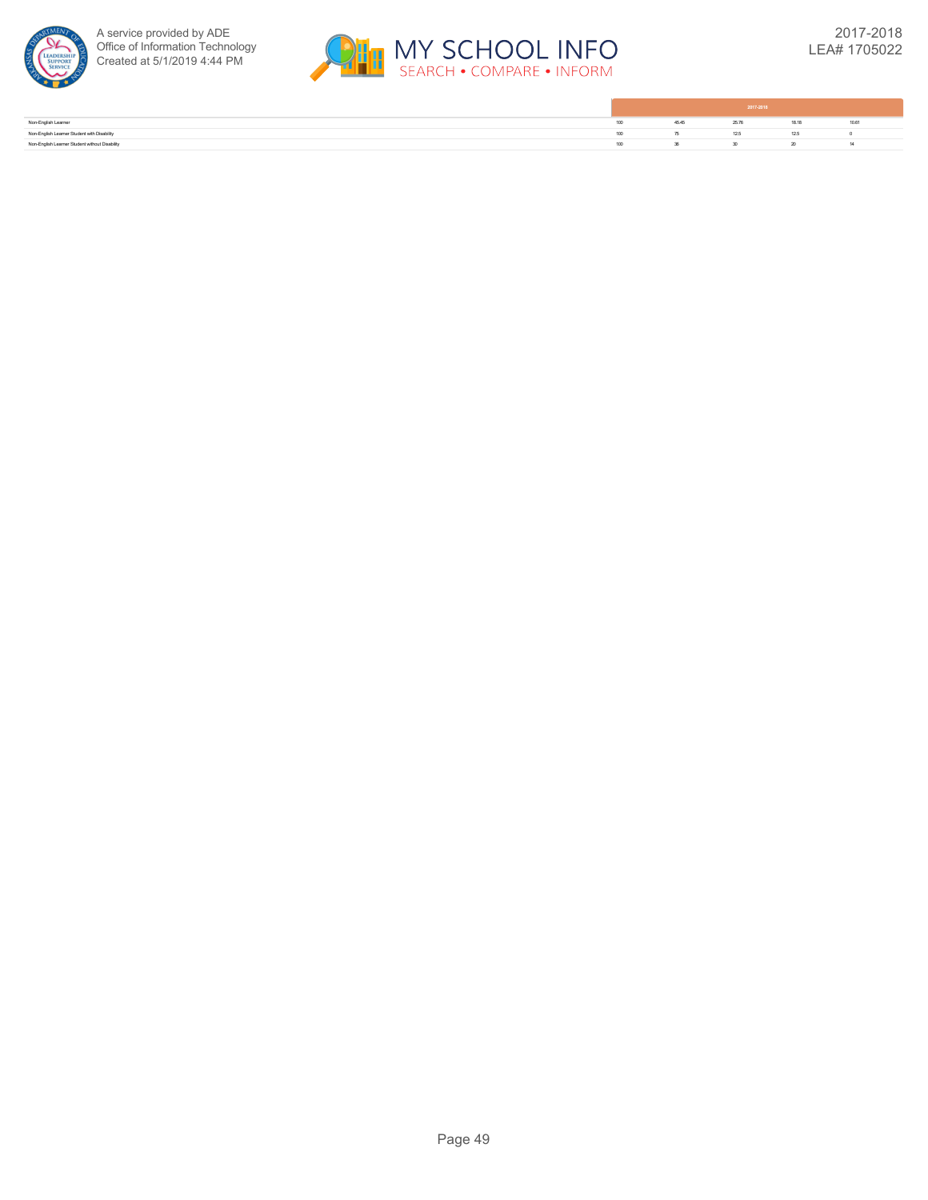| | 2017-2018 | | | | |
|---|---|---|---|---|---|
| Non-English Learner | 100 | 45.45 | 25.76 | 18.18 | 10.61 |
| Non-English Learner Student with Disability | 100 | 75 | 12.5 | 12.5 | 0 |
| Non-English Learner Student without Disability | 100 | 36 | 30 | 20 | 14 |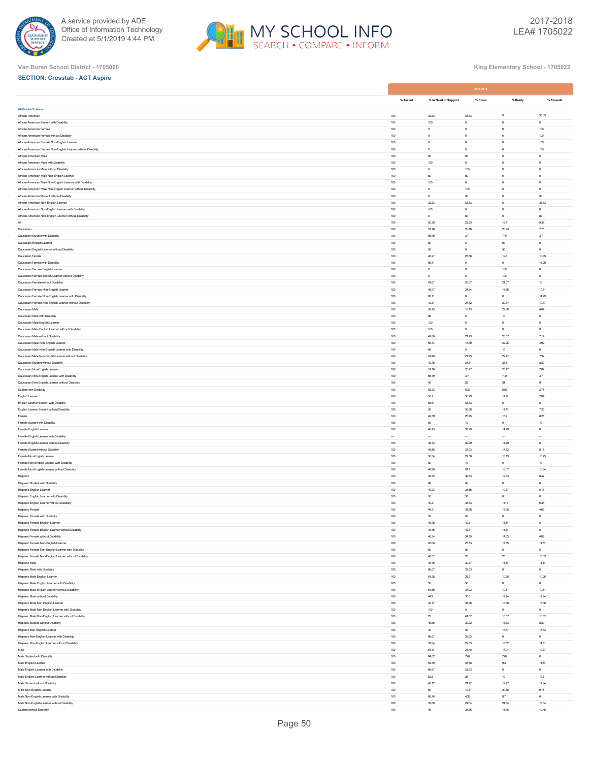Van Buren School District - 1705000

King Elementary School - 1705122

**SECTION: Crosstab - ACT Aspire**

| | 2017-2018 | | | | |
|---|---|---|---|---|---|
| | % Tested | % In Need of Support | % Close | % Ready | % Exceeds |
| **All Grades Science** | | | | | |
| African-American | 100 | 33.33 | 33.33 | 0 | 33.33 |
| African-American Student with Disability | 100 | 100 | 0 | 0 | 0 |
| African-American Female | 100 | 0 | 0 | 0 | 100 |
| African-American Female without Disability | 100 | 0 | 0 | 0 | 100 |
| African-American Female Non-English Learner | 100 | 0 | 0 | 0 | 100 |
| African-American Female Non-English Learner without Disability | 100 | 0 | 0 | 0 | 100 |
| African-American Male | 100 | 50 | 50 | 0 | 0 |
| African-American Male with Disability | 100 | 100 | 0 | 0 | 0 |
| African-American Male without Disability | 100 | 0 | 100 | 0 | 0 |
| African-American Male Non-English Learner | 100 | 50 | 50 | 0 | 0 |
| African-American Male Non-English Learner with Disability | 100 | 100 | 0 | 0 | 0 |
| African-American Male Non-English Learner without Disability | 100 | 0 | 100 | 0 | 0 |
| African-American Student without Disability | 100 | 0 | 50 | 0 | 50 |
| African-American Non-English Learner | 100 | 33.33 | 33.33 | 0 | 33.33 |
| African-American Non-English Learner with Disability | 100 | 100 | 0 | 0 | 0 |
| African-American Non-English Learner without Disability | 100 | 0 | 50 | 0 | 50 |
| All | 100 | 50.39 | 23.83 | 16.41 | 9.38 |
| Caucasian | 100 | 51.16 | 20.16 | 20.93 | 7.75 |
| Caucasian Student with Disability | 100 | 85.19 | 3.7 | 7.41 | 3.7 |
| Caucasian English Learner | 100 | 50 | 0 | 50 | 0 |
| Caucasian English Learner without Disability | 100 | 50 | 0 | 50 | 0 |
| Caucasian Female | 100 | 46.27 | 23.88 | 19.4 | 10.45 |
| Caucasian Female with Disability | 100 | 85.71 | 0 | 0 | 14.29 |
| Caucasian Female English Learner | 100 | 0 | 0 | 100 | 0 |
| Caucasian Female English Learner without Disability | 100 | 0 | 0 | 100 | 0 |
| Caucasian Female without Disability | 100 | 41.67 | 26.67 | 21.67 | 10 |
| Caucasian Female Non-English Learner | 100 | 46.97 | 24.24 | 18.18 | 10.61 |
| Caucasian Female Non-English Learner with Disability | 100 | 85.71 | 0 | 0 | 14.29 |
| Caucasian Female Non-English Learner without Disability | 100 | 42.37 | 27.12 | 20.34 | 10.17 |
| Caucasian Male | 100 | 56.45 | 16.13 | 22.58 | 4.84 |
| Caucasian Male with Disability | 100 | 85 | 5 | 10 | 0 |
| Caucasian Male English Learner | 100 | 100 | 0 | 0 | 0 |
| Caucasian Male English Learner without Disability | 100 | 100 | 0 | 0 | 0 |
| Caucasian Male without Disability | 100 | 42.86 | 21.43 | 28.57 | 7.14 |
| Caucasian Male Non-English Learner | 100 | 55.74 | 16.39 | 22.95 | 4.92 |
| Caucasian Male Non-English Learner with Disability | 100 | 85 | 5 | 10 | 0 |
| Caucasian Male Non-English Learner without Disability | 100 | 41.46 | 21.95 | 29.27 | 7.32 |
| Caucasian Student without Disability | 100 | 42.16 | 24.51 | 24.51 | 8.82 |
| Caucasian Non-English Learner | 100 | 51.18 | 20.47 | 20.47 | 7.87 |
| Caucasian Non-English Learner with Disability | 100 | 85.19 | 3.7 | 7.41 | 3.7 |
| Caucasian Non-English Learner without Disability | 100 | 42 | 25 | 24 | 9 |
| Student with Disability | 100 | 83.33 | 8.33 | 5.56 | 2.78 |
| English Learner | 100 | 50.7 | 30.99 | 11.27 | 7.04 |
| English Learner Student with Disability | 100 | 66.67 | 33.33 | 0 | 0 |
| English Learner Student without Disability | 100 | 50 | 30.88 | 11.76 | 7.35 |
| Female | 100 | 49.59 | 26.45 | 15.7 | 8.26 |
| Female Student with Disability | 100 | 80 | 10 | 0 | 10 |
| Female English Learner | 100 | 46.43 | 39.29 | 14.29 | 0 |
| Female English Learner with Disability | --- | --- | --- | --- | --- |
| Female English Learner without Disability | 100 | 46.43 | 39.29 | 14.29 | 0 |
| Female Student without Disability | 100 | 46.85 | 27.93 | 17.12 | 8.11 |
| Female Non-English Learner | 100 | 50.54 | 22.58 | 16.13 | 10.75 |
| Female Non-English Learner with Disability | 100 | 80 | 10 | 0 | 10 |
| Female Non-English Learner without Disability | 100 | 46.99 | 24.1 | 18.07 | 10.84 |
| Hispanic | 100 | 46.32 | 32.63 | 12.63 | 8.42 |
| Hispanic Student with Disability | 100 | 60 | 40 | 0 | 0 |
| Hispanic English Learner | 100 | 49.23 | 33.85 | 10.77 | 6.15 |
| Hispanic English Learner with Disability | 100 | 50 | 50 | 0 | 0 |
| Hispanic English Learner without Disability | 100 | 49.21 | 33.33 | 11.11 | 6.35 |
| Hispanic Female | 100 | 46.51 | 34.88 | 13.95 | 4.65 |
| Hispanic Female with Disability | 100 | 50 | 50 | 0 | 0 |
| Hispanic Female English Learner | 100 | 46.15 | 42.31 | 11.54 | 0 |
| Hispanic Female English Learner without Disability | 100 | 46.15 | 42.31 | 11.54 | 0 |
| Hispanic Female without Disability | 100 | 46.34 | 34.15 | 14.63 | 4.88 |
| Hispanic Female Non-English Learner | 100 | 47.06 | 23.53 | 17.65 | 11.76 |
| Hispanic Female Non-English Learner with Disability | 100 | 50 | 50 | 0 | 0 |
| Hispanic Female Non-English Learner without Disability | 100 | 46.67 | 20 | 20 | 13.33 |
| Hispanic Male | 100 | 46.15 | 30.77 | 11.54 | 11.54 |
| Hispanic Male with Disability | 100 | 66.67 | 33.33 | 0 | 0 |
| Hispanic Male English Learner | 100 | 51.28 | 28.21 | 10.26 | 10.26 |
| Hispanic Male English Learner with Disability | 100 | 50 | 50 | 0 | 0 |
| Hispanic Male English Learner without Disability | 100 | 51.35 | 27.03 | 10.81 | 10.81 |
| Hispanic Male without Disability | 100 | 44.9 | 30.61 | 12.24 | 12.24 |
| Hispanic Male Non-English Learner | 100 | 30.77 | 38.46 | 15.38 | 15.38 |
| Hispanic Male Non-English Learner with Disability | 100 | 100 | 0 | 0 | 0 |
| Hispanic Male Non-English Learner without Disability | 100 | 25 | 41.67 | 16.67 | 16.67 |
| Hispanic Student without Disability | 100 | 45.56 | 32.22 | 13.33 | 8.89 |
| Hispanic Non-English Learner | 100 | 40 | 30 | 16.67 | 13.33 |
| Hispanic Non-English Learner with Disability | 100 | 66.67 | 33.33 | 0 | 0 |
| Hispanic Non-English Learner without Disability | 100 | 37.04 | 29.63 | 18.52 | 14.81 |
| Male | 100 | 51.11 | 21.48 | 17.04 | 10.37 |
| Male Student with Disability | 100 | 84.62 | 7.69 | 7.69 | 0 |
| Male English Learner | 100 | 53.49 | 25.58 | 9.3 | 11.63 |
| Male English Learner with Disability | 100 | 66.67 | 33.33 | 0 | 0 |
| Male English Learner without Disability | 100 | 52.5 | 25 | 10 | 12.5 |
| Male Student without Disability | 100 | 43.12 | 24.77 | 19.27 | 12.84 |
| Male Non-English Learner | 100 | 50 | 19.57 | 20.65 | 9.78 |
| Male Non-English Learner with Disability | 100 | 86.96 | 4.35 | 8.7 | 0 |
| Male Non-English Learner without Disability | 100 | 37.68 | 24.64 | 24.64 | 13.04 |
| Student without Disability | 100 | 45 | 26.36 | 18.18 | 10.45 |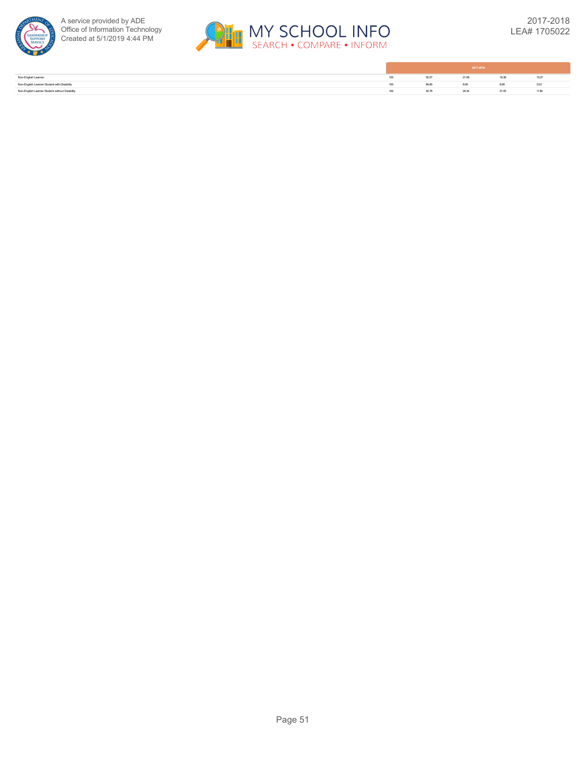| | 2017-2018 | | | | |
|---|---|---|---|---|---|
| Non-English Learner | 100 | 50.27 | 21.08 | 18.38 | 10.27 |
| Non-English Learner Student with Disability | 100 | 84.85 | 6.06 | 6.06 | 3.03 |
| Non-English Learner Student without Disability | 100 | 42.76 | 24.34 | 21.05 | 11.84 |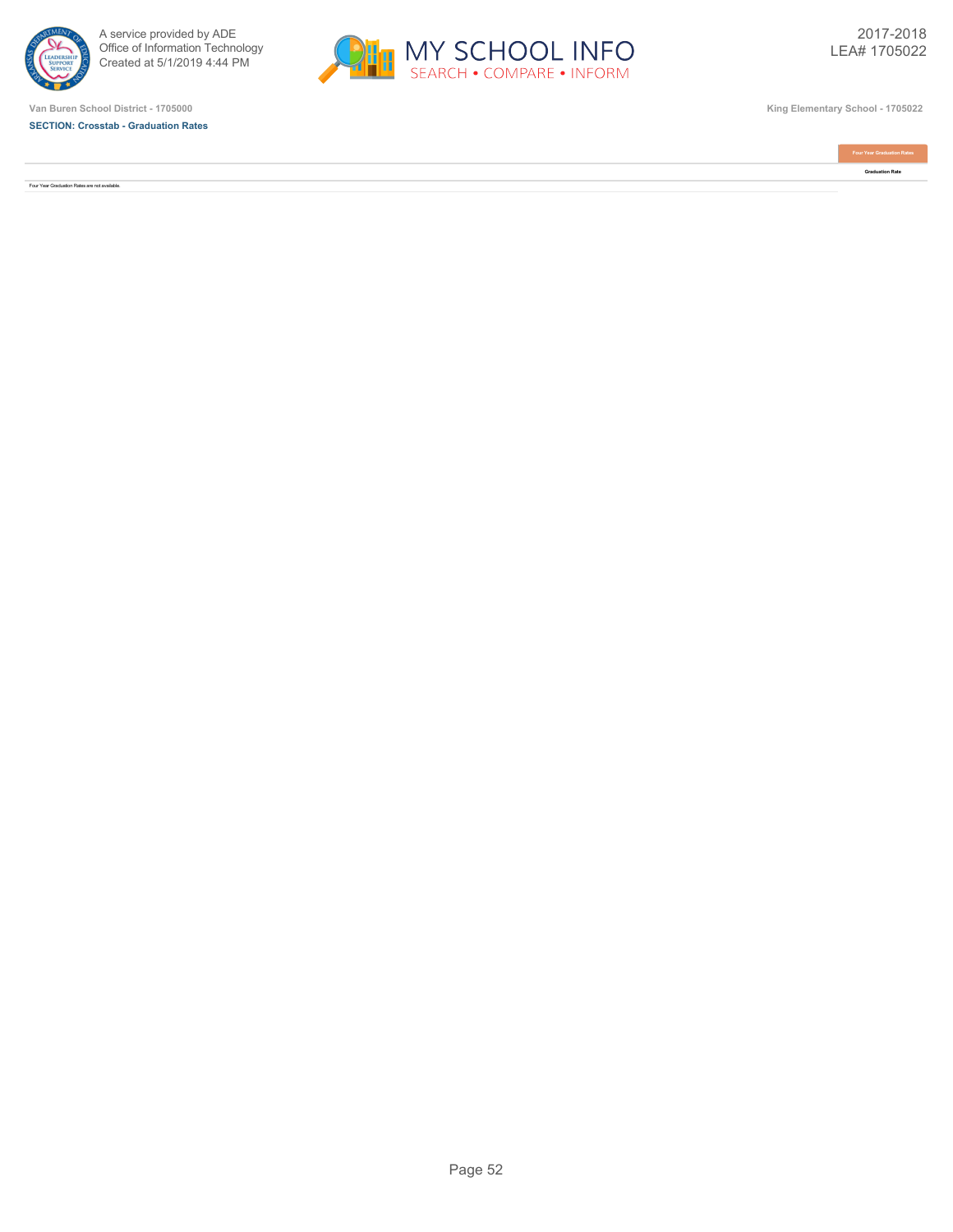Van Buren School District - 1705000

**SECTION: Crosstab - Graduation Rates**

King Elementary School - 1705022

| | Four Year Graduation Rates |
|---|---|
| | Graduation Rate |
| Four Year Graduation Rates are not available. | |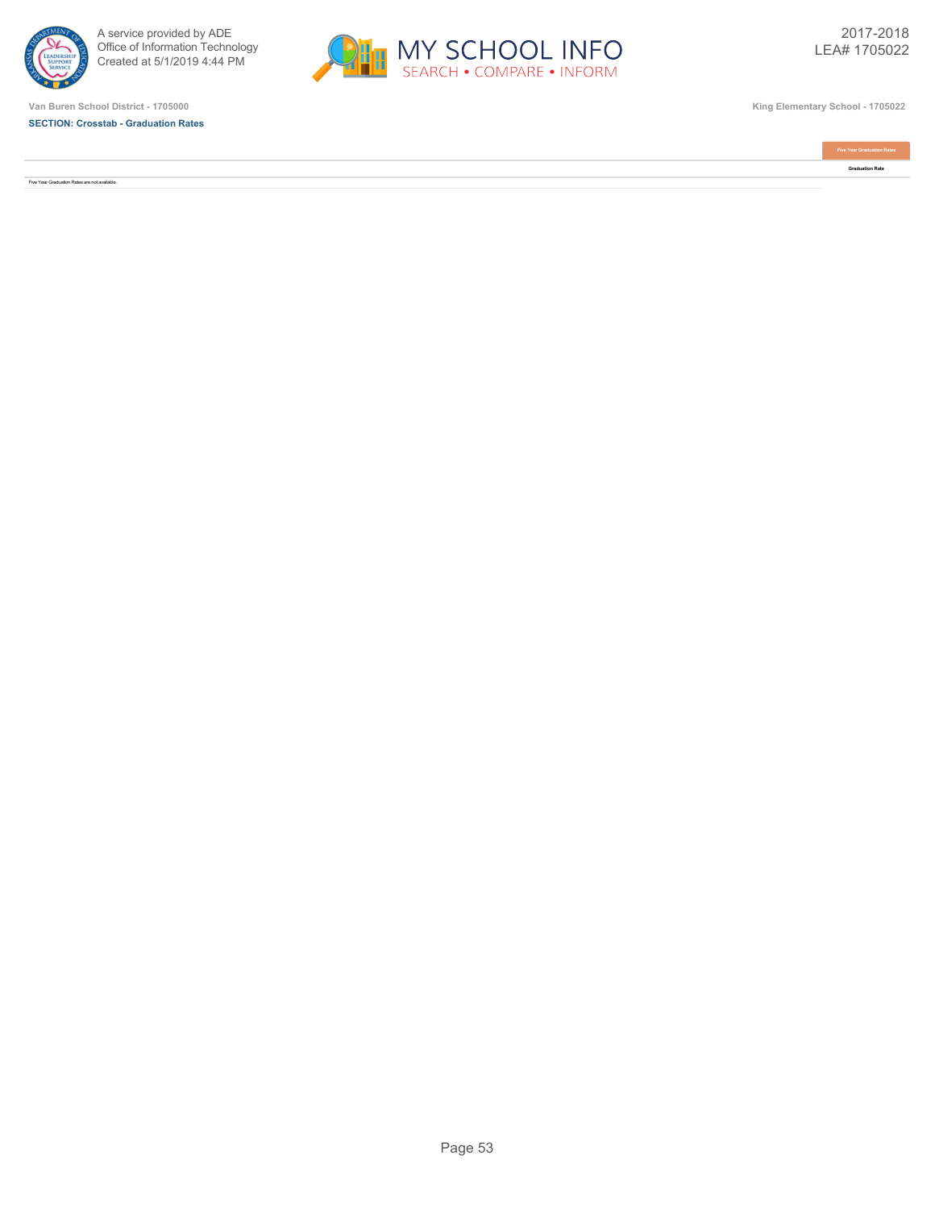Van Buren School District - 1705000

King Elementary School - 1705022

**SECTION: Crosstab - Graduation Rates**

| | Five Year Graduation Rates |
|---|---|
| | Graduation Rate |
| Five Year Graduation Rates are not available. | |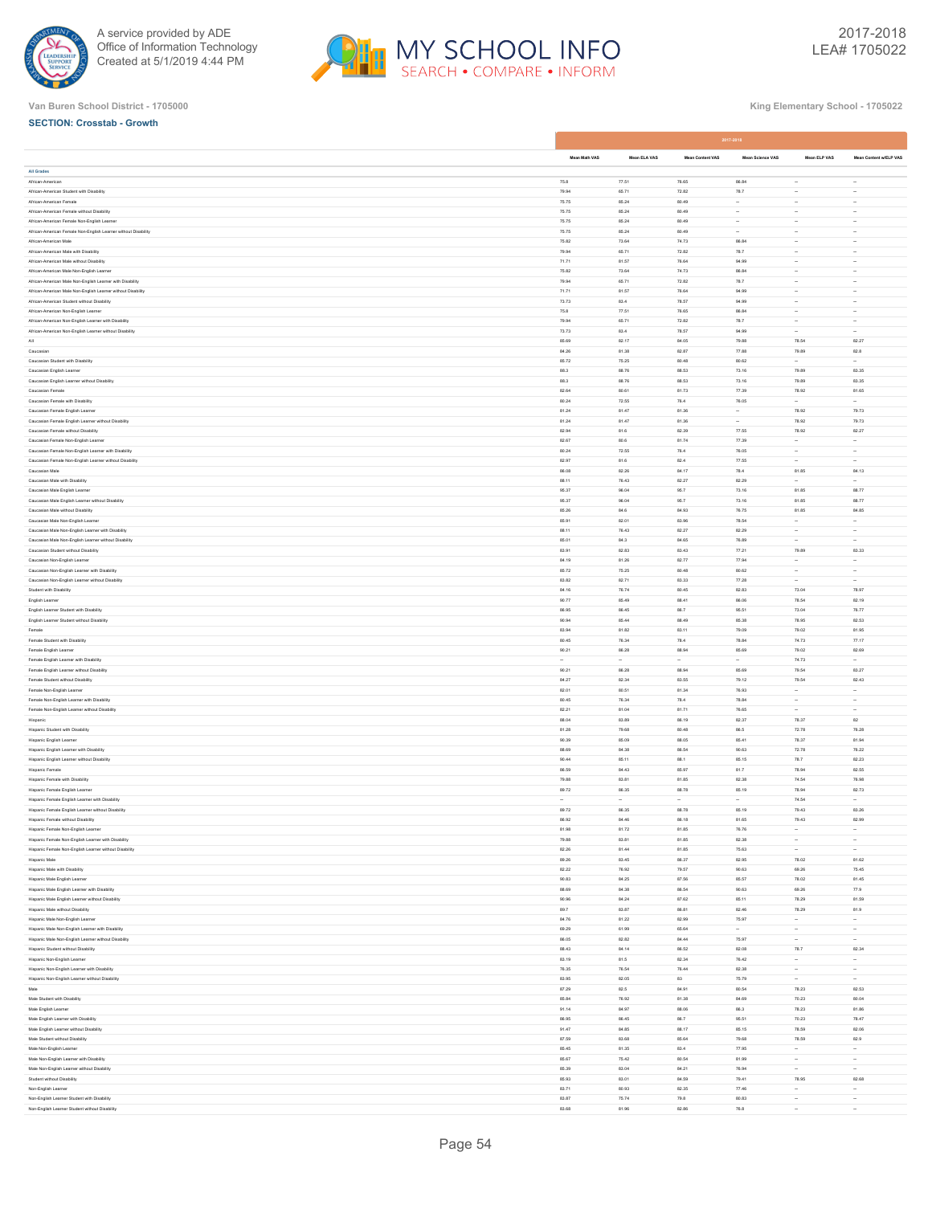Van Buren School District - 1705000

King Elementary School - 1705022

**SECTION: Crosstab - Growth**

| | 2017-2018 | | | | | |
|---|---|---|---|---|---|---|
| | Mean Math VAS | Mean ELA VAS | Mean Content VAS | Mean Science VAS | Mean ELP VAS | Mean Content w/ELP VAS |
| **All Grades** | | | | | | |
| African-American | 75.8 | 77.51 | 76.65 | 86.84 | -- | -- |
| African-American Student with Disability | 79.94 | 65.71 | 72.82 | 78.7 | -- | -- |
| African-American Female | 75.75 | 85.24 | 80.49 | -- | -- | -- |
| African-American Female without Disability | 75.75 | 85.24 | 80.49 | -- | -- | -- |
| African-American Female Non-English Learner | 75.75 | 85.24 | 80.49 | -- | -- | -- |
| African-American Female Non-English Learner without Disability | 75.75 | 85.24 | 80.49 | -- | -- | -- |
| African-American Male | 75.82 | 73.64 | 74.73 | 86.84 | -- | -- |
| African-American Male with Disability | 79.94 | 65.71 | 72.82 | 78.7 | -- | -- |
| African-American Male without Disability | 71.71 | 81.57 | 76.64 | 94.99 | -- | -- |
| African-American Male Non-English Learner | 75.82 | 73.64 | 74.73 | 86.84 | -- | -- |
| African-American Male Non-English Learner with Disability | 79.94 | 65.71 | 72.82 | 78.7 | -- | -- |
| African-American Male Non-English Learner without Disability | 71.71 | 81.57 | 76.64 | 94.99 | -- | -- |
| African-American Student without Disability | 73.73 | 83.4 | 78.57 | 94.99 | -- | -- |
| African-American Non-English Learner | 75.8 | 77.51 | 76.65 | 86.84 | -- | -- |
| African-American Non-English Learner with Disability | 79.94 | 65.71 | 72.82 | 78.7 | -- | -- |
| African-American Non-English Learner without Disability | 73.73 | 83.4 | 78.57 | 94.99 | -- | -- |
| All | 85.69 | 82.17 | 84.05 | 79.88 | 78.54 | 82.27 |
| Caucasian | 84.26 | 81.38 | 82.87 | 77.88 | 79.89 | 82.8 |
| Caucasian Student with Disability | 85.72 | 75.25 | 80.48 | 80.62 | -- | -- |
| Caucasian English Learner | 88.3 | 88.76 | 88.53 | 73.16 | 79.89 | 83.35 |
| Caucasian English Learner without Disability | 88.3 | 88.76 | 88.53 | 73.16 | 79.89 | 83.35 |
| Caucasian Female | 82.64 | 80.61 | 81.73 | 77.39 | 78.92 | 81.65 |
| Caucasian Female with Disability | 80.24 | 72.55 | 76.4 | 76.05 | -- | -- |
| Caucasian Female English Learner | 81.24 | 81.47 | 81.36 | -- | 78.92 | 79.73 |
| Caucasian Female English Learner without Disability | 81.24 | 81.47 | 81.36 | -- | 78.92 | 79.73 |
| Caucasian Female without Disability | 82.94 | 81.6 | 82.39 | 77.55 | 78.92 | 82.27 |
| Caucasian Female Non-English Learner | 82.67 | 80.6 | 81.74 | 77.39 | -- | -- |
| Caucasian Female Non-English Learner with Disability | 80.24 | 72.55 | 76.4 | 76.05 | -- | -- |
| Caucasian Female Non-English Learner without Disability | 82.97 | 81.6 | 82.4 | 77.55 | -- | -- |
| Caucasian Male | 86.08 | 82.26 | 84.17 | 78.4 | 81.85 | 84.13 |
| Caucasian Male with Disability | 88.11 | 76.43 | 82.27 | 82.29 | -- | -- |
| Caucasian Male English Learner | 95.37 | 96.04 | 95.7 | 73.16 | 81.85 | 88.77 |
| Caucasian Male English Learner without Disability | 95.37 | 96.04 | 95.7 | 73.16 | 81.85 | 88.77 |
| Caucasian Male without Disability | 85.26 | 84.6 | 84.93 | 76.75 | 81.85 | 84.85 |
| Caucasian Male Non-English Learner | 85.91 | 82.01 | 83.96 | 78.54 | -- | -- |
| Caucasian Male Non-English Learner with Disability | 88.11 | 76.43 | 82.27 | 82.29 | -- | -- |
| Caucasian Male Non-English Learner without Disability | 85.01 | 84.3 | 84.65 | 76.89 | -- | -- |
| Caucasian Student without Disability | 83.91 | 82.83 | 83.43 | 77.21 | 79.89 | 83.33 |
| Caucasian Non-English Learner | 84.19 | 81.26 | 82.77 | 77.94 | -- | -- |
| Caucasian Non-English Learner with Disability | 85.72 | 75.25 | 80.48 | 80.62 | -- | -- |
| Caucasian Non-English Learner without Disability | 83.82 | 82.71 | 83.33 | 77.28 | -- | -- |
| Student with Disability | 84.16 | 76.74 | 80.45 | 82.83 | 73.04 | 78.97 |
| English Learner | 90.77 | 85.49 | 88.41 | 86.06 | 78.54 | 82.19 |
| English Learner Student with Disability | 86.95 | 86.45 | 86.7 | 95.51 | 73.04 | 76.77 |
| English Learner Student without Disability | 90.94 | 85.44 | 88.49 | 85.38 | 78.95 | 82.53 |
| Female | 83.94 | 81.82 | 83.11 | 79.09 | 79.02 | 81.95 |
| Female Student with Disability | 80.45 | 76.34 | 78.4 | 78.84 | 74.73 | 77.17 |
| Female English Learner | 90.21 | 86.28 | 88.94 | 85.69 | 79.02 | 82.69 |
| Female English Learner with Disability | -- | -- | -- | -- | 74.73 | -- |
| Female English Learner without Disability | 90.21 | 86.28 | 88.94 | 85.69 | 79.54 | 83.27 |
| Female Student without Disability | 84.27 | 82.34 | 83.55 | 79.12 | 79.54 | 82.43 |
| Female Non-English Learner | 82.01 | 80.51 | 81.34 | 76.93 | -- | -- |
| Female Non-English Learner with Disability | 80.45 | 76.34 | 78.4 | 78.84 | -- | -- |
| Female Non-English Learner without Disability | 82.21 | 81.04 | 81.71 | 76.65 | -- | -- |
| Hispanic | 88.04 | 83.89 | 86.19 | 82.37 | 78.37 | 82 |
| Hispanic Student with Disability | 81.28 | 79.68 | 80.48 | 86.5 | 72.78 | 76.28 |
| Hispanic English Learner | 90.39 | 85.09 | 88.05 | 85.41 | 78.37 | 81.94 |
| Hispanic English Learner with Disability | 86.69 | 84.38 | 86.54 | 90.63 | 72.78 | 76.22 |
| Hispanic English Learner without Disability | 90.44 | 85.11 | 88.1 | 85.15 | 78.7 | 82.23 |
| Hispanic Female | 86.59 | 84.43 | 85.97 | 81.7 | 78.94 | 82.55 |
| Hispanic Female with Disability | 79.88 | 83.81 | 81.85 | 82.38 | 74.54 | 78.98 |
| Hispanic Female English Learner | 89.72 | 86.35 | 88.78 | 85.19 | 78.94 | 82.73 |
| Hispanic Female English Learner with Disability | -- | -- | -- | -- | 74.54 | -- |
| Hispanic Female English Learner without Disability | 89.72 | 86.35 | 88.78 | 85.19 | 79.43 | 83.26 |
| Hispanic Female without Disability | 86.92 | 84.46 | 86.18 | 81.65 | 79.43 | 82.99 |
| Hispanic Female Non-English Learner | 81.98 | 81.72 | 81.85 | 76.76 | -- | -- |
| Hispanic Female Non-English Learner with Disability | 79.88 | 83.81 | 81.85 | 82.38 | -- | -- |
| Hispanic Female Non-English Learner without Disability | 82.26 | 81.44 | 81.85 | 75.63 | -- | -- |
| Hispanic Male | 89.26 | 83.45 | 86.37 | 82.95 | 78.02 | 81.62 |
| Hispanic Male with Disability | 82.22 | 76.92 | 79.57 | 90.63 | 69.26 | 75.45 |
| Hispanic Male English Learner | 90.83 | 84.25 | 87.56 | 85.57 | 78.02 | 81.45 |
| Hispanic Male English Learner with Disability | 88.69 | 84.38 | 86.54 | 90.63 | 69.26 | 77.9 |
| Hispanic Male English Learner without Disability | 90.96 | 84.24 | 87.62 | 85.11 | 78.29 | 81.59 |
| Hispanic Male without Disability | 89.7 | 83.87 | 86.81 | 82.46 | 78.29 | 81.9 |
| Hispanic Male Non-English Learner | 84.76 | 81.22 | 82.99 | 75.97 | -- | -- |
| Hispanic Male Non-English Learner with Disability | 69.29 | 61.99 | 65.64 | -- | -- | -- |
| Hispanic Male Non-English Learner without Disability | 86.05 | 82.82 | 84.44 | 75.97 | -- | -- |
| Hispanic Student without Disability | 88.43 | 84.14 | 86.52 | 82.08 | 78.7 | 82.34 |
| Hispanic Non-English Learner | 83.19 | 81.5 | 82.34 | 76.42 | -- | -- |
| Hispanic Non-English Learner with Disability | 76.35 | 76.54 | 76.44 | 82.38 | -- | -- |
| Hispanic Non-English Learner without Disability | 83.95 | 82.05 | 83 | 75.79 | -- | -- |
| Male | 87.29 | 82.5 | 84.91 | 80.54 | 78.23 | 82.53 |
| Male Student with Disability | 85.84 | 76.92 | 81.38 | 84.69 | 70.23 | 80.04 |
| Male English Learner | 91.14 | 84.97 | 88.06 | 86.3 | 78.23 | 81.86 |
| Male English Learner with Disability | 86.95 | 86.45 | 86.7 | 95.51 | 70.23 | 78.47 |
| Male English Learner without Disability | 91.47 | 84.85 | 88.17 | 85.15 | 78.59 | 82.06 |
| Male Student without Disability | 87.59 | 83.68 | 85.64 | 79.68 | 78.59 | 82.9 |
| Male Non-English Learner | 85.45 | 81.35 | 83.4 | 77.95 | -- | -- |
| Male Non-English Learner with Disability | 85.67 | 75.42 | 80.54 | 81.99 | -- | -- |
| Male Non-English Learner without Disability | 85.39 | 83.04 | 84.21 | 76.94 | -- | -- |
| Student without Disability | 85.93 | 83.01 | 84.59 | 79.41 | 78.95 | 82.68 |
| Non-English Learner | 83.71 | 80.93 | 82.35 | 77.46 | -- | -- |
| Non-English Learner Student with Disability | 83.87 | 75.74 | 79.8 | 80.83 | -- | -- |
| Non-English Learner Student without Disability | 83.68 | 81.96 | 82.86 | 76.8 | -- | -- |